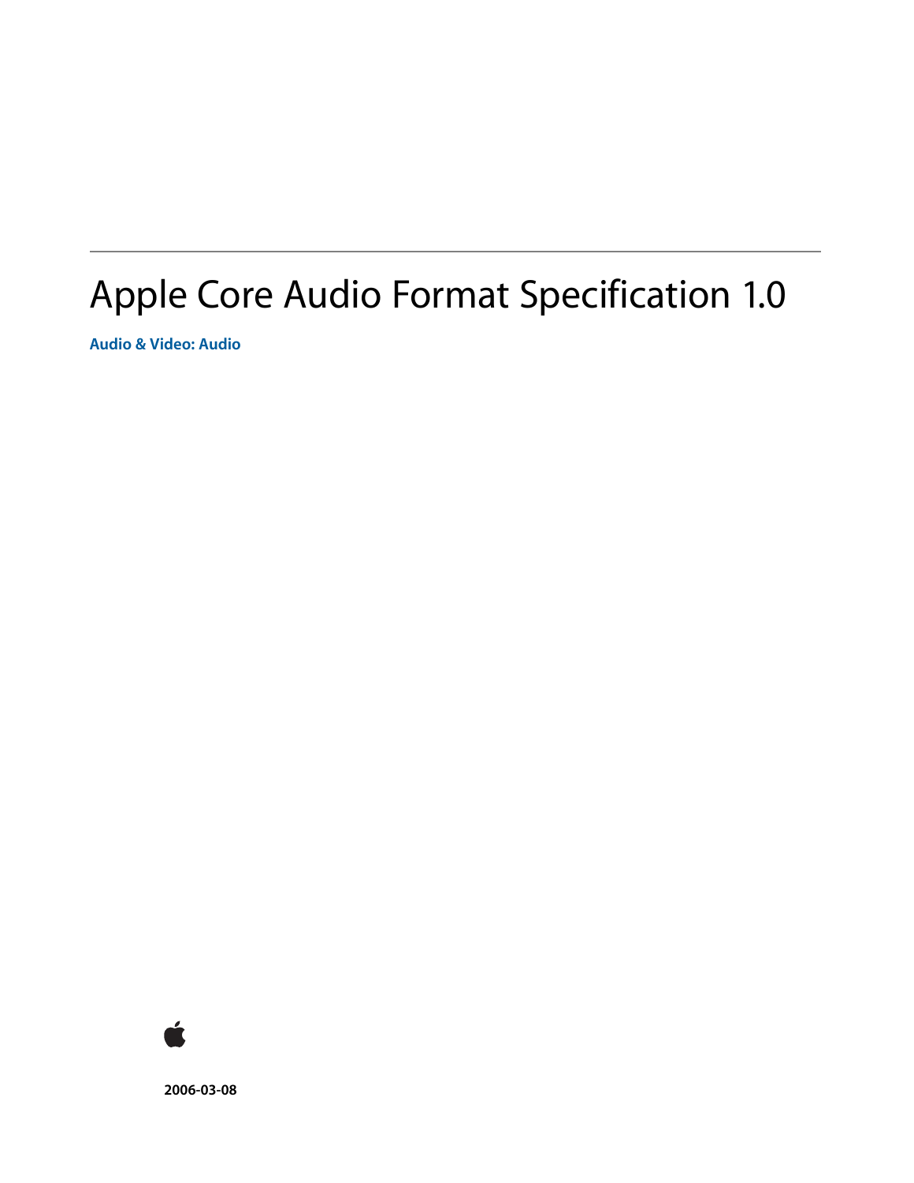# Apple Core Audio Format Specification 1.0

**Audio & Video: Audio**

**2006-03-08**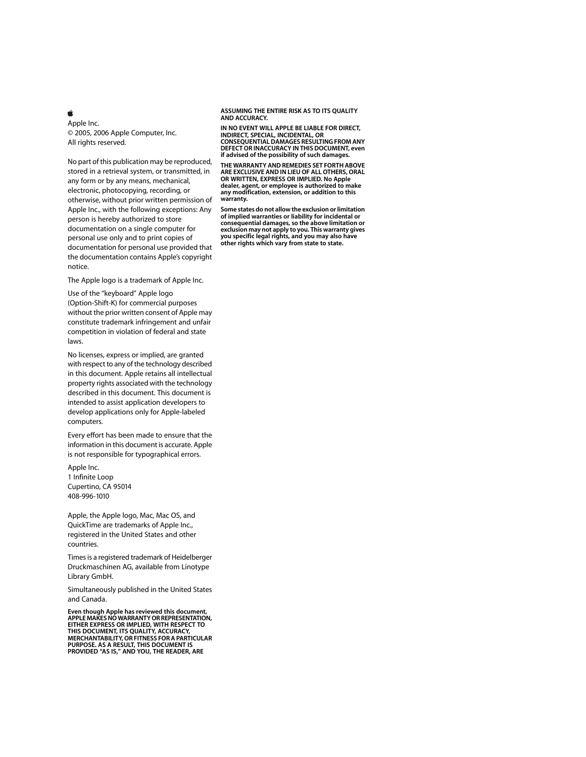Apple Inc.
© 2005, 2006 Apple Computer, Inc.
All rights reserved.

No part of this publication may be reproduced, stored in a retrieval system, or transmitted, in any form or by any means, mechanical, electronic, photocopying, recording, or otherwise, without prior written permission of Apple Inc., with the following exceptions: Any person is hereby authorized to store documentation on a single computer for personal use only and to print copies of documentation for personal use provided that the documentation contains Apple's copyright notice.

The Apple logo is a trademark of Apple Inc.

Use of the "keyboard" Apple logo (Option-Shift-K) for commercial purposes without the prior written consent of Apple may constitute trademark infringement and unfair competition in violation of federal and state laws.

No licenses, express or implied, are granted with respect to any of the technology described in this document. Apple retains all intellectual property rights associated with the technology described in this document. This document is intended to assist application developers to develop applications only for Apple-labeled computers.

Every effort has been made to ensure that the information in this document is accurate. Apple is not responsible for typographical errors.

Apple Inc.
1 Infinite Loop
Cupertino, CA 95014
408-996-1010

Apple, the Apple logo, Mac, Mac OS, and QuickTime are trademarks of Apple Inc., registered in the United States and other countries.

Times is a registered trademark of Heidelberger Druckmaschinen AG, available from Linotype Library GmbH.

Simultaneously published in the United States and Canada.

**Even though Apple has reviewed this document, APPLE MAKES NO WARRANTY OR REPRESENTATION, EITHER EXPRESS OR IMPLIED, WITH RESPECT TO THIS DOCUMENT, ITS QUALITY, ACCURACY, MERCHANTABILITY, OR FITNESS FOR A PARTICULAR PURPOSE. AS A RESULT, THIS DOCUMENT IS PROVIDED "AS IS," AND YOU, THE READER, ARE ASSUMING THE ENTIRE RISK AS TO ITS QUALITY AND ACCURACY.**

**IN NO EVENT WILL APPLE BE LIABLE FOR DIRECT, INDIRECT, SPECIAL, INCIDENTAL, OR CONSEQUENTIAL DAMAGES RESULTING FROM ANY DEFECT OR INACCURACY IN THIS DOCUMENT, even if advised of the possibility of such damages.**

**THE WARRANTY AND REMEDIES SET FORTH ABOVE ARE EXCLUSIVE AND IN LIEU OF ALL OTHERS, ORAL OR WRITTEN, EXPRESS OR IMPLIED. No Apple dealer, agent, or employee is authorized to make any modification, extension, or addition to this warranty.**

**Some states do not allow the exclusion or limitation of implied warranties or liability for incidental or consequential damages, so the above limitation or exclusion may not apply to you. This warranty gives you specific legal rights, and you may also have other rights which vary from state to state.**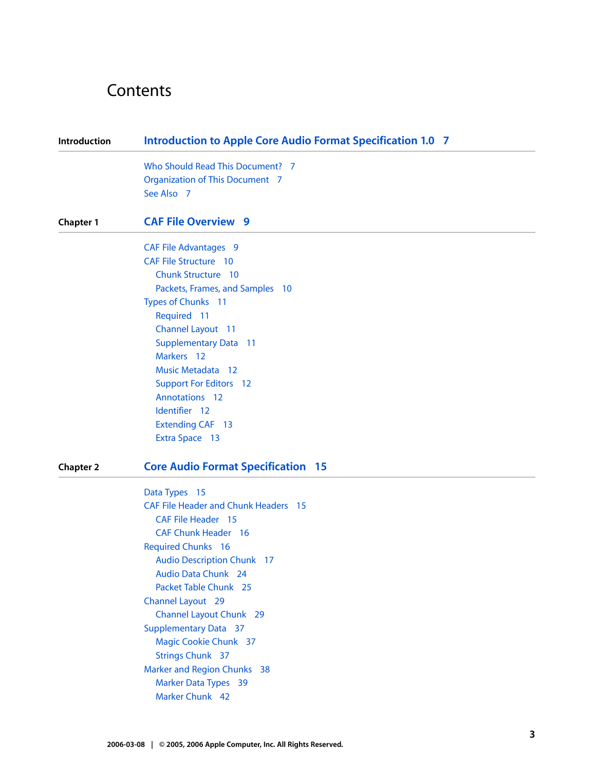# Contents

**Introduction** — **Introduction to Apple Core Audio Format Specification 1.0 7**

- Who Should Read This Document? 7
- Organization of This Document 7
- See Also 7

**Chapter 1** — **CAF File Overview 9**

- CAF File Advantages 9
- CAF File Structure 10
  - Chunk Structure 10
  - Packets, Frames, and Samples 10
- Types of Chunks 11
  - Required 11
  - Channel Layout 11
  - Supplementary Data 11
  - Markers 12
  - Music Metadata 12
  - Support For Editors 12
  - Annotations 12
  - Identifier 12
  - Extending CAF 13
  - Extra Space 13

**Chapter 2** — **Core Audio Format Specification 15**

- Data Types 15
- CAF File Header and Chunk Headers 15
  - CAF File Header 15
  - CAF Chunk Header 16
- Required Chunks 16
  - Audio Description Chunk 17
  - Audio Data Chunk 24
  - Packet Table Chunk 25
- Channel Layout 29
  - Channel Layout Chunk 29
- Supplementary Data 37
  - Magic Cookie Chunk 37
  - Strings Chunk 37
- Marker and Region Chunks 38
  - Marker Data Types 39
  - Marker Chunk 42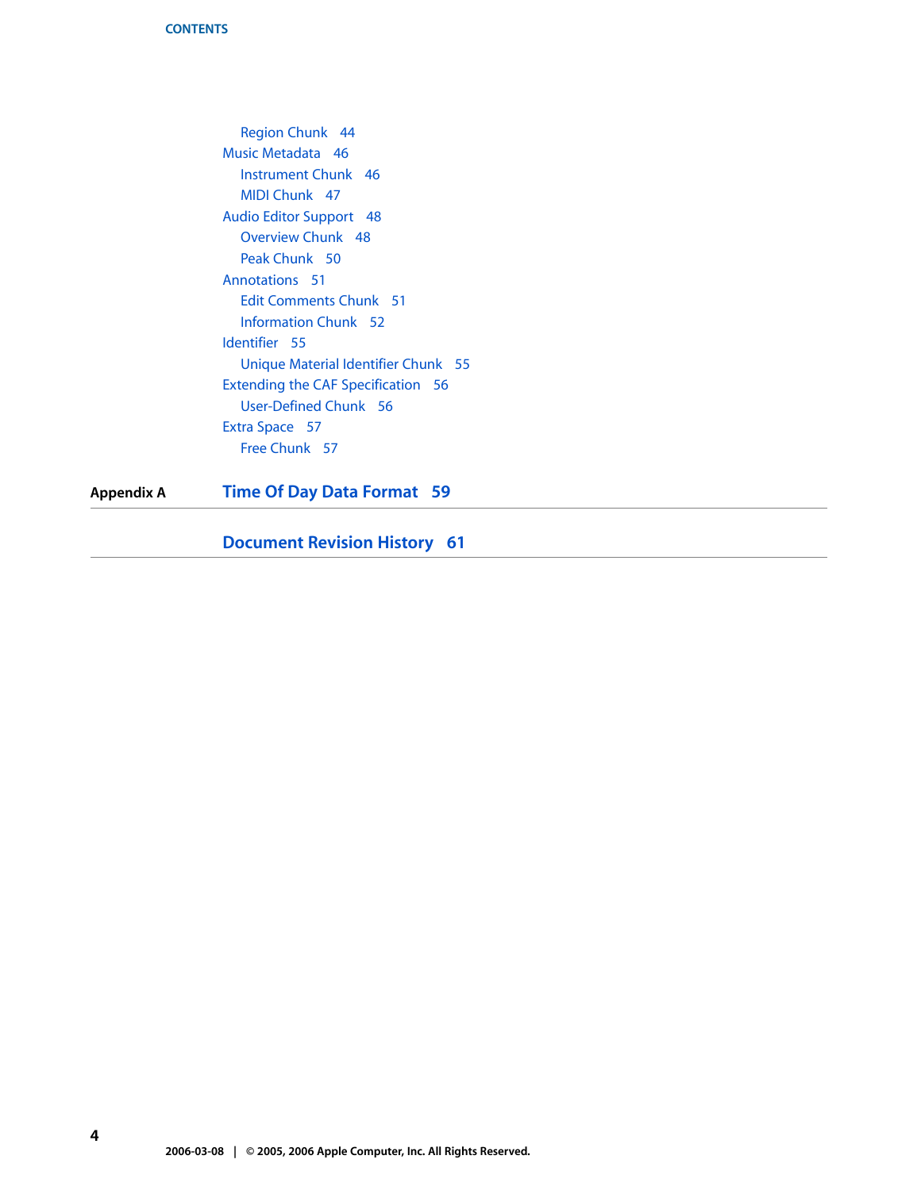- Region Chunk 44
- Music Metadata 46
  - Instrument Chunk 46
  - MIDI Chunk 47
- Audio Editor Support 48
  - Overview Chunk 48
  - Peak Chunk 50
- Annotations 51
  - Edit Comments Chunk 51
  - Information Chunk 52
- Identifier 55
  - Unique Material Identifier Chunk 55
- Extending the CAF Specification 56
  - User-Defined Chunk 56
- Extra Space 57
  - Free Chunk 57

**Appendix A** **Time Of Day Data Format 59**

**Document Revision History 61**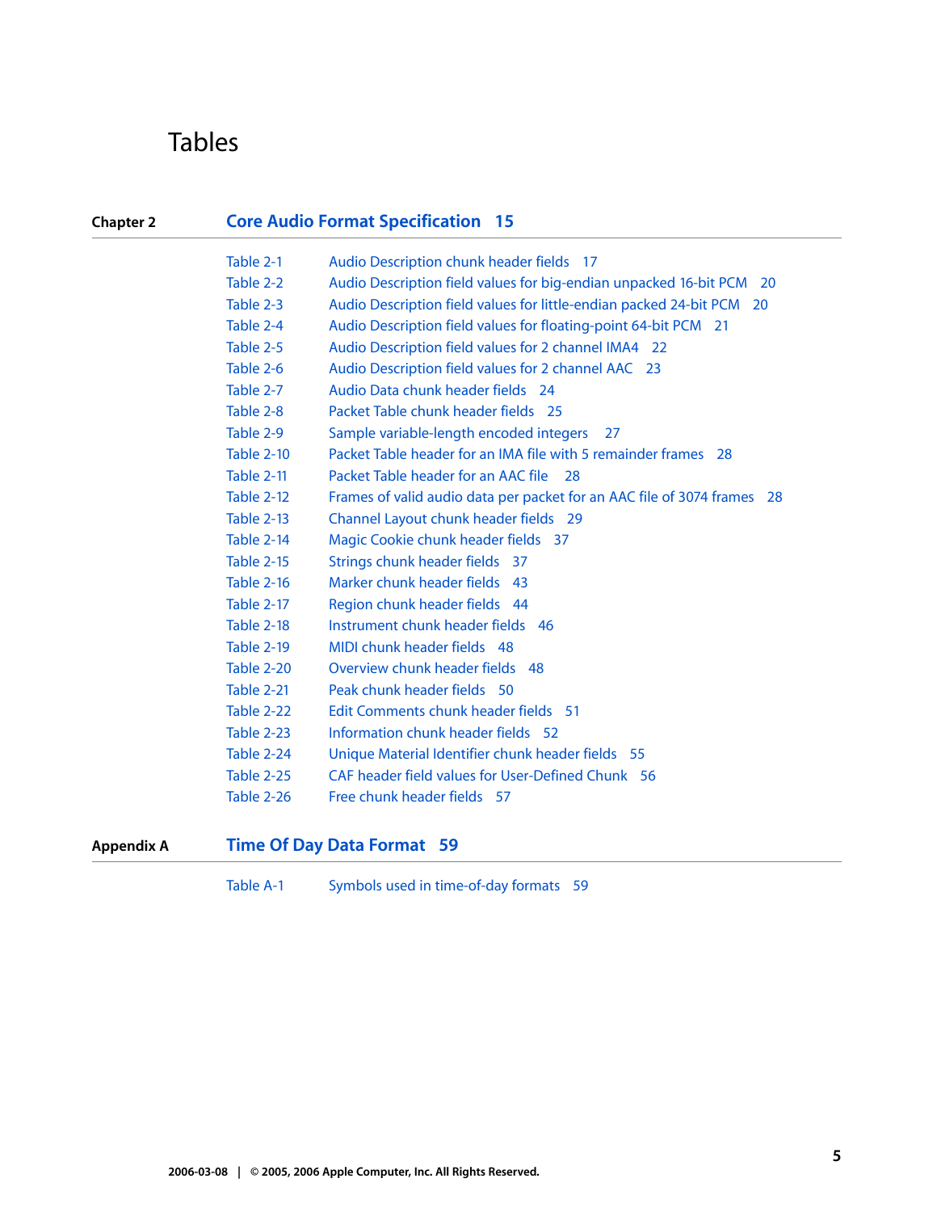# Tables

## Chapter 2 — Core Audio Format Specification 15

| | | |
|---|---|---|
| Table 2-1 | Audio Description chunk header fields | 17 |
| Table 2-2 | Audio Description field values for big-endian unpacked 16-bit PCM | 20 |
| Table 2-3 | Audio Description field values for little-endian packed 24-bit PCM | 20 |
| Table 2-4 | Audio Description field values for floating-point 64-bit PCM | 21 |
| Table 2-5 | Audio Description field values for 2 channel IMA4 | 22 |
| Table 2-6 | Audio Description field values for 2 channel AAC | 23 |
| Table 2-7 | Audio Data chunk header fields | 24 |
| Table 2-8 | Packet Table chunk header fields | 25 |
| Table 2-9 | Sample variable-length encoded integers | 27 |
| Table 2-10 | Packet Table header for an IMA file with 5 remainder frames | 28 |
| Table 2-11 | Packet Table header for an AAC file | 28 |
| Table 2-12 | Frames of valid audio data per packet for an AAC file of 3074 frames | 28 |
| Table 2-13 | Channel Layout chunk header fields | 29 |
| Table 2-14 | Magic Cookie chunk header fields | 37 |
| Table 2-15 | Strings chunk header fields | 37 |
| Table 2-16 | Marker chunk header fields | 43 |
| Table 2-17 | Region chunk header fields | 44 |
| Table 2-18 | Instrument chunk header fields | 46 |
| Table 2-19 | MIDI chunk header fields | 48 |
| Table 2-20 | Overview chunk header fields | 48 |
| Table 2-21 | Peak chunk header fields | 50 |
| Table 2-22 | Edit Comments chunk header fields | 51 |
| Table 2-23 | Information chunk header fields | 52 |
| Table 2-24 | Unique Material Identifier chunk header fields | 55 |
| Table 2-25 | CAF header field values for User-Defined Chunk | 56 |
| Table 2-26 | Free chunk header fields | 57 |

## Appendix A — Time Of Day Data Format 59

| | | |
|---|---|---|
| Table A-1 | Symbols used in time-of-day formats | 59 |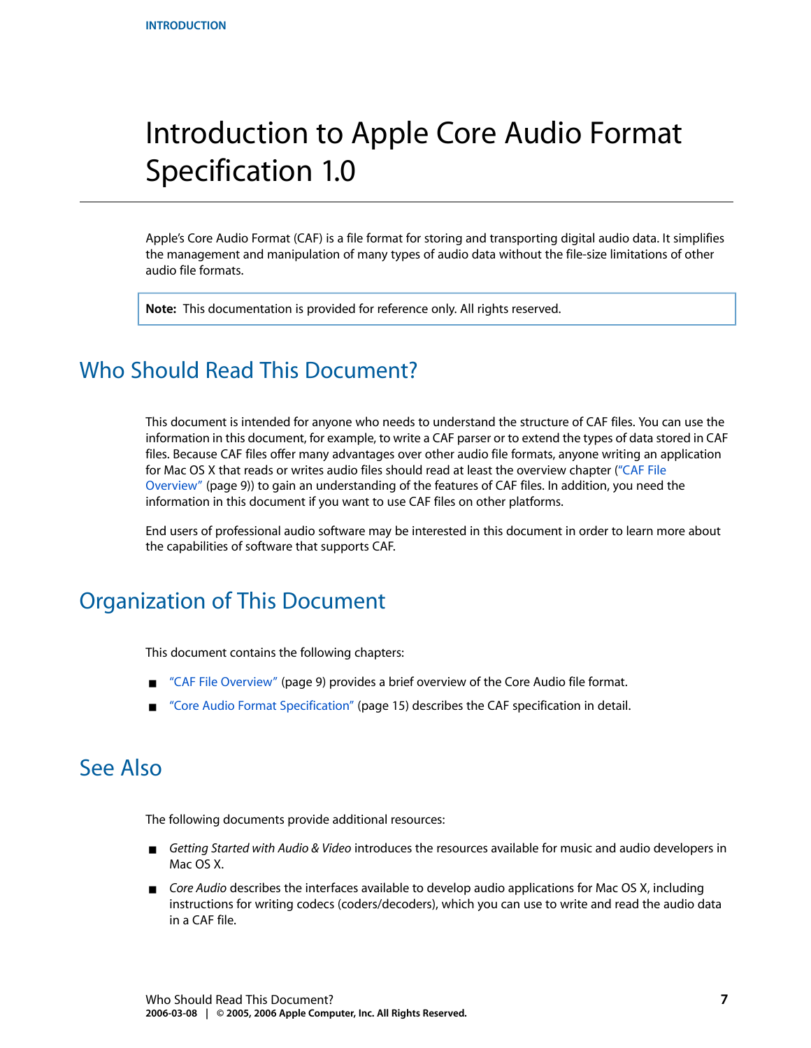# Introduction to Apple Core Audio Format Specification 1.0

Apple's Core Audio Format (CAF) is a file format for storing and transporting digital audio data. It simplifies the management and manipulation of many types of audio data without the file-size limitations of other audio file formats.

> **Note:** This documentation is provided for reference only. All rights reserved.

## Who Should Read This Document?

This document is intended for anyone who needs to understand the structure of CAF files. You can use the information in this document, for example, to write a CAF parser or to extend the types of data stored in CAF files. Because CAF files offer many advantages over other audio file formats, anyone writing an application for Mac OS X that reads or writes audio files should read at least the overview chapter ("CAF File Overview" (page 9)) to gain an understanding of the features of CAF files. In addition, you need the information in this document if you want to use CAF files on other platforms.

End users of professional audio software may be interested in this document in order to learn more about the capabilities of software that supports CAF.

## Organization of This Document

This document contains the following chapters:

- "CAF File Overview" (page 9) provides a brief overview of the Core Audio file format.
- "Core Audio Format Specification" (page 15) describes the CAF specification in detail.

## See Also

The following documents provide additional resources:

- *Getting Started with Audio & Video* introduces the resources available for music and audio developers in Mac OS X.
- *Core Audio* describes the interfaces available to develop audio applications for Mac OS X, including instructions for writing codecs (coders/decoders), which you can use to write and read the audio data in a CAF file.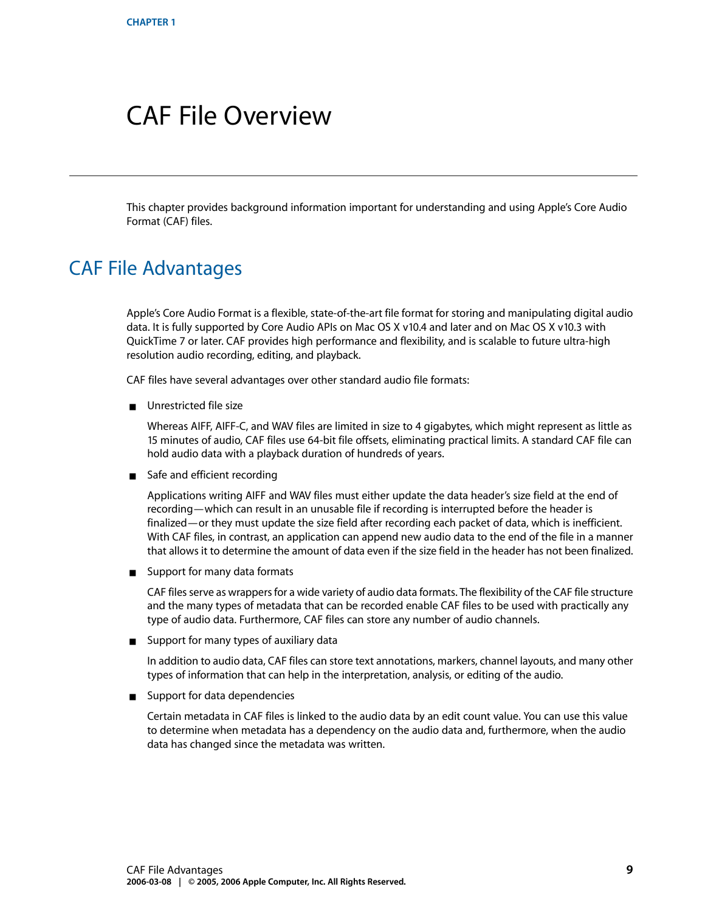# CAF File Overview

This chapter provides background information important for understanding and using Apple's Core Audio Format (CAF) files.

## CAF File Advantages

Apple's Core Audio Format is a flexible, state-of-the-art file format for storing and manipulating digital audio data. It is fully supported by Core Audio APIs on Mac OS X v10.4 and later and on Mac OS X v10.3 with QuickTime 7 or later. CAF provides high performance and flexibility, and is scalable to future ultra-high resolution audio recording, editing, and playback.

CAF files have several advantages over other standard audio file formats:

- Unrestricted file size

  Whereas AIFF, AIFF-C, and WAV files are limited in size to 4 gigabytes, which might represent as little as 15 minutes of audio, CAF files use 64-bit file offsets, eliminating practical limits. A standard CAF file can hold audio data with a playback duration of hundreds of years.

- Safe and efficient recording

  Applications writing AIFF and WAV files must either update the data header's size field at the end of recording—which can result in an unusable file if recording is interrupted before the header is finalized—or they must update the size field after recording each packet of data, which is inefficient. With CAF files, in contrast, an application can append new audio data to the end of the file in a manner that allows it to determine the amount of data even if the size field in the header has not been finalized.

- Support for many data formats

  CAF files serve as wrappers for a wide variety of audio data formats. The flexibility of the CAF file structure and the many types of metadata that can be recorded enable CAF files to be used with practically any type of audio data. Furthermore, CAF files can store any number of audio channels.

- Support for many types of auxiliary data

  In addition to audio data, CAF files can store text annotations, markers, channel layouts, and many other types of information that can help in the interpretation, analysis, or editing of the audio.

- Support for data dependencies

  Certain metadata in CAF files is linked to the audio data by an edit count value. You can use this value to determine when metadata has a dependency on the audio data and, furthermore, when the audio data has changed since the metadata was written.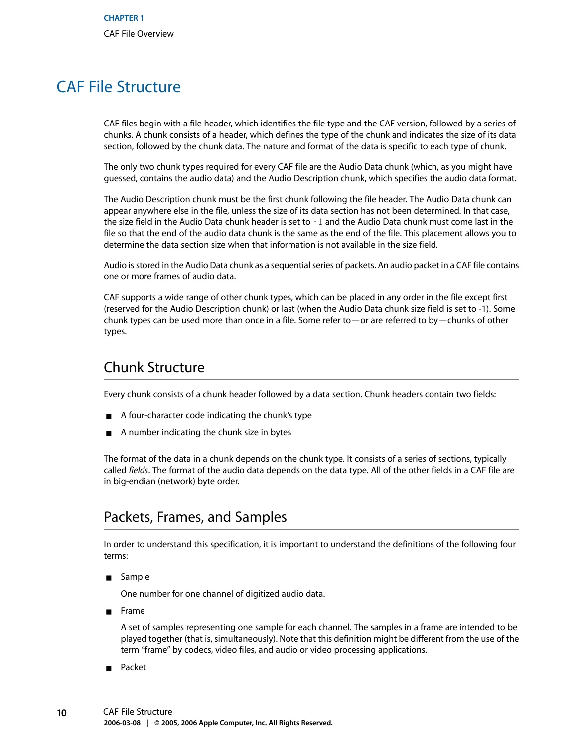# CAF File Structure

CAF files begin with a file header, which identifies the file type and the CAF version, followed by a series of chunks. A chunk consists of a header, which defines the type of the chunk and indicates the size of its data section, followed by the chunk data. The nature and format of the data is specific to each type of chunk.

The only two chunk types required for every CAF file are the Audio Data chunk (which, as you might have guessed, contains the audio data) and the Audio Description chunk, which specifies the audio data format.

The Audio Description chunk must be the first chunk following the file header. The Audio Data chunk can appear anywhere else in the file, unless the size of its data section has not been determined. In that case, the size field in the Audio Data chunk header is set to `-1` and the Audio Data chunk must come last in the file so that the end of the audio data chunk is the same as the end of the file. This placement allows you to determine the data section size when that information is not available in the size field.

Audio is stored in the Audio Data chunk as a sequential series of packets. An audio packet in a CAF file contains one or more frames of audio data.

CAF supports a wide range of other chunk types, which can be placed in any order in the file except first (reserved for the Audio Description chunk) or last (when the Audio Data chunk size field is set to -1). Some chunk types can be used more than once in a file. Some refer to—or are referred to by—chunks of other types.

## Chunk Structure

Every chunk consists of a chunk header followed by a data section. Chunk headers contain two fields:

- A four-character code indicating the chunk's type
- A number indicating the chunk size in bytes

The format of the data in a chunk depends on the chunk type. It consists of a series of sections, typically called *fields*. The format of the audio data depends on the data type. All of the other fields in a CAF file are in big-endian (network) byte order.

## Packets, Frames, and Samples

In order to understand this specification, it is important to understand the definitions of the following four terms:

- Sample

  One number for one channel of digitized audio data.

- Frame

  A set of samples representing one sample for each channel. The samples in a frame are intended to be played together (that is, simultaneously). Note that this definition might be different from the use of the term "frame" by codecs, video files, and audio or video processing applications.

- Packet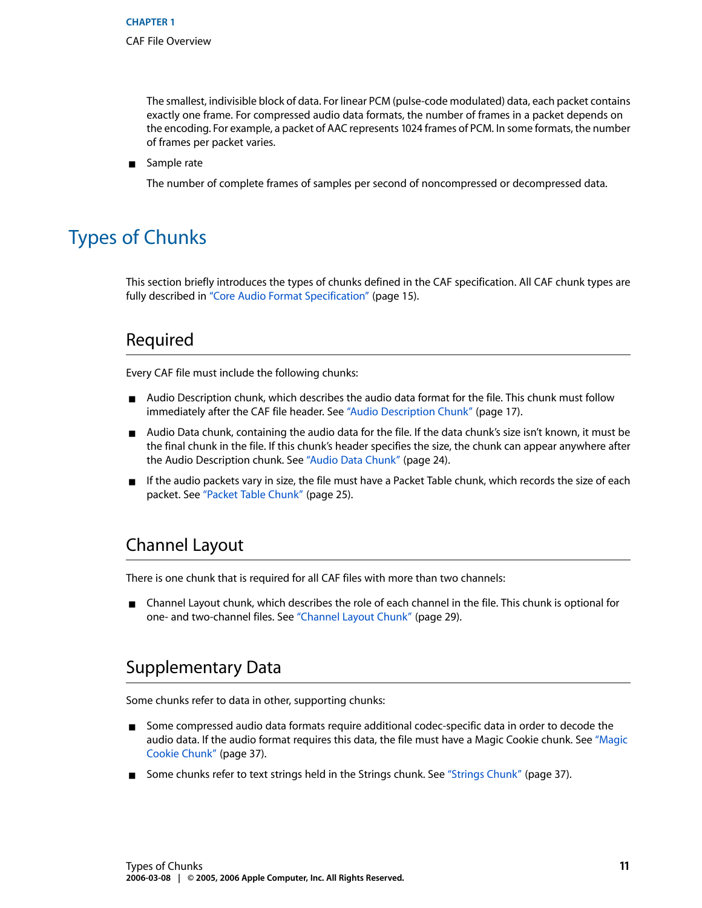The smallest, indivisible block of data. For linear PCM (pulse-code modulated) data, each packet contains exactly one frame. For compressed audio data formats, the number of frames in a packet depends on the encoding. For example, a packet of AAC represents 1024 frames of PCM. In some formats, the number of frames per packet varies.

- Sample rate

  The number of complete frames of samples per second of noncompressed or decompressed data.

# Types of Chunks

This section briefly introduces the types of chunks defined in the CAF specification. All CAF chunk types are fully described in "Core Audio Format Specification" (page 15).

## Required

Every CAF file must include the following chunks:

- Audio Description chunk, which describes the audio data format for the file. This chunk must follow immediately after the CAF file header. See "Audio Description Chunk" (page 17).
- Audio Data chunk, containing the audio data for the file. If the data chunk's size isn't known, it must be the final chunk in the file. If this chunk's header specifies the size, the chunk can appear anywhere after the Audio Description chunk. See "Audio Data Chunk" (page 24).
- If the audio packets vary in size, the file must have a Packet Table chunk, which records the size of each packet. See "Packet Table Chunk" (page 25).

## Channel Layout

There is one chunk that is required for all CAF files with more than two channels:

- Channel Layout chunk, which describes the role of each channel in the file. This chunk is optional for one- and two-channel files. See "Channel Layout Chunk" (page 29).

## Supplementary Data

Some chunks refer to data in other, supporting chunks:

- Some compressed audio data formats require additional codec-specific data in order to decode the audio data. If the audio format requires this data, the file must have a Magic Cookie chunk. See "Magic Cookie Chunk" (page 37).
- Some chunks refer to text strings held in the Strings chunk. See "Strings Chunk" (page 37).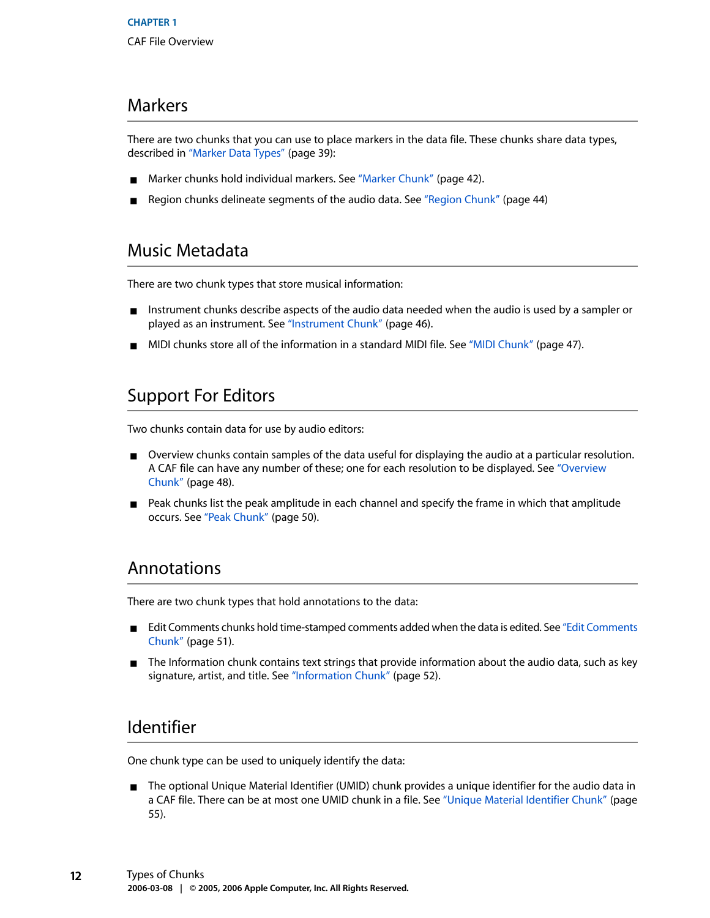## Markers

There are two chunks that you can use to place markers in the data file. These chunks share data types, described in "Marker Data Types" (page 39):

- Marker chunks hold individual markers. See "Marker Chunk" (page 42).
- Region chunks delineate segments of the audio data. See "Region Chunk" (page 44)

## Music Metadata

There are two chunk types that store musical information:

- Instrument chunks describe aspects of the audio data needed when the audio is used by a sampler or played as an instrument. See "Instrument Chunk" (page 46).
- MIDI chunks store all of the information in a standard MIDI file. See "MIDI Chunk" (page 47).

## Support For Editors

Two chunks contain data for use by audio editors:

- Overview chunks contain samples of the data useful for displaying the audio at a particular resolution. A CAF file can have any number of these; one for each resolution to be displayed. See "Overview Chunk" (page 48).
- Peak chunks list the peak amplitude in each channel and specify the frame in which that amplitude occurs. See "Peak Chunk" (page 50).

## Annotations

There are two chunk types that hold annotations to the data:

- Edit Comments chunks hold time-stamped comments added when the data is edited. See "Edit Comments Chunk" (page 51).
- The Information chunk contains text strings that provide information about the audio data, such as key signature, artist, and title. See "Information Chunk" (page 52).

## Identifier

One chunk type can be used to uniquely identify the data:

- The optional Unique Material Identifier (UMID) chunk provides a unique identifier for the audio data in a CAF file. There can be at most one UMID chunk in a file. See "Unique Material Identifier Chunk" (page 55).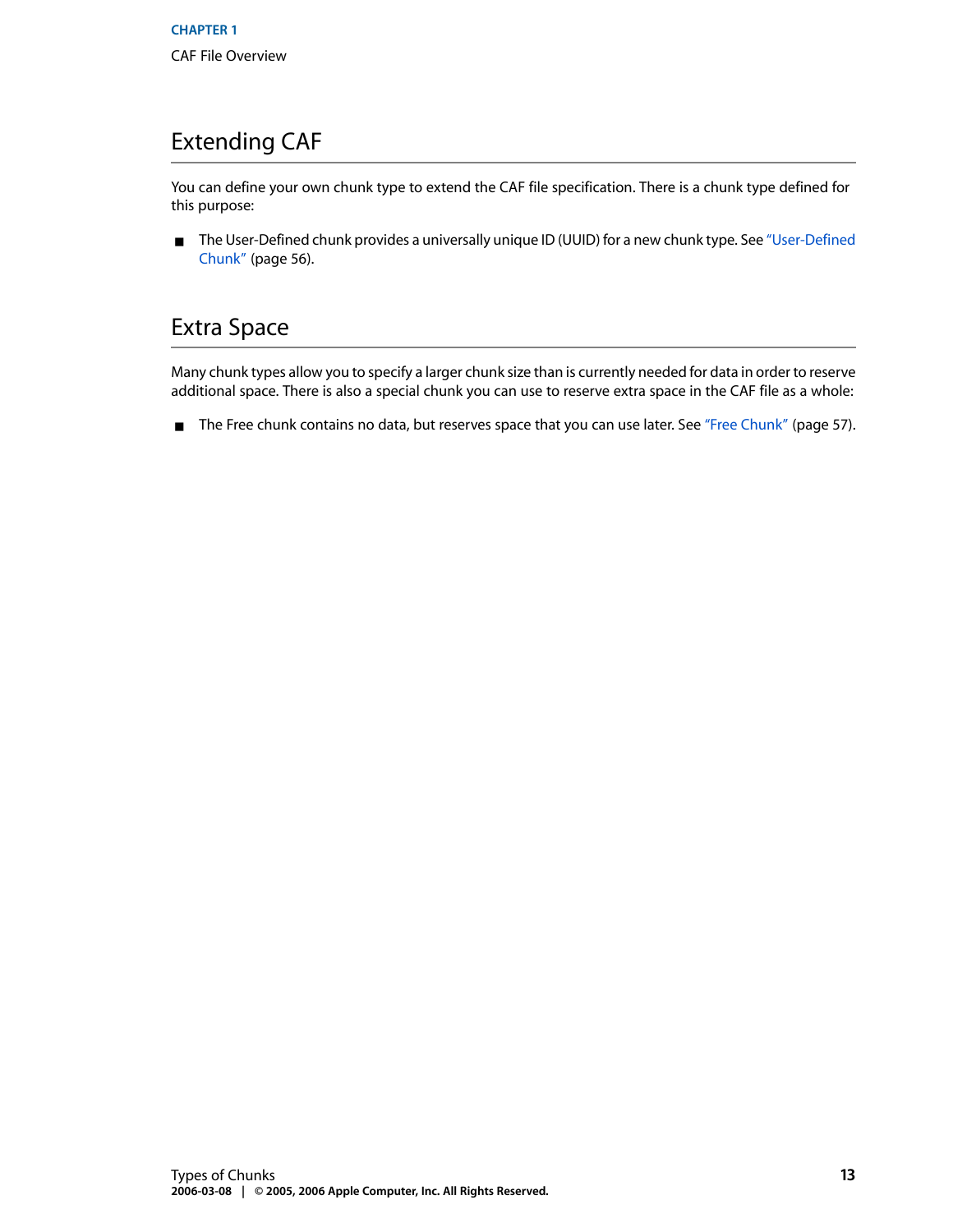## Extending CAF

You can define your own chunk type to extend the CAF file specification. There is a chunk type defined for this purpose:

- The User-Defined chunk provides a universally unique ID (UUID) for a new chunk type. See "User-Defined Chunk" (page 56).

## Extra Space

Many chunk types allow you to specify a larger chunk size than is currently needed for data in order to reserve additional space. There is also a special chunk you can use to reserve extra space in the CAF file as a whole:

- The Free chunk contains no data, but reserves space that you can use later. See "Free Chunk" (page 57).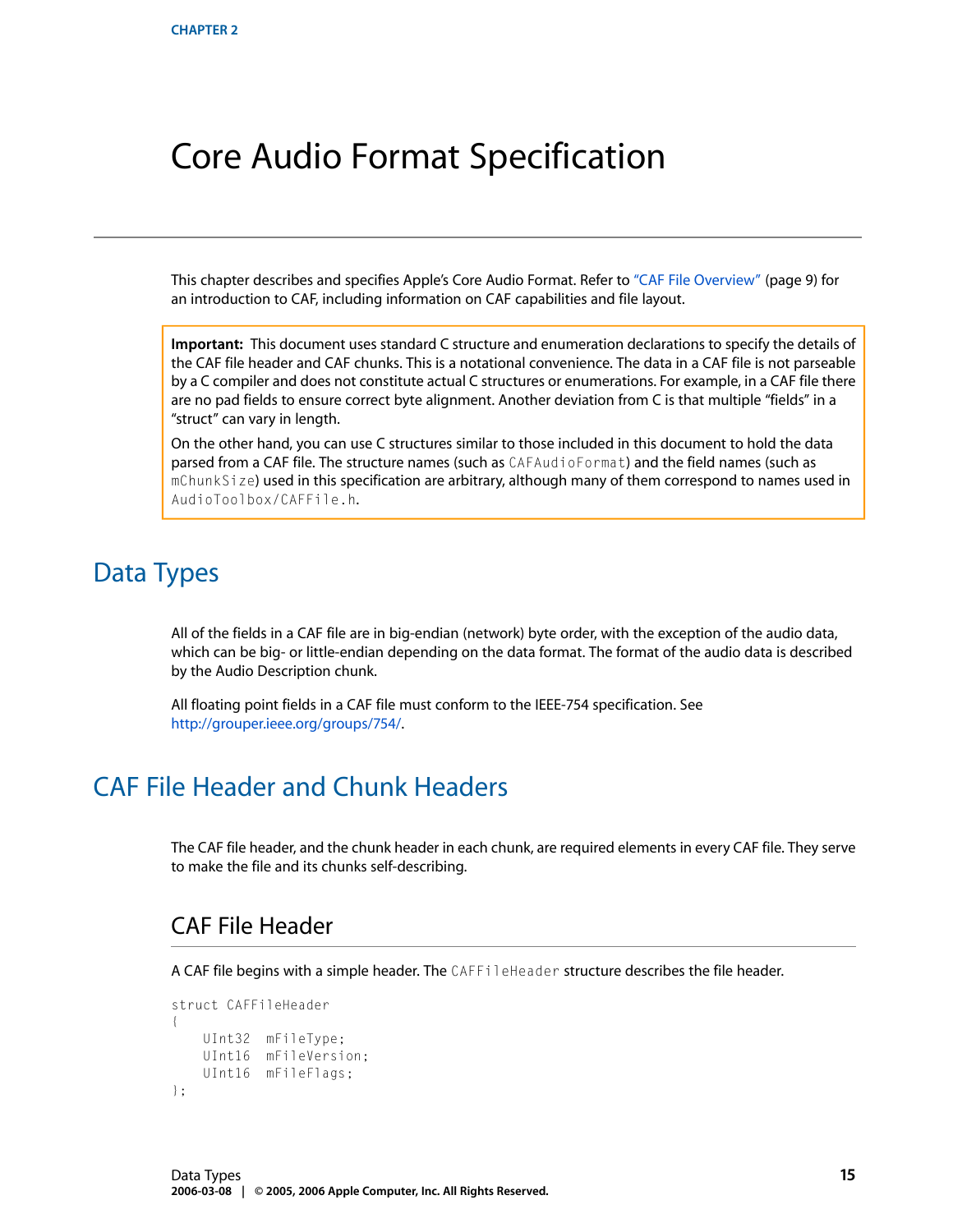# Core Audio Format Specification

This chapter describes and specifies Apple's Core Audio Format. Refer to "CAF File Overview" (page 9) for an introduction to CAF, including information on CAF capabilities and file layout.

> **Important:** This document uses standard C structure and enumeration declarations to specify the details of the CAF file header and CAF chunks. This is a notational convenience. The data in a CAF file is not parseable by a C compiler and does not constitute actual C structures or enumerations. For example, in a CAF file there are no pad fields to ensure correct byte alignment. Another deviation from C is that multiple "fields" in a "struct" can vary in length.
>
> On the other hand, you can use C structures similar to those included in this document to hold the data parsed from a CAF file. The structure names (such as `CAFAudioFormat`) and the field names (such as `mChunkSize`) used in this specification are arbitrary, although many of them correspond to names used in `AudioToolbox/CAFFile.h`.

## Data Types

All of the fields in a CAF file are in big-endian (network) byte order, with the exception of the audio data, which can be big- or little-endian depending on the data format. The format of the audio data is described by the Audio Description chunk.

All floating point fields in a CAF file must conform to the IEEE-754 specification. See http://grouper.ieee.org/groups/754/.

## CAF File Header and Chunk Headers

The CAF file header, and the chunk header in each chunk, are required elements in every CAF file. They serve to make the file and its chunks self-describing.

### CAF File Header

A CAF file begins with a simple header. The `CAFFileHeader` structure describes the file header.

```
struct CAFFileHeader
{
    UInt32  mFileType;
    UInt16  mFileVersion;
    UInt16  mFileFlags;
};
```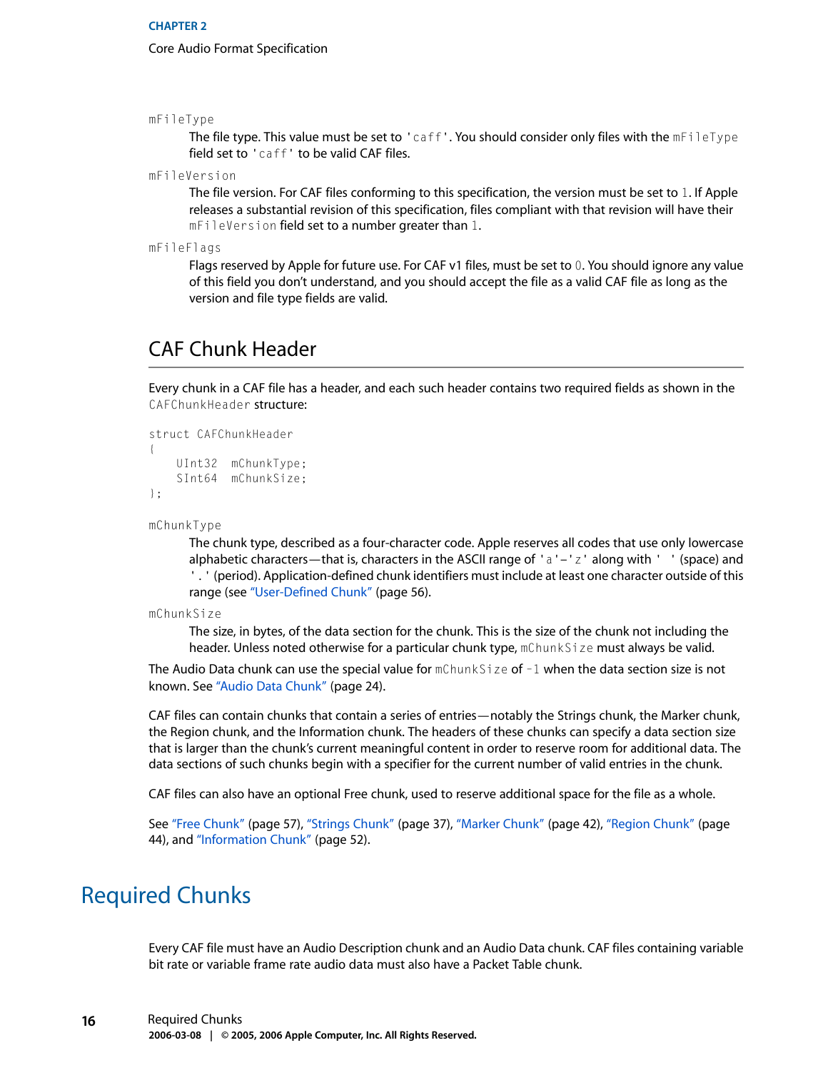`mFileType`

The file type. This value must be set to `'caff'`. You should consider only files with the `mFileType` field set to `'caff'` to be valid CAF files.

`mFileVersion`

The file version. For CAF files conforming to this specification, the version must be set to `1`. If Apple releases a substantial revision of this specification, files compliant with that revision will have their `mFileVersion` field set to a number greater than `1`.

`mFileFlags`

Flags reserved by Apple for future use. For CAF v1 files, must be set to `0`. You should ignore any value of this field you don't understand, and you should accept the file as a valid CAF file as long as the version and file type fields are valid.

## CAF Chunk Header

Every chunk in a CAF file has a header, and each such header contains two required fields as shown in the `CAFChunkHeader` structure:

```
struct CAFChunkHeader
{
    UInt32  mChunkType;
    SInt64  mChunkSize;
};
```

`mChunkType`

The chunk type, described as a four-character code. Apple reserves all codes that use only lowercase alphabetic characters—that is, characters in the ASCII range of `'a'`–`'z'` along with `' '` (space) and `'.'` (period). Application-defined chunk identifiers must include at least one character outside of this range (see "User-Defined Chunk" (page 56).

`mChunkSize`

The size, in bytes, of the data section for the chunk. This is the size of the chunk not including the header. Unless noted otherwise for a particular chunk type, `mChunkSize` must always be valid.

The Audio Data chunk can use the special value for `mChunkSize` of `-1` when the data section size is not known. See "Audio Data Chunk" (page 24).

CAF files can contain chunks that contain a series of entries—notably the Strings chunk, the Marker chunk, the Region chunk, and the Information chunk. The headers of these chunks can specify a data section size that is larger than the chunk's current meaningful content in order to reserve room for additional data. The data sections of such chunks begin with a specifier for the current number of valid entries in the chunk.

CAF files can also have an optional Free chunk, used to reserve additional space for the file as a whole.

See "Free Chunk" (page 57), "Strings Chunk" (page 37), "Marker Chunk" (page 42), "Region Chunk" (page 44), and "Information Chunk" (page 52).

# Required Chunks

Every CAF file must have an Audio Description chunk and an Audio Data chunk. CAF files containing variable bit rate or variable frame rate audio data must also have a Packet Table chunk.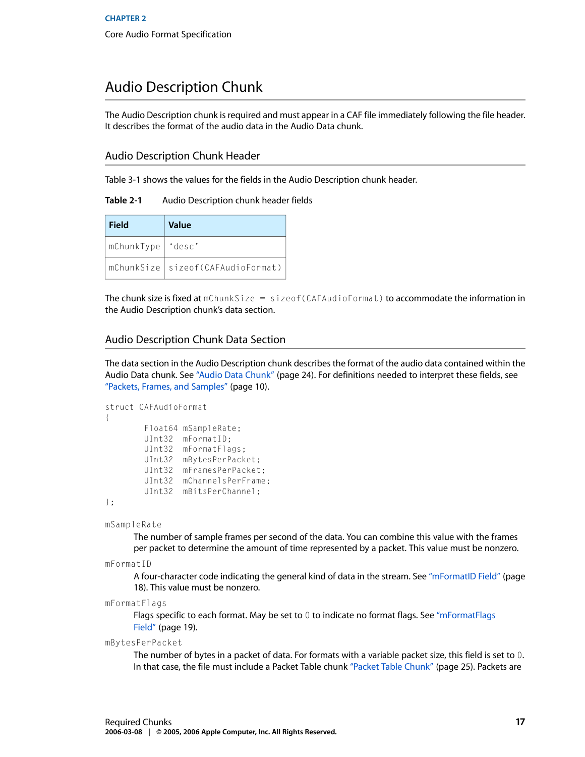# Audio Description Chunk

The Audio Description chunk is required and must appear in a CAF file immediately following the file header. It describes the format of the audio data in the Audio Data chunk.

## Audio Description Chunk Header

Table 3-1 shows the values for the fields in the Audio Description chunk header.

**Table 2-1** Audio Description chunk header fields

| Field | Value |
|---|---|
| `mChunkType` | `'desc'` |
| `mChunkSize` | `sizeof(CAFAudioFormat)` |

The chunk size is fixed at `mChunkSize = sizeof(CAFAudioFormat)` to accommodate the information in the Audio Description chunk's data section.

## Audio Description Chunk Data Section

The data section in the Audio Description chunk describes the format of the audio data contained within the Audio Data chunk. See "Audio Data Chunk" (page 24). For definitions needed to interpret these fields, see "Packets, Frames, and Samples" (page 10).

```
struct CAFAudioFormat
{
        Float64 mSampleRate;
        UInt32  mFormatID;
        UInt32  mFormatFlags;
        UInt32  mBytesPerPacket;
        UInt32  mFramesPerPacket;
        UInt32  mChannelsPerFrame;
        UInt32  mBitsPerChannel;
};
```

`mSampleRate`
: The number of sample frames per second of the data. You can combine this value with the frames per packet to determine the amount of time represented by a packet. This value must be nonzero.

`mFormatID`
: A four-character code indicating the general kind of data in the stream. See "mFormatID Field" (page 18). This value must be nonzero.

`mFormatFlags`
: Flags specific to each format. May be set to `0` to indicate no format flags. See "mFormatFlags Field" (page 19).

`mBytesPerPacket`
: The number of bytes in a packet of data. For formats with a variable packet size, this field is set to `0`. In that case, the file must include a Packet Table chunk "Packet Table Chunk" (page 25). Packets are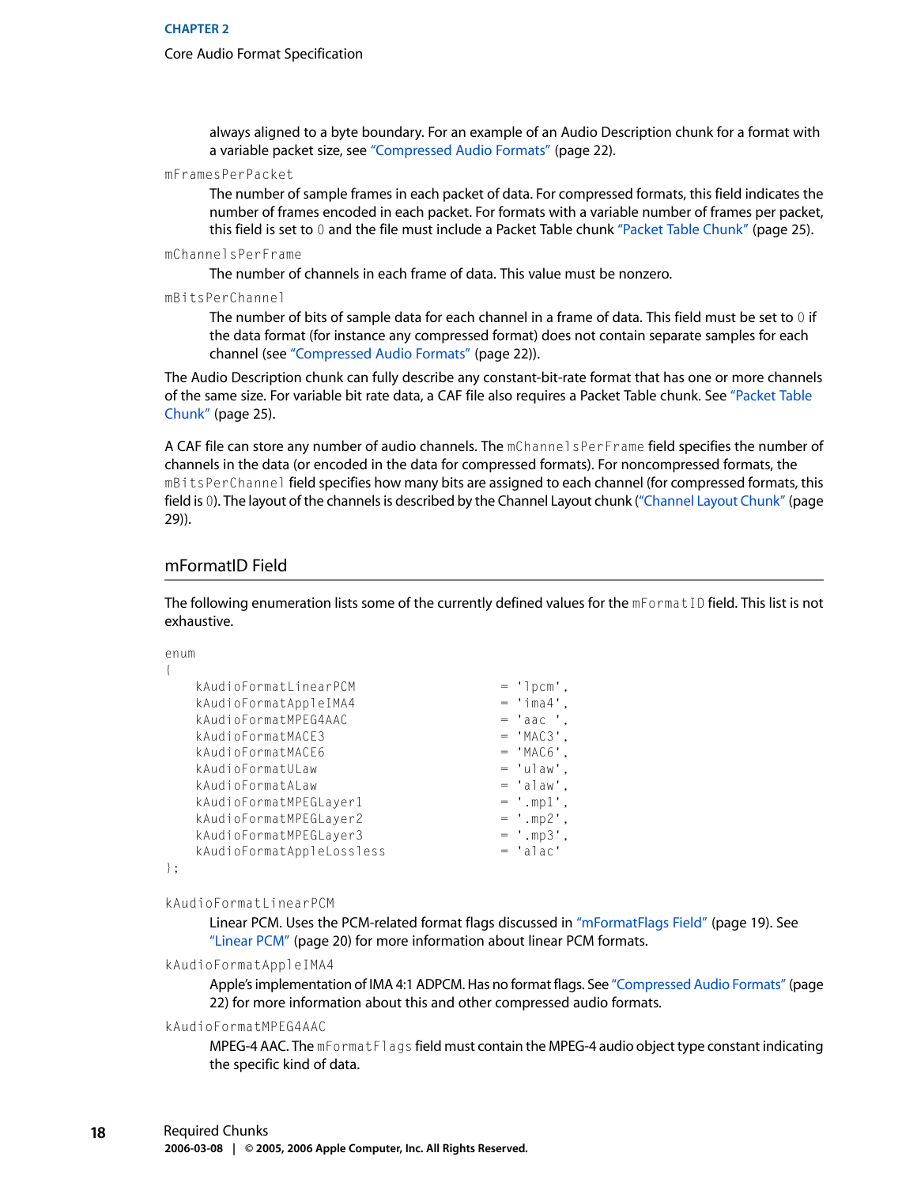always aligned to a byte boundary. For an example of an Audio Description chunk for a format with a variable packet size, see "Compressed Audio Formats" (page 22).

`mFramesPerPacket`
: The number of sample frames in each packet of data. For compressed formats, this field indicates the number of frames encoded in each packet. For formats with a variable number of frames per packet, this field is set to `0` and the file must include a Packet Table chunk "Packet Table Chunk" (page 25).

`mChannelsPerFrame`
: The number of channels in each frame of data. This value must be nonzero.

`mBitsPerChannel`
: The number of bits of sample data for each channel in a frame of data. This field must be set to `0` if the data format (for instance any compressed format) does not contain separate samples for each channel (see "Compressed Audio Formats" (page 22)).

The Audio Description chunk can fully describe any constant-bit-rate format that has one or more channels of the same size. For variable bit rate data, a CAF file also requires a Packet Table chunk. See "Packet Table Chunk" (page 25).

A CAF file can store any number of audio channels. The `mChannelsPerFrame` field specifies the number of channels in the data (or encoded in the data for compressed formats). For noncompressed formats, the `mBitsPerChannel` field specifies how many bits are assigned to each channel (for compressed formats, this field is `0`). The layout of the channels is described by the Channel Layout chunk ("Channel Layout Chunk" (page 29)).

## mFormatID Field

The following enumeration lists some of the currently defined values for the `mFormatID` field. This list is not exhaustive.

```
enum
{
    kAudioFormatLinearPCM                = 'lpcm',
    kAudioFormatAppleIMA4                = 'ima4',
    kAudioFormatMPEG4AAC                 = 'aac ',
    kAudioFormatMACE3                    = 'MAC3',
    kAudioFormatMACE6                    = 'MAC6',
    kAudioFormatULaw                     = 'ulaw',
    kAudioFormatALaw                     = 'alaw',
    kAudioFormatMPEGLayer1               = '.mp1',
    kAudioFormatMPEGLayer2               = '.mp2',
    kAudioFormatMPEGLayer3               = '.mp3',
    kAudioFormatAppleLossless            = 'alac'
};
```

`kAudioFormatLinearPCM`
: Linear PCM. Uses the PCM-related format flags discussed in "mFormatFlags Field" (page 19). See "Linear PCM" (page 20) for more information about linear PCM formats.

`kAudioFormatAppleIMA4`
: Apple's implementation of IMA 4:1 ADPCM. Has no format flags. See "Compressed Audio Formats" (page 22) for more information about this and other compressed audio formats.

`kAudioFormatMPEG4AAC`
: MPEG-4 AAC. The `mFormatFlags` field must contain the MPEG-4 audio object type constant indicating the specific kind of data.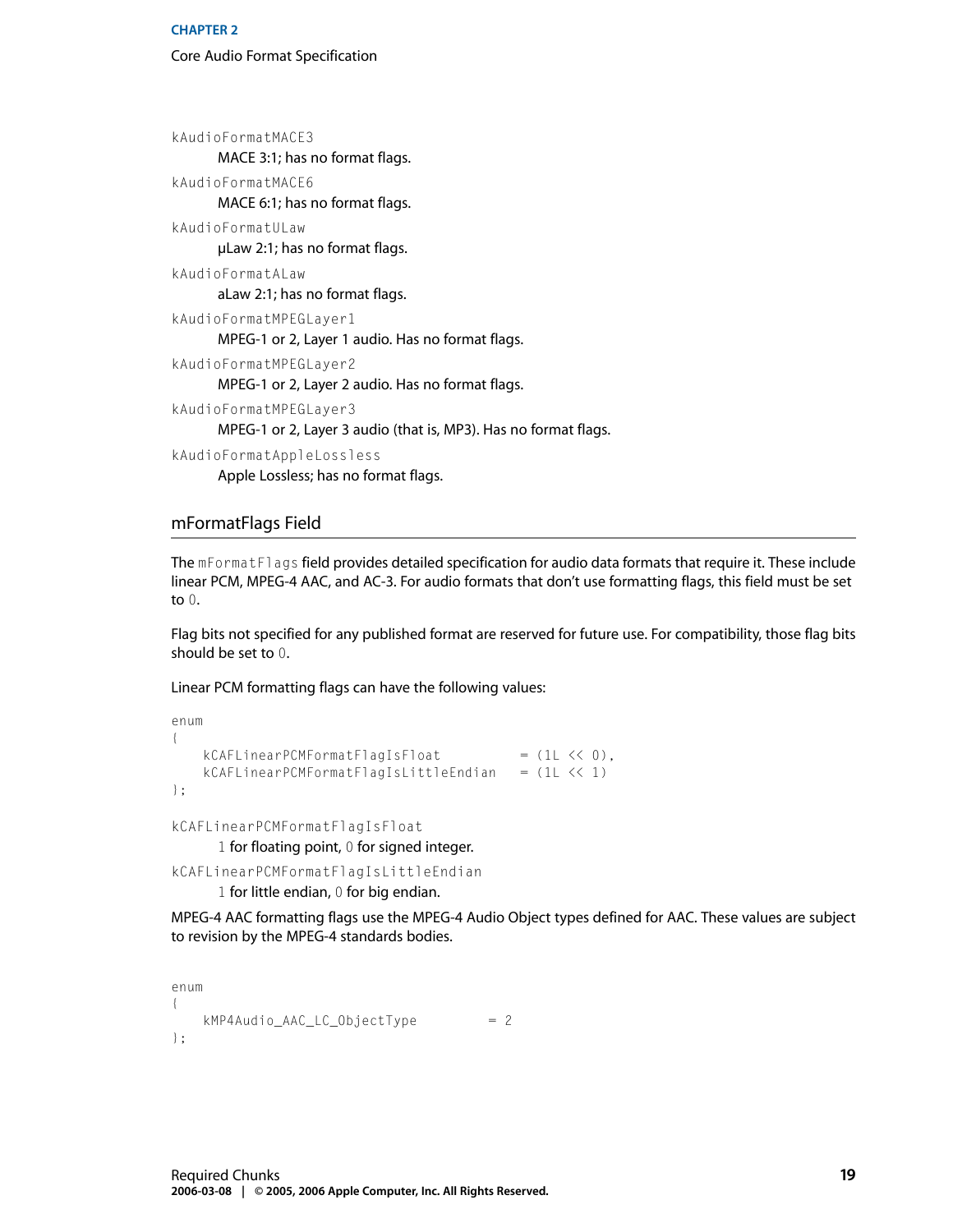`kAudioFormatMACE3`
: MACE 3:1; has no format flags.

`kAudioFormatMACE6`
: MACE 6:1; has no format flags.

`kAudioFormatULaw`
: µLaw 2:1; has no format flags.

`kAudioFormatALaw`
: aLaw 2:1; has no format flags.

`kAudioFormatMPEGLayer1`
: MPEG-1 or 2, Layer 1 audio. Has no format flags.

`kAudioFormatMPEGLayer2`
: MPEG-1 or 2, Layer 2 audio. Has no format flags.

`kAudioFormatMPEGLayer3`
: MPEG-1 or 2, Layer 3 audio (that is, MP3). Has no format flags.

`kAudioFormatAppleLossless`
: Apple Lossless; has no format flags.

## mFormatFlags Field

The `mFormatFlags` field provides detailed specification for audio data formats that require it. These include linear PCM, MPEG-4 AAC, and AC-3. For audio formats that don't use formatting flags, this field must be set to `0`.

Flag bits not specified for any published format are reserved for future use. For compatibility, those flag bits should be set to `0`.

Linear PCM formatting flags can have the following values:

```
enum
{
    kCAFLinearPCMFormatFlagIsFloat          = (1L << 0),
    kCAFLinearPCMFormatFlagIsLittleEndian   = (1L << 1)
};
```

`kCAFLinearPCMFormatFlagIsFloat`
: `1` for floating point, `0` for signed integer.

`kCAFLinearPCMFormatFlagIsLittleEndian`
: `1` for little endian, `0` for big endian.

MPEG-4 AAC formatting flags use the MPEG-4 Audio Object types defined for AAC. These values are subject to revision by the MPEG-4 standards bodies.

```
enum
{
    kMP4Audio_AAC_LC_ObjectType         = 2
};
```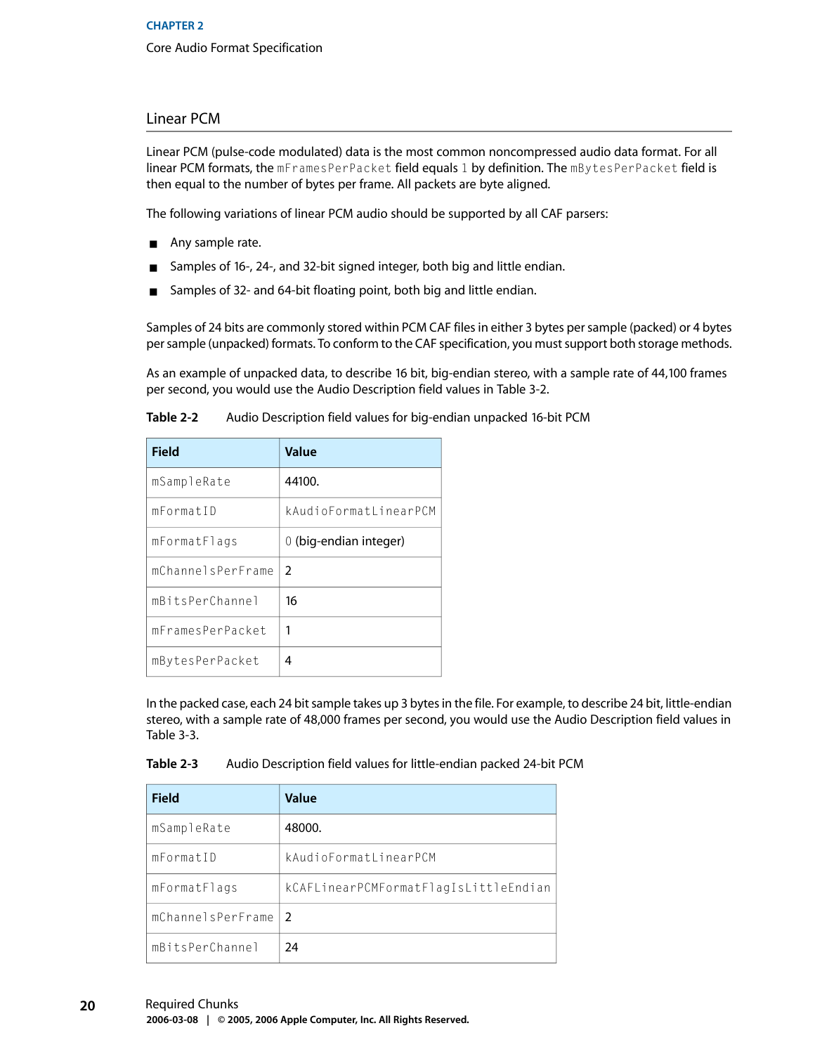## Linear PCM

Linear PCM (pulse-code modulated) data is the most common noncompressed audio data format. For all linear PCM formats, the `mFramesPerPacket` field equals `1` by definition. The `mBytesPerPacket` field is then equal to the number of bytes per frame. All packets are byte aligned.

The following variations of linear PCM audio should be supported by all CAF parsers:

- Any sample rate.
- Samples of 16-, 24-, and 32-bit signed integer, both big and little endian.
- Samples of 32- and 64-bit floating point, both big and little endian.

Samples of 24 bits are commonly stored within PCM CAF files in either 3 bytes per sample (packed) or 4 bytes per sample (unpacked) formats. To conform to the CAF specification, you must support both storage methods.

As an example of unpacked data, to describe 16 bit, big-endian stereo, with a sample rate of 44,100 frames per second, you would use the Audio Description field values in Table 3-2.

**Table 2-2** Audio Description field values for big-endian unpacked 16-bit PCM

| Field | Value |
|---|---|
| `mSampleRate` | 44100. |
| `mFormatID` | `kAudioFormatLinearPCM` |
| `mFormatFlags` | `0` (big-endian integer) |
| `mChannelsPerFrame` | 2 |
| `mBitsPerChannel` | 16 |
| `mFramesPerPacket` | 1 |
| `mBytesPerPacket` | 4 |

In the packed case, each 24 bit sample takes up 3 bytes in the file. For example, to describe 24 bit, little-endian stereo, with a sample rate of 48,000 frames per second, you would use the Audio Description field values in Table 3-3.

**Table 2-3** Audio Description field values for little-endian packed 24-bit PCM

| Field | Value |
|---|---|
| `mSampleRate` | 48000. |
| `mFormatID` | `kAudioFormatLinearPCM` |
| `mFormatFlags` | `kCAFLinearPCMFormatFlagIsLittleEndian` |
| `mChannelsPerFrame` | 2 |
| `mBitsPerChannel` | 24 |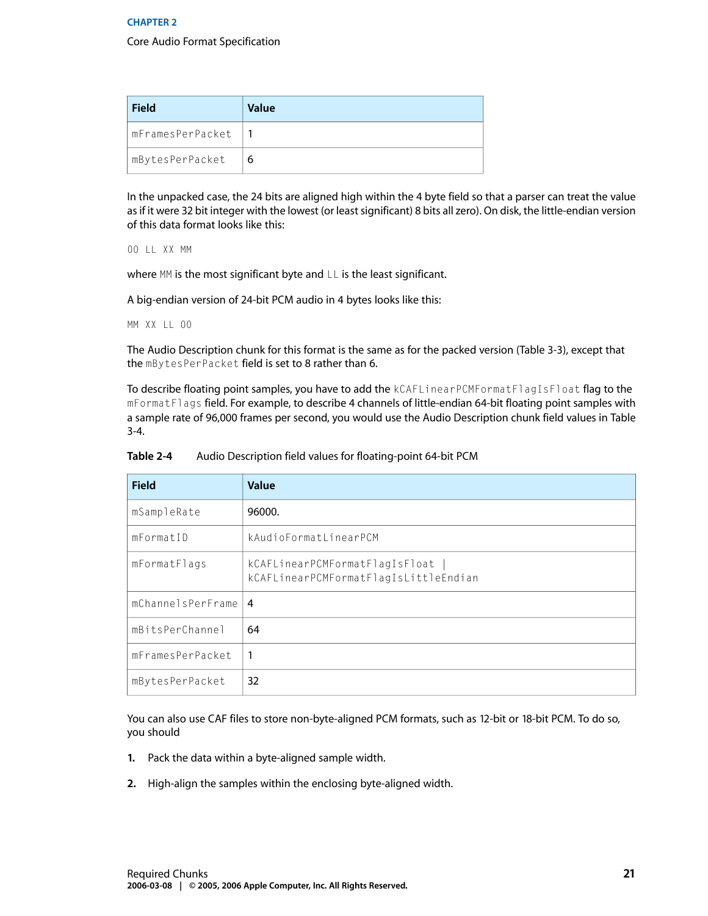| Field | Value |
| --- | --- |
| mFramesPerPacket | 1 |
| mBytesPerPacket | 6 |

In the unpacked case, the 24 bits are aligned high within the 4 byte field so that a parser can treat the value as if it were 32 bit integer with the lowest (or least significant) 8 bits all zero). On disk, the little-endian version of this data format looks like this:

```
00 LL XX MM
```

where `MM` is the most significant byte and `LL` is the least significant.

A big-endian version of 24-bit PCM audio in 4 bytes looks like this:

```
MM XX LL 00
```

The Audio Description chunk for this format is the same as for the packed version (Table 3-3), except that the `mBytesPerPacket` field is set to 8 rather than 6.

To describe floating point samples, you have to add the `kCAFLinearPCMFormatFlagIsFloat` flag to the `mFormatFlags` field. For example, to describe 4 channels of little-endian 64-bit floating point samples with a sample rate of 96,000 frames per second, you would use the Audio Description chunk field values in Table 3-4.

**Table 2-4** Audio Description field values for floating-point 64-bit PCM

| Field | Value |
| --- | --- |
| mSampleRate | 96000. |
| mFormatID | kAudioFormatLinearPCM |
| mFormatFlags | kCAFLinearPCMFormatFlagIsFloat \| kCAFLinearPCMFormatFlagIsLittleEndian |
| mChannelsPerFrame | 4 |
| mBitsPerChannel | 64 |
| mFramesPerPacket | 1 |
| mBytesPerPacket | 32 |

You can also use CAF files to store non-byte-aligned PCM formats, such as 12-bit or 18-bit PCM. To do so, you should

1. Pack the data within a byte-aligned sample width.
2. High-align the samples within the enclosing byte-aligned width.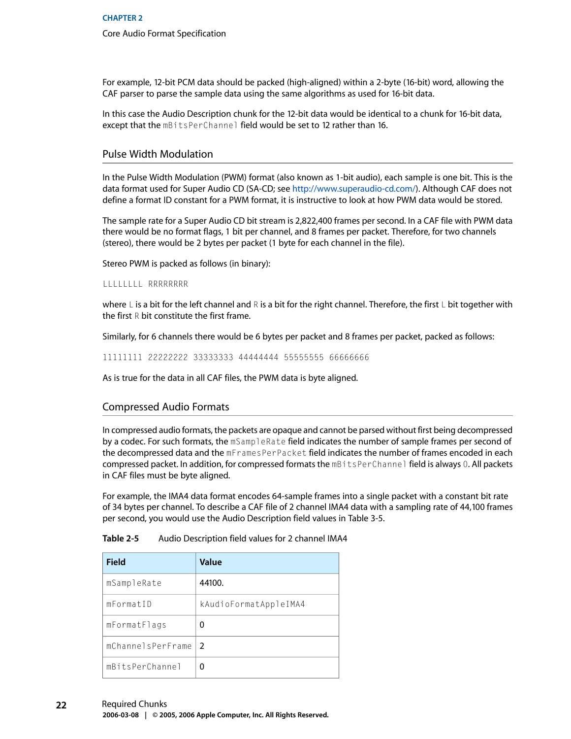For example, 12-bit PCM data should be packed (high-aligned) within a 2-byte (16-bit) word, allowing the CAF parser to parse the sample data using the same algorithms as used for 16-bit data.

In this case the Audio Description chunk for the 12-bit data would be identical to a chunk for 16-bit data, except that the `mBitsPerChannel` field would be set to 12 rather than 16.

## Pulse Width Modulation

In the Pulse Width Modulation (PWM) format (also known as 1-bit audio), each sample is one bit. This is the data format used for Super Audio CD (SA-CD; see http://www.superaudio-cd.com/). Although CAF does not define a format ID constant for a PWM format, it is instructive to look at how PWM data would be stored.

The sample rate for a Super Audio CD bit stream is 2,822,400 frames per second. In a CAF file with PWM data there would be no format flags, 1 bit per channel, and 8 frames per packet. Therefore, for two channels (stereo), there would be 2 bytes per packet (1 byte for each channel in the file).

Stereo PWM is packed as follows (in binary):

```
LLLLLLLL RRRRRRRR
```

where `L` is a bit for the left channel and `R` is a bit for the right channel. Therefore, the first `L` bit together with the first `R` bit constitute the first frame.

Similarly, for 6 channels there would be 6 bytes per packet and 8 frames per packet, packed as follows:

```
11111111 22222222 33333333 44444444 55555555 66666666
```

As is true for the data in all CAF files, the PWM data is byte aligned.

## Compressed Audio Formats

In compressed audio formats, the packets are opaque and cannot be parsed without first being decompressed by a codec. For such formats, the `mSampleRate` field indicates the number of sample frames per second of the decompressed data and the `mFramesPerPacket` field indicates the number of frames encoded in each compressed packet. In addition, for compressed formats the `mBitsPerChannel` field is always `0`. All packets in CAF files must be byte aligned.

For example, the IMA4 data format encodes 64-sample frames into a single packet with a constant bit rate of 34 bytes per channel. To describe a CAF file of 2 channel IMA4 data with a sampling rate of 44,100 frames per second, you would use the Audio Description field values in Table 3-5.

**Table 2-5** Audio Description field values for 2 channel IMA4

| Field | Value |
| --- | --- |
| `mSampleRate` | 44100. |
| `mFormatID` | `kAudioFormatAppleIMA4` |
| `mFormatFlags` | 0 |
| `mChannelsPerFrame` | 2 |
| `mBitsPerChannel` | 0 |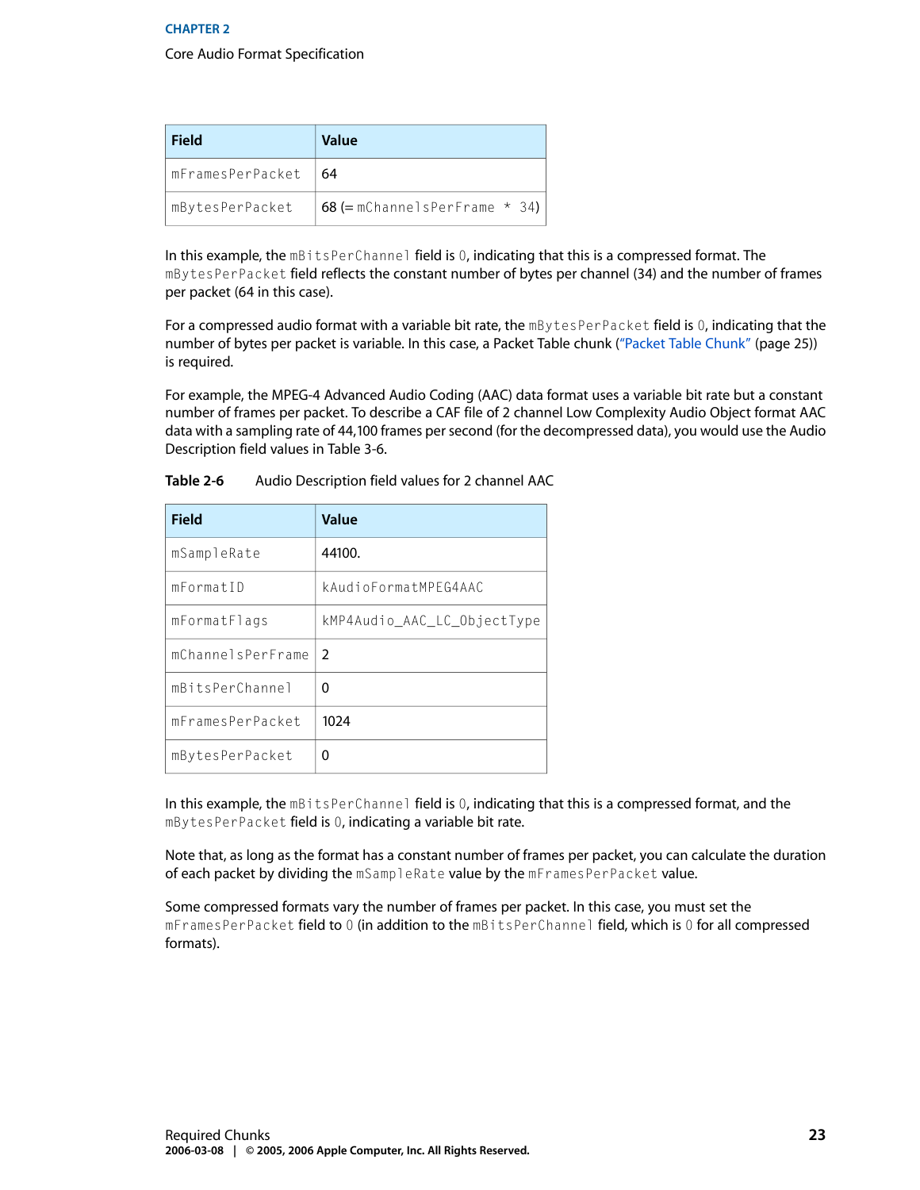| Field | Value |
|---|---|
| `mFramesPerPacket` | 64 |
| `mBytesPerPacket` | 68 (= `mChannelsPerFrame * 34`) |

In this example, the `mBitsPerChannel` field is `0`, indicating that this is a compressed format. The `mBytesPerPacket` field reflects the constant number of bytes per channel (34) and the number of frames per packet (64 in this case).

For a compressed audio format with a variable bit rate, the `mBytesPerPacket` field is `0`, indicating that the number of bytes per packet is variable. In this case, a Packet Table chunk ("Packet Table Chunk" (page 25)) is required.

For example, the MPEG-4 Advanced Audio Coding (AAC) data format uses a variable bit rate but a constant number of frames per packet. To describe a CAF file of 2 channel Low Complexity Audio Object format AAC data with a sampling rate of 44,100 frames per second (for the decompressed data), you would use the Audio Description field values in Table 3-6.

**Table 2-6** Audio Description field values for 2 channel AAC

| Field | Value |
|---|---|
| `mSampleRate` | 44100. |
| `mFormatID` | `kAudioFormatMPEG4AAC` |
| `mFormatFlags` | `kMP4Audio_AAC_LC_ObjectType` |
| `mChannelsPerFrame` | 2 |
| `mBitsPerChannel` | 0 |
| `mFramesPerPacket` | 1024 |
| `mBytesPerPacket` | 0 |

In this example, the `mBitsPerChannel` field is `0`, indicating that this is a compressed format, and the `mBytesPerPacket` field is `0`, indicating a variable bit rate.

Note that, as long as the format has a constant number of frames per packet, you can calculate the duration of each packet by dividing the `mSampleRate` value by the `mFramesPerPacket` value.

Some compressed formats vary the number of frames per packet. In this case, you must set the `mFramesPerPacket` field to `0` (in addition to the `mBitsPerChannel` field, which is `0` for all compressed formats).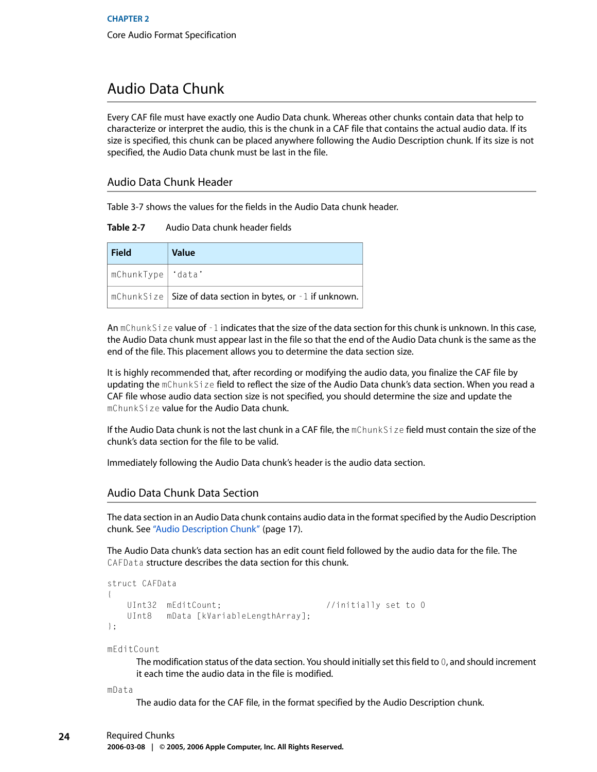# Audio Data Chunk

Every CAF file must have exactly one Audio Data chunk. Whereas other chunks contain data that help to characterize or interpret the audio, this is the chunk in a CAF file that contains the actual audio data. If its size is specified, this chunk can be placed anywhere following the Audio Description chunk. If its size is not specified, the Audio Data chunk must be last in the file.

## Audio Data Chunk Header

Table 3-7 shows the values for the fields in the Audio Data chunk header.

**Table 2-7** Audio Data chunk header fields

| Field | Value |
| --- | --- |
| `mChunkType` | `'data'` |
| `mChunkSize` | Size of data section in bytes, or `-1` if unknown. |

An `mChunkSize` value of `-1` indicates that the size of the data section for this chunk is unknown. In this case, the Audio Data chunk must appear last in the file so that the end of the Audio Data chunk is the same as the end of the file. This placement allows you to determine the data section size.

It is highly recommended that, after recording or modifying the audio data, you finalize the CAF file by updating the `mChunkSize` field to reflect the size of the Audio Data chunk's data section. When you read a CAF file whose audio data section size is not specified, you should determine the size and update the `mChunkSize` value for the Audio Data chunk.

If the Audio Data chunk is not the last chunk in a CAF file, the `mChunkSize` field must contain the size of the chunk's data section for the file to be valid.

Immediately following the Audio Data chunk's header is the audio data section.

## Audio Data Chunk Data Section

The data section in an Audio Data chunk contains audio data in the format specified by the Audio Description chunk. See "Audio Description Chunk" (page 17).

The Audio Data chunk's data section has an edit count field followed by the audio data for the file. The `CAFData` structure describes the data section for this chunk.

```
struct CAFData
{
    UInt32  mEditCount;                    //initially set to 0
    UInt8   mData [kVariableLengthArray];
};
```

`mEditCount`
: The modification status of the data section. You should initially set this field to `0`, and should increment it each time the audio data in the file is modified.

`mData`
: The audio data for the CAF file, in the format specified by the Audio Description chunk.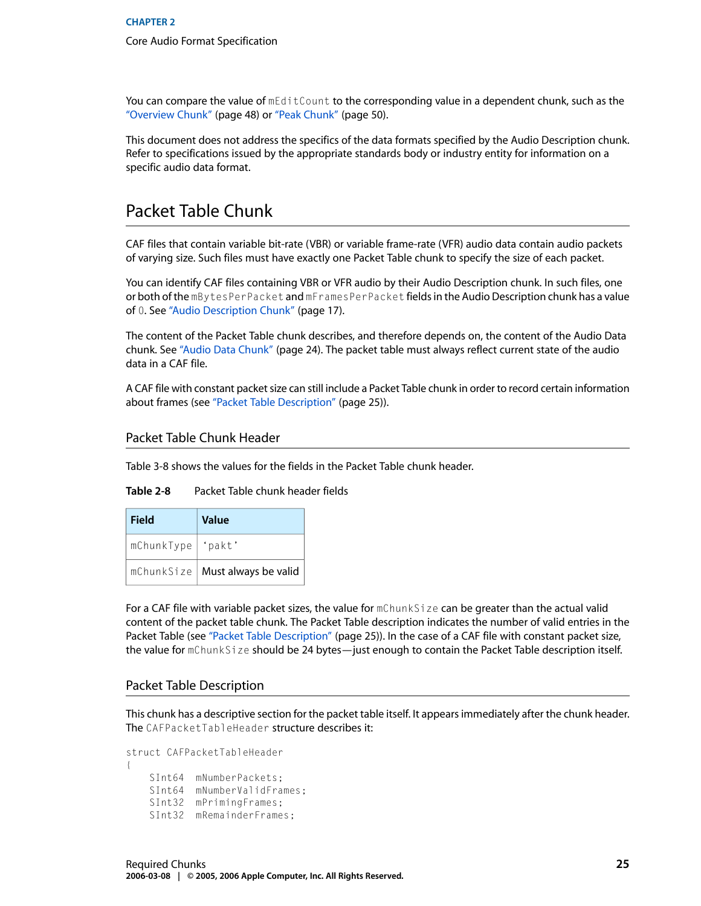You can compare the value of `mEditCount` to the corresponding value in a dependent chunk, such as the "Overview Chunk" (page 48) or "Peak Chunk" (page 50).

This document does not address the specifics of the data formats specified by the Audio Description chunk. Refer to specifications issued by the appropriate standards body or industry entity for information on a specific audio data format.

## Packet Table Chunk

CAF files that contain variable bit-rate (VBR) or variable frame-rate (VFR) audio data contain audio packets of varying size. Such files must have exactly one Packet Table chunk to specify the size of each packet.

You can identify CAF files containing VBR or VFR audio by their Audio Description chunk. In such files, one or both of the `mBytesPerPacket` and `mFramesPerPacket` fields in the Audio Description chunk has a value of `0`. See "Audio Description Chunk" (page 17).

The content of the Packet Table chunk describes, and therefore depends on, the content of the Audio Data chunk. See "Audio Data Chunk" (page 24). The packet table must always reflect current state of the audio data in a CAF file.

A CAF file with constant packet size can still include a Packet Table chunk in order to record certain information about frames (see "Packet Table Description" (page 25)).

### Packet Table Chunk Header

Table 3-8 shows the values for the fields in the Packet Table chunk header.

**Table 2-8** Packet Table chunk header fields

| Field | Value |
| --- | --- |
| `mChunkType` | `'pakt'` |
| `mChunkSize` | Must always be valid |

For a CAF file with variable packet sizes, the value for `mChunkSize` can be greater than the actual valid content of the packet table chunk. The Packet Table description indicates the number of valid entries in the Packet Table (see "Packet Table Description" (page 25)). In the case of a CAF file with constant packet size, the value for `mChunkSize` should be 24 bytes—just enough to contain the Packet Table description itself.

### Packet Table Description

This chunk has a descriptive section for the packet table itself. It appears immediately after the chunk header. The `CAFPacketTableHeader` structure describes it:

```
struct CAFPacketTableHeader
{
    SInt64  mNumberPackets;
    SInt64  mNumberValidFrames;
    SInt32  mPrimingFrames;
    SInt32  mRemainderFrames;
```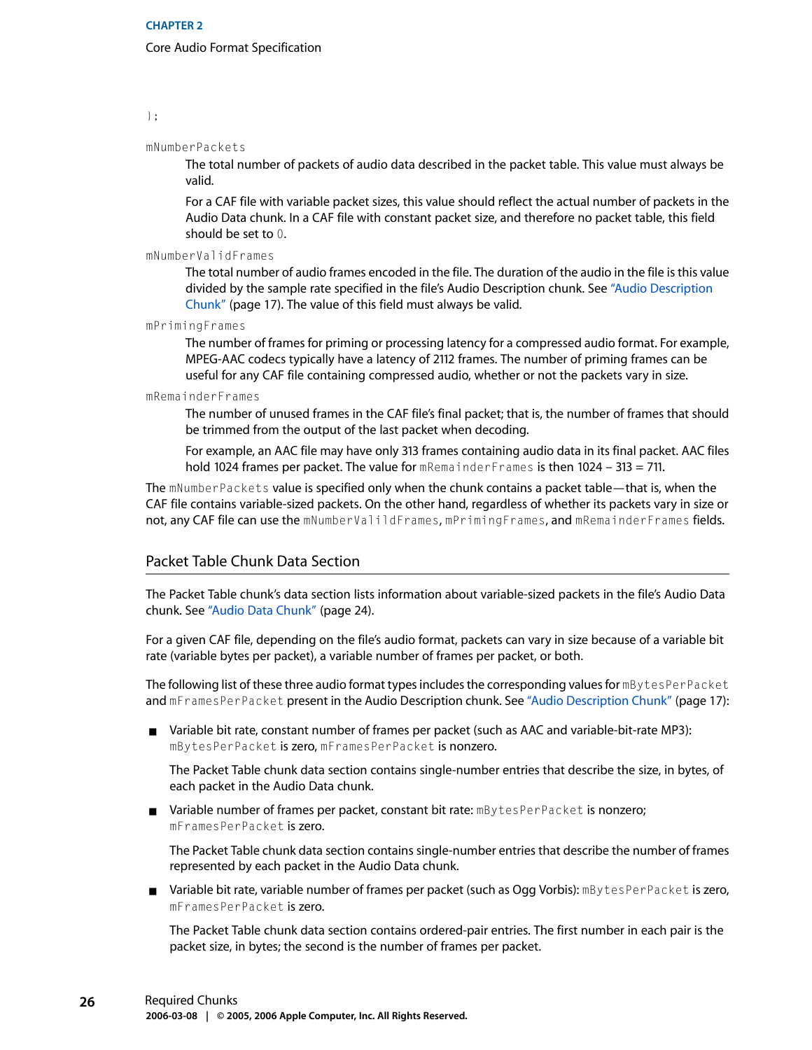```
};
```

`mNumberPackets`

The total number of packets of audio data described in the packet table. This value must always be valid.

For a CAF file with variable packet sizes, this value should reflect the actual number of packets in the Audio Data chunk. In a CAF file with constant packet size, and therefore no packet table, this field should be set to `0`.

`mNumberValidFrames`

The total number of audio frames encoded in the file. The duration of the audio in the file is this value divided by the sample rate specified in the file's Audio Description chunk. See "Audio Description Chunk" (page 17). The value of this field must always be valid.

`mPrimingFrames`

The number of frames for priming or processing latency for a compressed audio format. For example, MPEG-AAC codecs typically have a latency of 2112 frames. The number of priming frames can be useful for any CAF file containing compressed audio, whether or not the packets vary in size.

`mRemainderFrames`

The number of unused frames in the CAF file's final packet; that is, the number of frames that should be trimmed from the output of the last packet when decoding.

For example, an AAC file may have only 313 frames containing audio data in its final packet. AAC files hold 1024 frames per packet. The value for `mRemainderFrames` is then 1024 – 313 = 711.

The `mNumberPackets` value is specified only when the chunk contains a packet table—that is, when the CAF file contains variable-sized packets. On the other hand, regardless of whether its packets vary in size or not, any CAF file can use the `mNumberValildFrames`, `mPrimingFrames`, and `mRemainderFrames` fields.

## Packet Table Chunk Data Section

The Packet Table chunk's data section lists information about variable-sized packets in the file's Audio Data chunk. See "Audio Data Chunk" (page 24).

For a given CAF file, depending on the file's audio format, packets can vary in size because of a variable bit rate (variable bytes per packet), a variable number of frames per packet, or both.

The following list of these three audio format types includes the corresponding values for `mBytesPerPacket` and `mFramesPerPacket` present in the Audio Description chunk. See "Audio Description Chunk" (page 17):

- Variable bit rate, constant number of frames per packet (such as AAC and variable-bit-rate MP3): `mBytesPerPacket` is zero, `mFramesPerPacket` is nonzero.

  The Packet Table chunk data section contains single-number entries that describe the size, in bytes, of each packet in the Audio Data chunk.

- Variable number of frames per packet, constant bit rate: `mBytesPerPacket` is nonzero; `mFramesPerPacket` is zero.

  The Packet Table chunk data section contains single-number entries that describe the number of frames represented by each packet in the Audio Data chunk.

- Variable bit rate, variable number of frames per packet (such as Ogg Vorbis): `mBytesPerPacket` is zero, `mFramesPerPacket` is zero.

  The Packet Table chunk data section contains ordered-pair entries. The first number in each pair is the packet size, in bytes; the second is the number of frames per packet.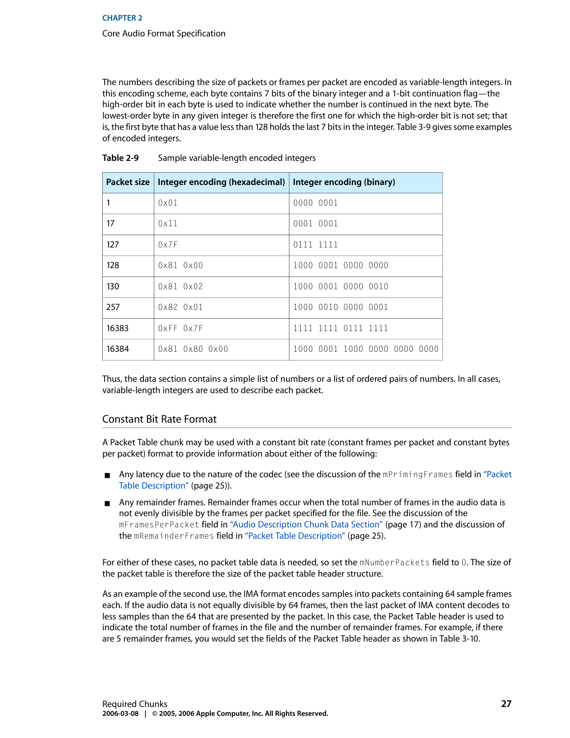The numbers describing the size of packets or frames per packet are encoded as variable-length integers. In this encoding scheme, each byte contains 7 bits of the binary integer and a 1-bit continuation flag—the high-order bit in each byte is used to indicate whether the number is continued in the next byte. The lowest-order byte in any given integer is therefore the first one for which the high-order bit is not set; that is, the first byte that has a value less than 128 holds the last 7 bits in the integer. Table 3-9 gives some examples of encoded integers.

**Table 2-9** Sample variable-length encoded integers

| Packet size | Integer encoding (hexadecimal) | Integer encoding (binary) |
| --- | --- | --- |
| 1 | `0x01` | `0000 0001` |
| 17 | `0x11` | `0001 0001` |
| 127 | `0x7F` | `0111 1111` |
| 128 | `0x81 0x00` | `1000 0001 0000 0000` |
| 130 | `0x81 0x02` | `1000 0001 0000 0010` |
| 257 | `0x82 0x01` | `1000 0010 0000 0001` |
| 16383 | `0xFF 0x7F` | `1111 1111 0111 1111` |
| 16384 | `0x81 0x80 0x00` | `1000 0001 1000 0000 0000 0000` |

Thus, the data section contains a simple list of numbers or a list of ordered pairs of numbers. In all cases, variable-length integers are used to describe each packet.

## Constant Bit Rate Format

A Packet Table chunk may be used with a constant bit rate (constant frames per packet and constant bytes per packet) format to provide information about either of the following:

- Any latency due to the nature of the codec (see the discussion of the `mPrimingFrames` field in "Packet Table Description" (page 25)).
- Any remainder frames. Remainder frames occur when the total number of frames in the audio data is not evenly divisible by the frames per packet specified for the file. See the discussion of the `mFramesPerPacket` field in "Audio Description Chunk Data Section" (page 17) and the discussion of the `mRemainderFrames` field in "Packet Table Description" (page 25).

For either of these cases, no packet table data is needed, so set the `mNumberPackets` field to `0`. The size of the packet table is therefore the size of the packet table header structure.

As an example of the second use, the IMA format encodes samples into packets containing 64 sample frames each. If the audio data is not equally divisible by 64 frames, then the last packet of IMA content decodes to less samples than the 64 that are presented by the packet. In this case, the Packet Table header is used to indicate the total number of frames in the file and the number of remainder frames. For example, if there are 5 remainder frames, you would set the fields of the Packet Table header as shown in Table 3-10.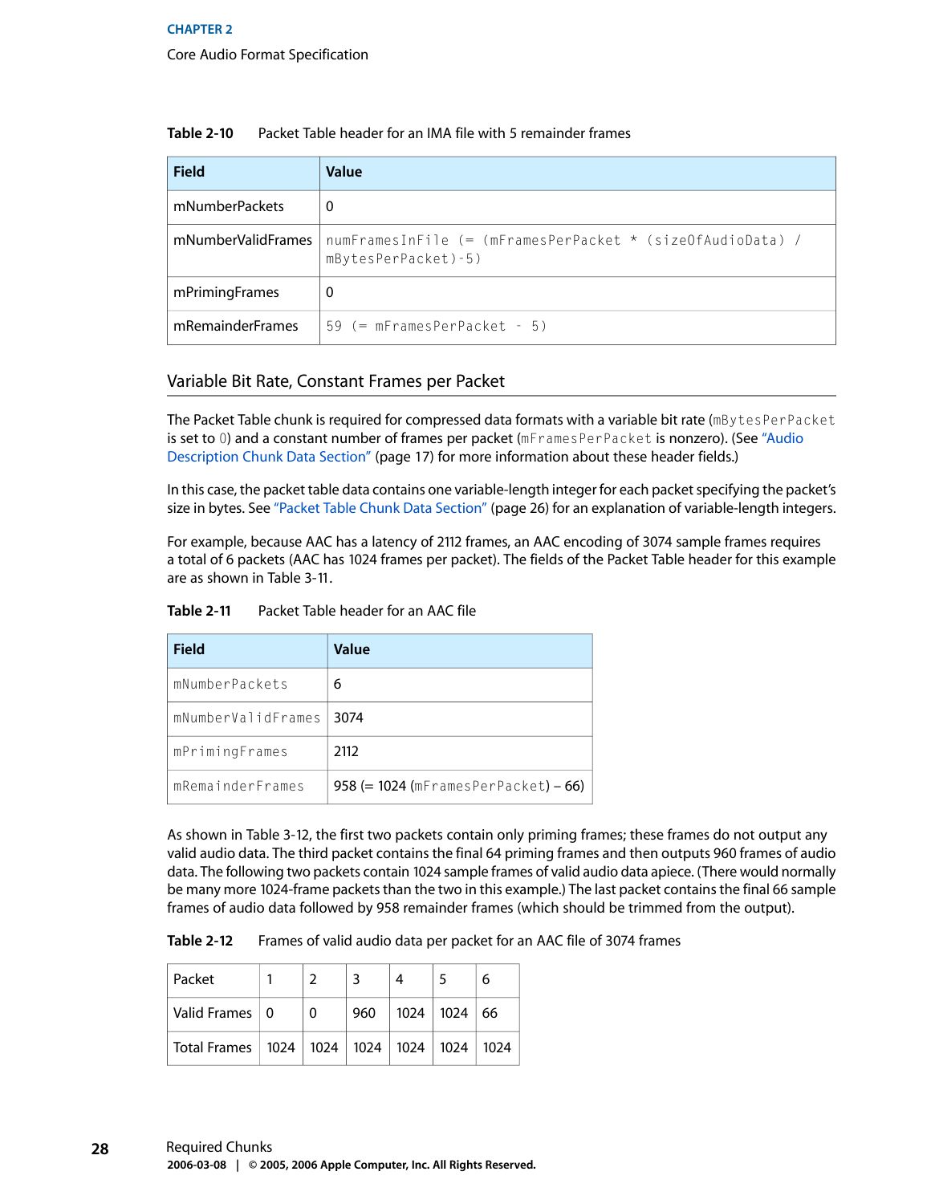**Table 2-10** Packet Table header for an IMA file with 5 remainder frames

| Field | Value |
|---|---|
| mNumberPackets | 0 |
| mNumberValidFrames | `numFramesInFile (= (mFramesPerPacket * (sizeOfAudioData) / mBytesPerPacket)-5)` |
| mPrimingFrames | 0 |
| mRemainderFrames | `59 (= mFramesPerPacket - 5)` |

## Variable Bit Rate, Constant Frames per Packet

The Packet Table chunk is required for compressed data formats with a variable bit rate (`mBytesPerPacket` is set to `0`) and a constant number of frames per packet (`mFramesPerPacket` is nonzero). (See "Audio Description Chunk Data Section" (page 17) for more information about these header fields.)

In this case, the packet table data contains one variable-length integer for each packet specifying the packet's size in bytes. See "Packet Table Chunk Data Section" (page 26) for an explanation of variable-length integers.

For example, because AAC has a latency of 2112 frames, an AAC encoding of 3074 sample frames requires a total of 6 packets (AAC has 1024 frames per packet). The fields of the Packet Table header for this example are as shown in Table 3-11.

**Table 2-11** Packet Table header for an AAC file

| Field | Value |
|---|---|
| `mNumberPackets` | 6 |
| `mNumberValidFrames` | 3074 |
| `mPrimingFrames` | 2112 |
| `mRemainderFrames` | 958 (= 1024 (`mFramesPerPacket`) – 66) |

As shown in Table 3-12, the first two packets contain only priming frames; these frames do not output any valid audio data. The third packet contains the final 64 priming frames and then outputs 960 frames of audio data. The following two packets contain 1024 sample frames of valid audio data apiece. (There would normally be many more 1024-frame packets than the two in this example.) The last packet contains the final 66 sample frames of audio data followed by 958 remainder frames (which should be trimmed from the output).

**Table 2-12** Frames of valid audio data per packet for an AAC file of 3074 frames

| Packet | 1 | 2 | 3 | 4 | 5 | 6 |
|---|---|---|---|---|---|---|
| Valid Frames | 0 | 0 | 960 | 1024 | 1024 | 66 |
| Total Frames | 1024 | 1024 | 1024 | 1024 | 1024 | 1024 |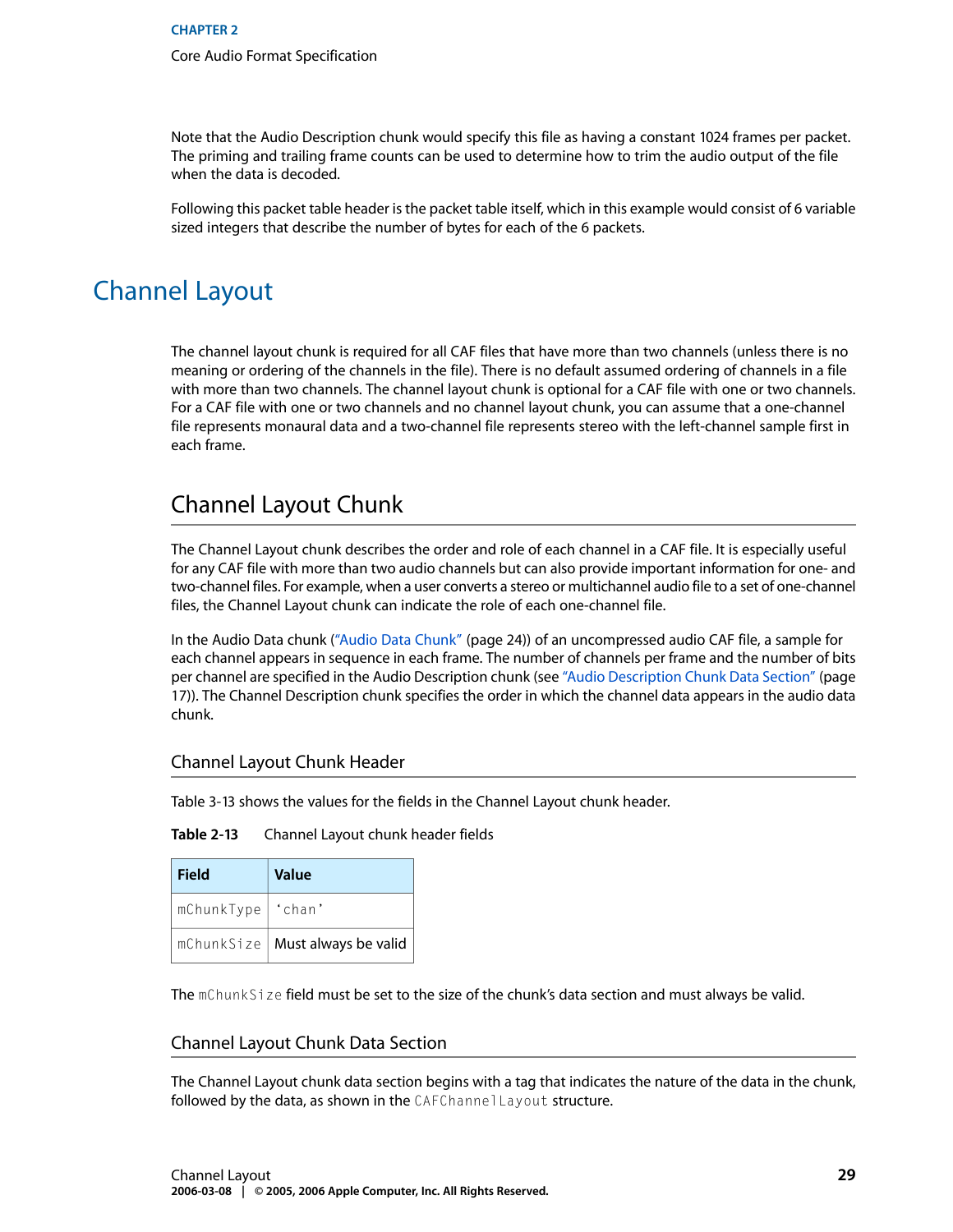Note that the Audio Description chunk would specify this file as having a constant 1024 frames per packet. The priming and trailing frame counts can be used to determine how to trim the audio output of the file when the data is decoded.

Following this packet table header is the packet table itself, which in this example would consist of 6 variable sized integers that describe the number of bytes for each of the 6 packets.

# Channel Layout

The channel layout chunk is required for all CAF files that have more than two channels (unless there is no meaning or ordering of the channels in the file). There is no default assumed ordering of channels in a file with more than two channels. The channel layout chunk is optional for a CAF file with one or two channels. For a CAF file with one or two channels and no channel layout chunk, you can assume that a one-channel file represents monaural data and a two-channel file represents stereo with the left-channel sample first in each frame.

## Channel Layout Chunk

The Channel Layout chunk describes the order and role of each channel in a CAF file. It is especially useful for any CAF file with more than two audio channels but can also provide important information for one- and two-channel files. For example, when a user converts a stereo or multichannel audio file to a set of one-channel files, the Channel Layout chunk can indicate the role of each one-channel file.

In the Audio Data chunk ("Audio Data Chunk" (page 24)) of an uncompressed audio CAF file, a sample for each channel appears in sequence in each frame. The number of channels per frame and the number of bits per channel are specified in the Audio Description chunk (see "Audio Description Chunk Data Section" (page 17)). The Channel Description chunk specifies the order in which the channel data appears in the audio data chunk.

### Channel Layout Chunk Header

Table 3-13 shows the values for the fields in the Channel Layout chunk header.

**Table 2-13** Channel Layout chunk header fields

| Field | Value |
| --- | --- |
| `mChunkType` | 'chan' |
| `mChunkSize` | Must always be valid |

The `mChunkSize` field must be set to the size of the chunk's data section and must always be valid.

### Channel Layout Chunk Data Section

The Channel Layout chunk data section begins with a tag that indicates the nature of the data in the chunk, followed by the data, as shown in the `CAFChannelLayout` structure.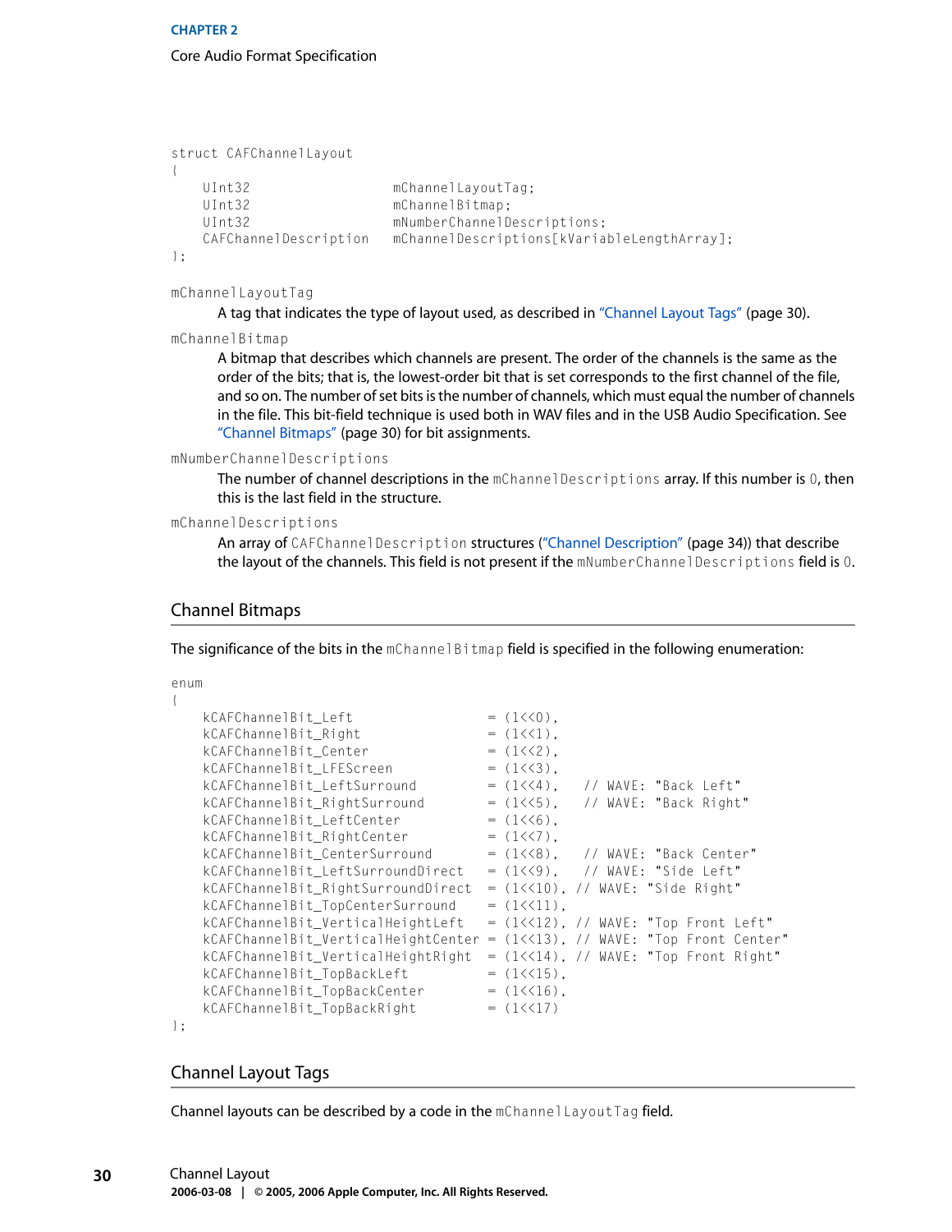```
struct CAFChannelLayout
{
    UInt32                  mChannelLayoutTag;
    UInt32                  mChannelBitmap;
    UInt32                  mNumberChannelDescriptions;
    CAFChannelDescription   mChannelDescriptions[kVariableLengthArray];
};
```

`mChannelLayoutTag`
: A tag that indicates the type of layout used, as described in "Channel Layout Tags" (page 30).

`mChannelBitmap`
: A bitmap that describes which channels are present. The order of the channels is the same as the order of the bits; that is, the lowest-order bit that is set corresponds to the first channel of the file, and so on. The number of set bits is the number of channels, which must equal the number of channels in the file. This bit-field technique is used both in WAV files and in the USB Audio Specification. See "Channel Bitmaps" (page 30) for bit assignments.

`mNumberChannelDescriptions`
: The number of channel descriptions in the `mChannelDescriptions` array. If this number is `0`, then this is the last field in the structure.

`mChannelDescriptions`
: An array of `CAFChannelDescription` structures ("Channel Description" (page 34)) that describe the layout of the channels. This field is not present if the `mNumberChannelDescriptions` field is `0`.

## Channel Bitmaps

The significance of the bits in the `mChannelBitmap` field is specified in the following enumeration:

```
enum
{
    kCAFChannelBit_Left                 = (1<<0),
    kCAFChannelBit_Right                = (1<<1),
    kCAFChannelBit_Center               = (1<<2),
    kCAFChannelBit_LFEScreen            = (1<<3),
    kCAFChannelBit_LeftSurround         = (1<<4),   // WAVE: "Back Left"
    kCAFChannelBit_RightSurround        = (1<<5),   // WAVE: "Back Right"
    kCAFChannelBit_LeftCenter           = (1<<6),
    kCAFChannelBit_RightCenter          = (1<<7),
    kCAFChannelBit_CenterSurround       = (1<<8),   // WAVE: "Back Center"
    kCAFChannelBit_LeftSurroundDirect   = (1<<9),   // WAVE: "Side Left"
    kCAFChannelBit_RightSurroundDirect  = (1<<10), // WAVE: "Side Right"
    kCAFChannelBit_TopCenterSurround    = (1<<11),
    kCAFChannelBit_VerticalHeightLeft   = (1<<12), // WAVE: "Top Front Left"
    kCAFChannelBit_VerticalHeightCenter = (1<<13), // WAVE: "Top Front Center"
    kCAFChannelBit_VerticalHeightRight  = (1<<14), // WAVE: "Top Front Right"
    kCAFChannelBit_TopBackLeft          = (1<<15),
    kCAFChannelBit_TopBackCenter        = (1<<16),
    kCAFChannelBit_TopBackRight         = (1<<17)
};
```

## Channel Layout Tags

Channel layouts can be described by a code in the `mChannelLayoutTag` field.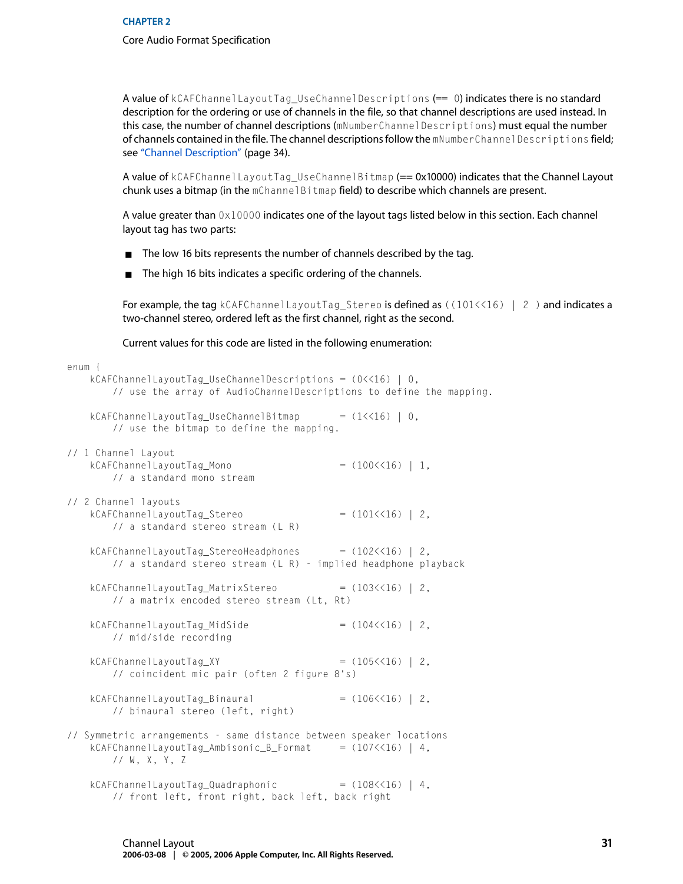A value of `kCAFChannelLayoutTag_UseChannelDescriptions` (`== 0`) indicates there is no standard description for the ordering or use of channels in the file, so that channel descriptions are used instead. In this case, the number of channel descriptions (`mNumberChannelDescriptions`) must equal the number of channels contained in the file. The channel descriptions follow the `mNumberChannelDescriptions` field; see "Channel Description" (page 34).

A value of `kCAFChannelLayoutTag_UseChannelBitmap` (== 0x10000) indicates that the Channel Layout chunk uses a bitmap (in the `mChannelBitmap` field) to describe which channels are present.

A value greater than `0x10000` indicates one of the layout tags listed below in this section. Each channel layout tag has two parts:

- The low 16 bits represents the number of channels described by the tag.
- The high 16 bits indicates a specific ordering of the channels.

For example, the tag `kCAFChannelLayoutTag_Stereo` is defined as `((101<<16) | 2 )` and indicates a two-channel stereo, ordered left as the first channel, right as the second.

Current values for this code are listed in the following enumeration:

```
enum {
    kCAFChannelLayoutTag_UseChannelDescriptions = (0<<16) | 0,
        // use the array of AudioChannelDescriptions to define the mapping.

    kCAFChannelLayoutTag_UseChannelBitmap       = (1<<16) | 0,
        // use the bitmap to define the mapping.

// 1 Channel Layout
    kCAFChannelLayoutTag_Mono                   = (100<<16) | 1,
        // a standard mono stream

// 2 Channel layouts
    kCAFChannelLayoutTag_Stereo                 = (101<<16) | 2,
        // a standard stereo stream (L R)

    kCAFChannelLayoutTag_StereoHeadphones       = (102<<16) | 2,
        // a standard stereo stream (L R) - implied headphone playback

    kCAFChannelLayoutTag_MatrixStereo           = (103<<16) | 2,
        // a matrix encoded stereo stream (Lt, Rt)

    kCAFChannelLayoutTag_MidSide                = (104<<16) | 2,
        // mid/side recording

    kCAFChannelLayoutTag_XY                     = (105<<16) | 2,
        // coincident mic pair (often 2 figure 8's)

    kCAFChannelLayoutTag_Binaural               = (106<<16) | 2,
        // binaural stereo (left, right)

// Symmetric arrangements - same distance between speaker locations
    kCAFChannelLayoutTag_Ambisonic_B_Format     = (107<<16) | 4,
        // W, X, Y, Z

    kCAFChannelLayoutTag_Quadraphonic           = (108<<16) | 4,
        // front left, front right, back left, back right
```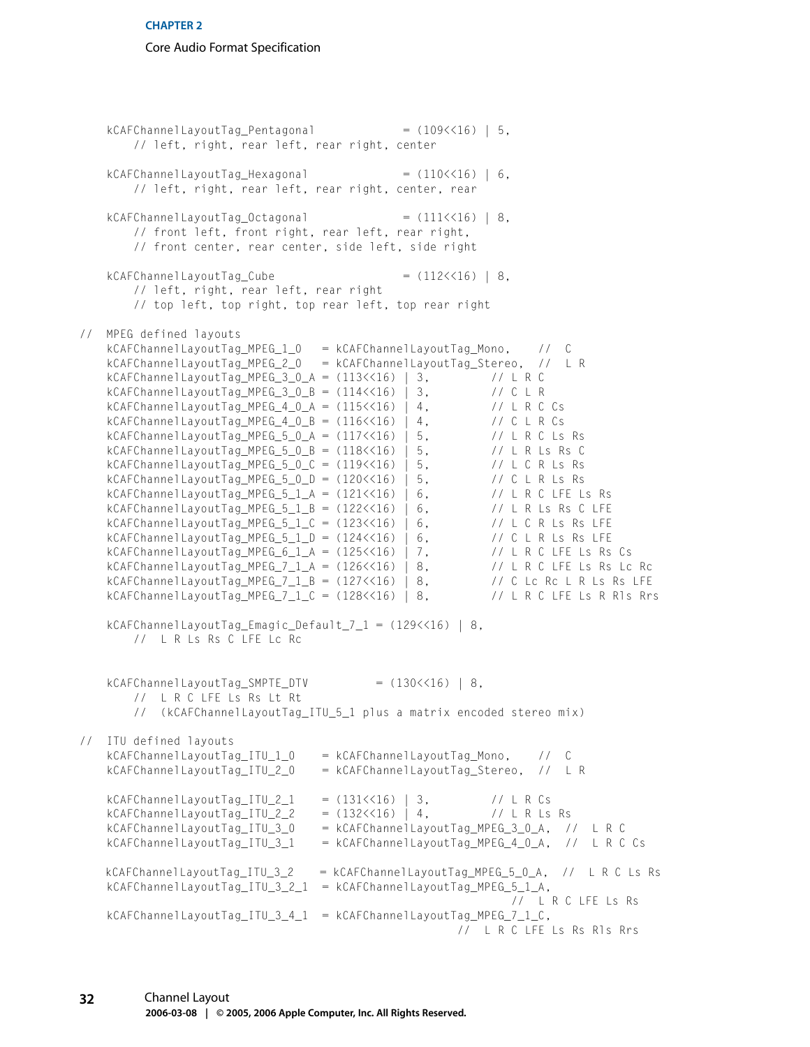```
    kCAFChannelLayoutTag_Pentagonal             = (109<<16) | 5,
        // left, right, rear left, rear right, center

    kCAFChannelLayoutTag_Hexagonal              = (110<<16) | 6,
        // left, right, rear left, rear right, center, rear

    kCAFChannelLayoutTag_Octagonal              = (111<<16) | 8,
        // front left, front right, rear left, rear right,
        // front center, rear center, side left, side right

    kCAFChannelLayoutTag_Cube                   = (112<<16) | 8,
        // left, right, rear left, rear right
        // top left, top right, top rear left, top rear right

//  MPEG defined layouts
    kCAFChannelLayoutTag_MPEG_1_0   = kCAFChannelLayoutTag_Mono,    //  C
    kCAFChannelLayoutTag_MPEG_2_0   = kCAFChannelLayoutTag_Stereo,  //  L R
    kCAFChannelLayoutTag_MPEG_3_0_A = (113<<16) | 3,        // L R C
    kCAFChannelLayoutTag_MPEG_3_0_B = (114<<16) | 3,        // C L R
    kCAFChannelLayoutTag_MPEG_4_0_A = (115<<16) | 4,        // L R C Cs
    kCAFChannelLayoutTag_MPEG_4_0_B = (116<<16) | 4,        // C L R Cs
    kCAFChannelLayoutTag_MPEG_5_0_A = (117<<16) | 5,        // L R C Ls Rs
    kCAFChannelLayoutTag_MPEG_5_0_B = (118<<16) | 5,        // L R Ls Rs C
    kCAFChannelLayoutTag_MPEG_5_0_C = (119<<16) | 5,        // L C R Ls Rs
    kCAFChannelLayoutTag_MPEG_5_0_D = (120<<16) | 5,        // C L R Ls Rs
    kCAFChannelLayoutTag_MPEG_5_1_A = (121<<16) | 6,        // L R C LFE Ls Rs
    kCAFChannelLayoutTag_MPEG_5_1_B = (122<<16) | 6,        // L R Ls Rs C LFE
    kCAFChannelLayoutTag_MPEG_5_1_C = (123<<16) | 6,        // L C R Ls Rs LFE
    kCAFChannelLayoutTag_MPEG_5_1_D = (124<<16) | 6,        // C L R Ls Rs LFE
    kCAFChannelLayoutTag_MPEG_6_1_A = (125<<16) | 7,        // L R C LFE Ls Rs Cs
    kCAFChannelLayoutTag_MPEG_7_1_A = (126<<16) | 8,        // L R C LFE Ls Rs Lc Rc
    kCAFChannelLayoutTag_MPEG_7_1_B = (127<<16) | 8,        // C Lc Rc L R Ls Rs LFE
    kCAFChannelLayoutTag_MPEG_7_1_C = (128<<16) | 8,        // L R C LFE Ls R Rls Rrs

    kCAFChannelLayoutTag_Emagic_Default_7_1 = (129<<16) | 8,
        //  L R Ls Rs C LFE Lc Rc


    kCAFChannelLayoutTag_SMPTE_DTV          = (130<<16) | 8,
        //  L R C LFE Ls Rs Lt Rt
        //  (kCAFChannelLayoutTag_ITU_5_1 plus a matrix encoded stereo mix)

//  ITU defined layouts
    kCAFChannelLayoutTag_ITU_1_0    = kCAFChannelLayoutTag_Mono,    //  C
    kCAFChannelLayoutTag_ITU_2_0    = kCAFChannelLayoutTag_Stereo,  //  L R

    kCAFChannelLayoutTag_ITU_2_1    = (131<<16) | 3,        // L R Cs
    kCAFChannelLayoutTag_ITU_2_2    = (132<<16) | 4,        // L R Ls Rs
    kCAFChannelLayoutTag_ITU_3_0    = kCAFChannelLayoutTag_MPEG_3_0_A,  //  L R C
    kCAFChannelLayoutTag_ITU_3_1    = kCAFChannelLayoutTag_MPEG_4_0_A,  //  L R C Cs

    kCAFChannelLayoutTag_ITU_3_2    = kCAFChannelLayoutTag_MPEG_5_0_A,  //  L R C Ls Rs
    kCAFChannelLayoutTag_ITU_3_2_1  = kCAFChannelLayoutTag_MPEG_5_1_A,
                                                               //  L R C LFE Ls Rs
    kCAFChannelLayoutTag_ITU_3_4_1  = kCAFChannelLayoutTag_MPEG_7_1_C,
                                                        //  L R C LFE Ls Rs Rls Rrs
```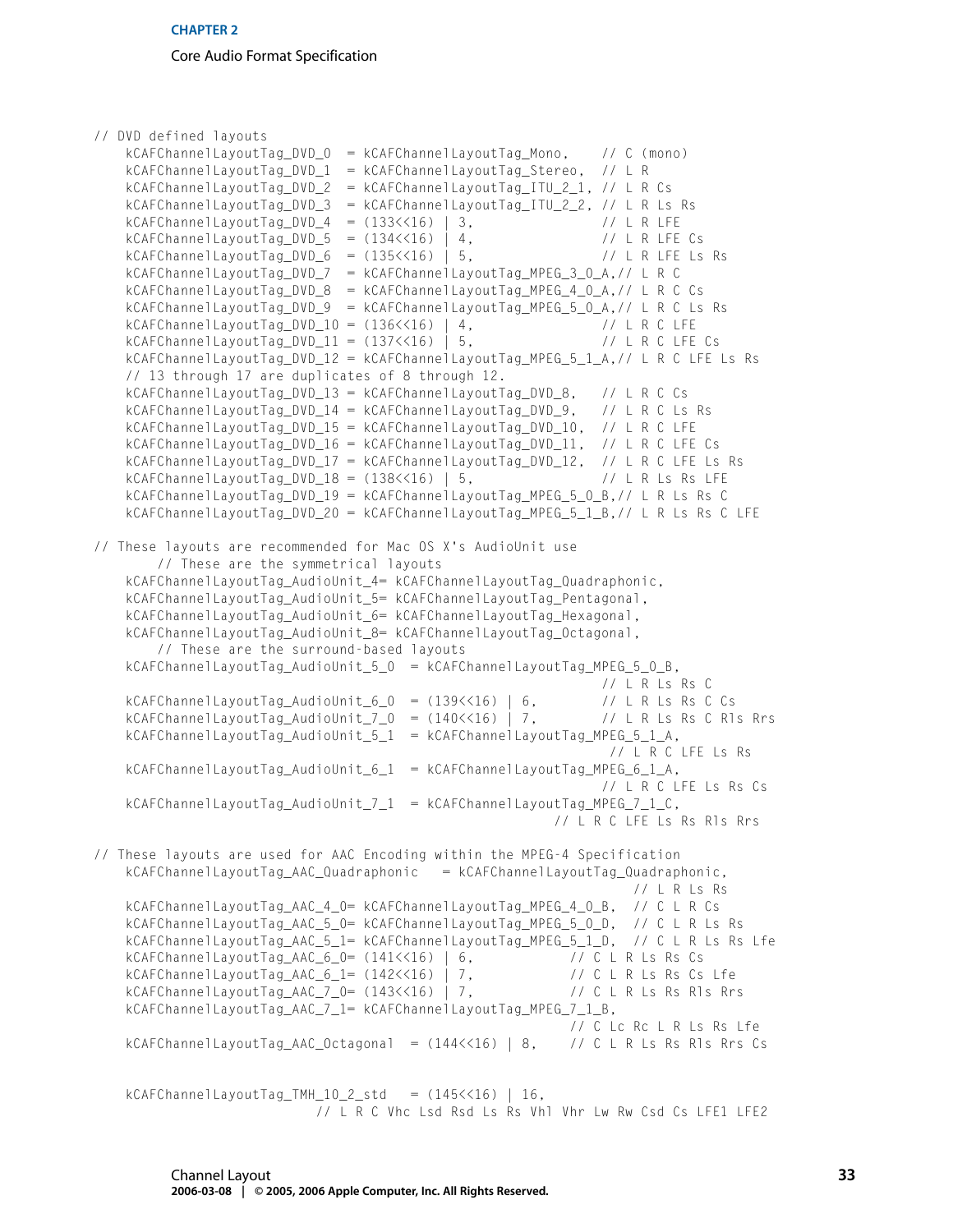```
// DVD defined layouts
    kCAFChannelLayoutTag_DVD_0  = kCAFChannelLayoutTag_Mono,    // C (mono)
    kCAFChannelLayoutTag_DVD_1  = kCAFChannelLayoutTag_Stereo,  // L R
    kCAFChannelLayoutTag_DVD_2  = kCAFChannelLayoutTag_ITU_2_1, // L R Cs
    kCAFChannelLayoutTag_DVD_3  = kCAFChannelLayoutTag_ITU_2_2, // L R Ls Rs
    kCAFChannelLayoutTag_DVD_4  = (133<<16) | 3,                // L R LFE
    kCAFChannelLayoutTag_DVD_5  = (134<<16) | 4,                // L R LFE Cs
    kCAFChannelLayoutTag_DVD_6  = (135<<16) | 5,                // L R LFE Ls Rs
    kCAFChannelLayoutTag_DVD_7  = kCAFChannelLayoutTag_MPEG_3_0_A,// L R C
    kCAFChannelLayoutTag_DVD_8  = kCAFChannelLayoutTag_MPEG_4_0_A,// L R C Cs
    kCAFChannelLayoutTag_DVD_9  = kCAFChannelLayoutTag_MPEG_5_0_A,// L R C Ls Rs
    kCAFChannelLayoutTag_DVD_10 = (136<<16) | 4,                // L R C LFE
    kCAFChannelLayoutTag_DVD_11 = (137<<16) | 5,                // L R C LFE Cs
    kCAFChannelLayoutTag_DVD_12 = kCAFChannelLayoutTag_MPEG_5_1_A,// L R C LFE Ls Rs
    // 13 through 17 are duplicates of 8 through 12.
    kCAFChannelLayoutTag_DVD_13 = kCAFChannelLayoutTag_DVD_8,   // L R C Cs
    kCAFChannelLayoutTag_DVD_14 = kCAFChannelLayoutTag_DVD_9,   // L R C Ls Rs
    kCAFChannelLayoutTag_DVD_15 = kCAFChannelLayoutTag_DVD_10,  // L R C LFE
    kCAFChannelLayoutTag_DVD_16 = kCAFChannelLayoutTag_DVD_11,  // L R C LFE Cs
    kCAFChannelLayoutTag_DVD_17 = kCAFChannelLayoutTag_DVD_12,  // L R C LFE Ls Rs
    kCAFChannelLayoutTag_DVD_18 = (138<<16) | 5,                // L R Ls Rs LFE
    kCAFChannelLayoutTag_DVD_19 = kCAFChannelLayoutTag_MPEG_5_0_B,// L R Ls Rs C
    kCAFChannelLayoutTag_DVD_20 = kCAFChannelLayoutTag_MPEG_5_1_B,// L R Ls Rs C LFE

// These layouts are recommended for Mac OS X's AudioUnit use
        // These are the symmetrical layouts
    kCAFChannelLayoutTag_AudioUnit_4= kCAFChannelLayoutTag_Quadraphonic,
    kCAFChannelLayoutTag_AudioUnit_5= kCAFChannelLayoutTag_Pentagonal,
    kCAFChannelLayoutTag_AudioUnit_6= kCAFChannelLayoutTag_Hexagonal,
    kCAFChannelLayoutTag_AudioUnit_8= kCAFChannelLayoutTag_Octagonal,
        // These are the surround-based layouts
    kCAFChannelLayoutTag_AudioUnit_5_0  = kCAFChannelLayoutTag_MPEG_5_0_B,
                                                                // L R Ls Rs C
    kCAFChannelLayoutTag_AudioUnit_6_0  = (139<<16) | 6,        // L R Ls Rs C Cs
    kCAFChannelLayoutTag_AudioUnit_7_0  = (140<<16) | 7,        // L R Ls Rs C Rls Rrs
    kCAFChannelLayoutTag_AudioUnit_5_1  = kCAFChannelLayoutTag_MPEG_5_1_A,
                                                                 // L R C LFE Ls Rs
    kCAFChannelLayoutTag_AudioUnit_6_1  = kCAFChannelLayoutTag_MPEG_6_1_A,
                                                                // L R C LFE Ls Rs Cs
    kCAFChannelLayoutTag_AudioUnit_7_1  = kCAFChannelLayoutTag_MPEG_7_1_C,
                                                         // L R C LFE Ls Rs Rls Rrs

// These layouts are used for AAC Encoding within the MPEG-4 Specification
    kCAFChannelLayoutTag_AAC_Quadraphonic   = kCAFChannelLayoutTag_Quadraphonic,
                                                                    // L R Ls Rs
    kCAFChannelLayoutTag_AAC_4_0= kCAFChannelLayoutTag_MPEG_4_0_B,  // C L R Cs
    kCAFChannelLayoutTag_AAC_5_0= kCAFChannelLayoutTag_MPEG_5_0_D,  // C L R Ls Rs
    kCAFChannelLayoutTag_AAC_5_1= kCAFChannelLayoutTag_MPEG_5_1_D,  // C L R Ls Rs Lfe
    kCAFChannelLayoutTag_AAC_6_0= (141<<16) | 6,            // C L R Ls Rs Cs
    kCAFChannelLayoutTag_AAC_6_1= (142<<16) | 7,            // C L R Ls Rs Cs Lfe
    kCAFChannelLayoutTag_AAC_7_0= (143<<16) | 7,            // C L R Ls Rs Rls Rrs
    kCAFChannelLayoutTag_AAC_7_1= kCAFChannelLayoutTag_MPEG_7_1_B,
                                                            // C Lc Rc L R Ls Rs Lfe
    kCAFChannelLayoutTag_AAC_Octagonal  = (144<<16) | 8,    // C L R Ls Rs Rls Rrs Cs


    kCAFChannelLayoutTag_TMH_10_2_std   = (145<<16) | 16,
                        // L R C Vhc Lsd Rsd Ls Rs Vhl Vhr Lw Rw Csd Cs LFE1 LFE2
```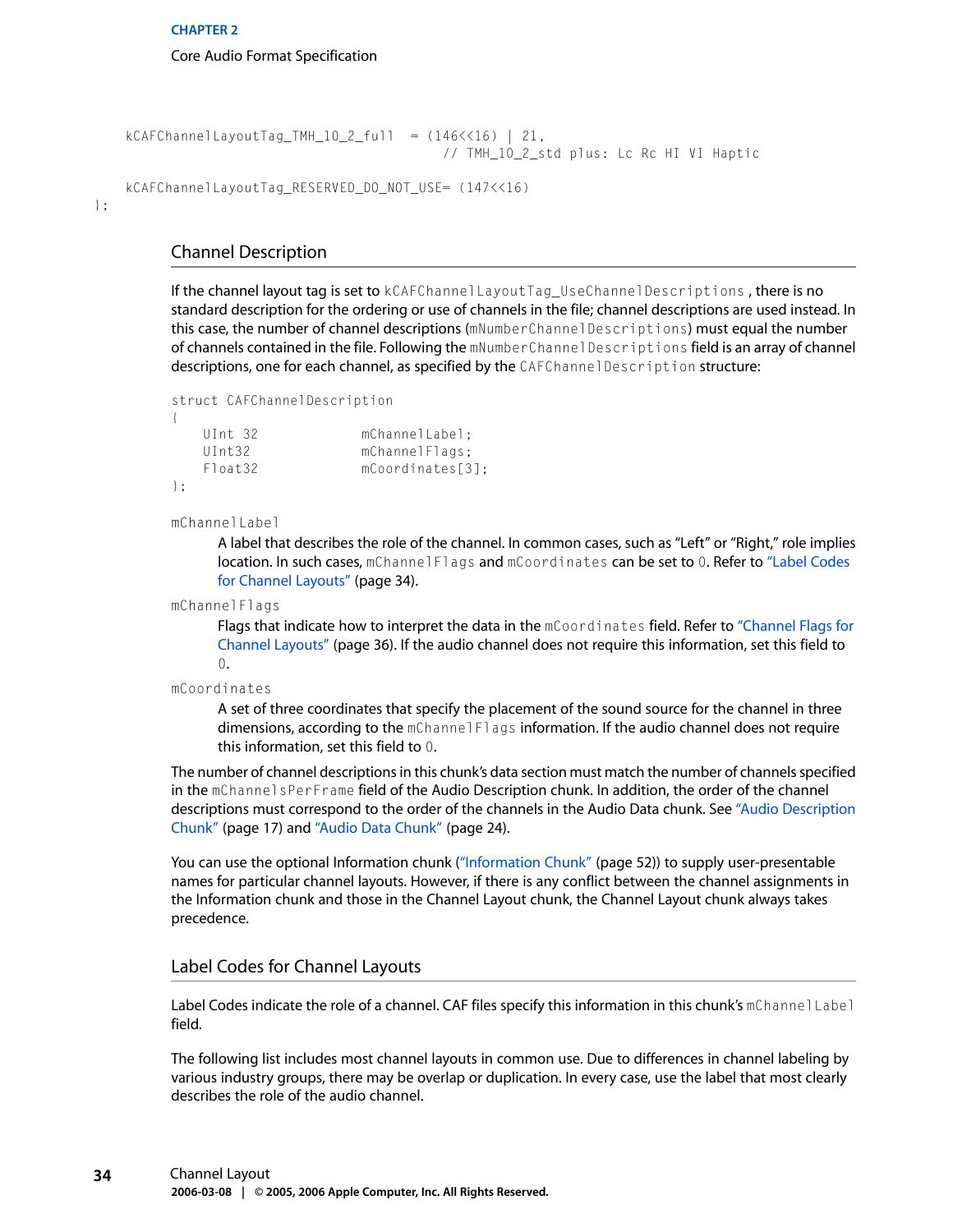```
    kCAFChannelLayoutTag_TMH_10_2_full  = (146<<16) | 21,
                                            // TMH_10_2_std plus: Lc Rc HI VI Haptic

    kCAFChannelLayoutTag_RESERVED_DO_NOT_USE= (147<<16)
};
```

## Channel Description

If the channel layout tag is set to `kCAFChannelLayoutTag_UseChannelDescriptions`, there is no standard description for the ordering or use of channels in the file; channel descriptions are used instead. In this case, the number of channel descriptions (`mNumberChannelDescriptions`) must equal the number of channels contained in the file. Following the `mNumberChannelDescriptions` field is an array of channel descriptions, one for each channel, as specified by the `CAFChannelDescription` structure:

```
struct CAFChannelDescription
{
    UInt 32             mChannelLabel;
    UInt32              mChannelFlags;
    Float32             mCoordinates[3];
};
```

`mChannelLabel`
: A label that describes the role of the channel. In common cases, such as "Left" or "Right," role implies location. In such cases, `mChannelFlags` and `mCoordinates` can be set to `0`. Refer to "Label Codes for Channel Layouts" (page 34).

`mChannelFlags`
: Flags that indicate how to interpret the data in the `mCoordinates` field. Refer to "Channel Flags for Channel Layouts" (page 36). If the audio channel does not require this information, set this field to `0`.

`mCoordinates`
: A set of three coordinates that specify the placement of the sound source for the channel in three dimensions, according to the `mChannelFlags` information. If the audio channel does not require this information, set this field to `0`.

The number of channel descriptions in this chunk's data section must match the number of channels specified in the `mChannelsPerFrame` field of the Audio Description chunk. In addition, the order of the channel descriptions must correspond to the order of the channels in the Audio Data chunk. See "Audio Description Chunk" (page 17) and "Audio Data Chunk" (page 24).

You can use the optional Information chunk ("Information Chunk" (page 52)) to supply user-presentable names for particular channel layouts. However, if there is any conflict between the channel assignments in the Information chunk and those in the Channel Layout chunk, the Channel Layout chunk always takes precedence.

## Label Codes for Channel Layouts

Label Codes indicate the role of a channel. CAF files specify this information in this chunk's `mChannelLabel` field.

The following list includes most channel layouts in common use. Due to differences in channel labeling by various industry groups, there may be overlap or duplication. In every case, use the label that most clearly describes the role of the audio channel.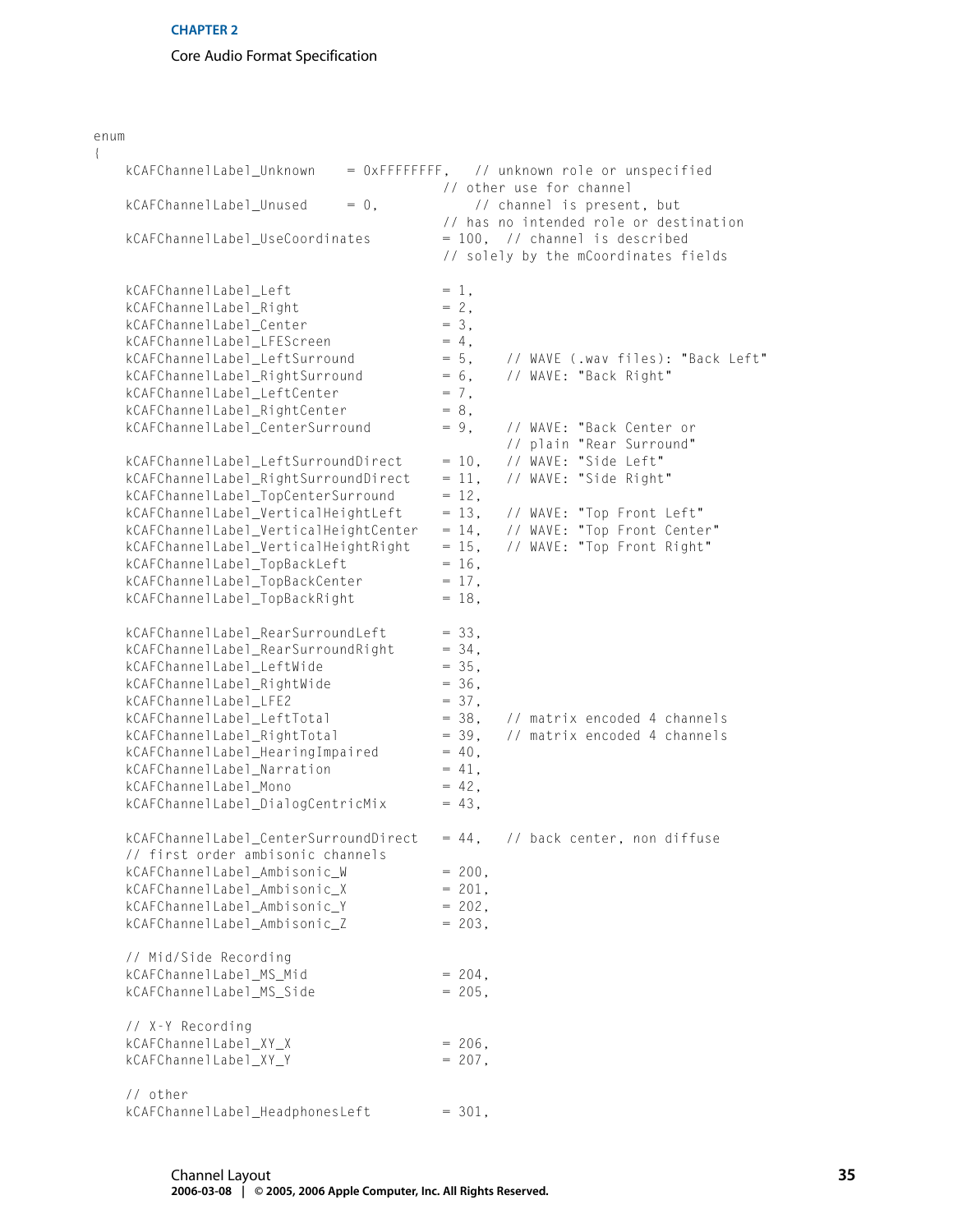```
enum
{
    kCAFChannelLabel_Unknown    = 0xFFFFFFFF,   // unknown role or unspecified
                                          // other use for channel
    kCAFChannelLabel_Unused     = 0,            // channel is present, but
                                          // has no intended role or destination
    kCAFChannelLabel_UseCoordinates       = 100,  // channel is described
                                          // solely by the mCoordinates fields

    kCAFChannelLabel_Left                 = 1,
    kCAFChannelLabel_Right                = 2,
    kCAFChannelLabel_Center               = 3,
    kCAFChannelLabel_LFEScreen            = 4,
    kCAFChannelLabel_LeftSurround         = 5,    // WAVE (.wav files): "Back Left"
    kCAFChannelLabel_RightSurround        = 6,    // WAVE: "Back Right"
    kCAFChannelLabel_LeftCenter           = 7,
    kCAFChannelLabel_RightCenter          = 8,
    kCAFChannelLabel_CenterSurround       = 9,    // WAVE: "Back Center or
                                                  // plain "Rear Surround"
    kCAFChannelLabel_LeftSurroundDirect   = 10,   // WAVE: "Side Left"
    kCAFChannelLabel_RightSurroundDirect  = 11,   // WAVE: "Side Right"
    kCAFChannelLabel_TopCenterSurround    = 12,
    kCAFChannelLabel_VerticalHeightLeft   = 13,   // WAVE: "Top Front Left"
    kCAFChannelLabel_VerticalHeightCenter = 14,   // WAVE: "Top Front Center"
    kCAFChannelLabel_VerticalHeightRight  = 15,   // WAVE: "Top Front Right"
    kCAFChannelLabel_TopBackLeft          = 16,
    kCAFChannelLabel_TopBackCenter        = 17,
    kCAFChannelLabel_TopBackRight         = 18,

    kCAFChannelLabel_RearSurroundLeft     = 33,
    kCAFChannelLabel_RearSurroundRight    = 34,
    kCAFChannelLabel_LeftWide             = 35,
    kCAFChannelLabel_RightWide            = 36,
    kCAFChannelLabel_LFE2                 = 37,
    kCAFChannelLabel_LeftTotal            = 38,   // matrix encoded 4 channels
    kCAFChannelLabel_RightTotal           = 39,   // matrix encoded 4 channels
    kCAFChannelLabel_HearingImpaired      = 40,
    kCAFChannelLabel_Narration            = 41,
    kCAFChannelLabel_Mono                 = 42,
    kCAFChannelLabel_DialogCentricMix     = 43,

    kCAFChannelLabel_CenterSurroundDirect = 44,   // back center, non diffuse
    // first order ambisonic channels
    kCAFChannelLabel_Ambisonic_W          = 200,
    kCAFChannelLabel_Ambisonic_X          = 201,
    kCAFChannelLabel_Ambisonic_Y          = 202,
    kCAFChannelLabel_Ambisonic_Z          = 203,

    // Mid/Side Recording
    kCAFChannelLabel_MS_Mid               = 204,
    kCAFChannelLabel_MS_Side              = 205,

    // X-Y Recording
    kCAFChannelLabel_XY_X                 = 206,
    kCAFChannelLabel_XY_Y                 = 207,

    // other
    kCAFChannelLabel_HeadphonesLeft       = 301,
```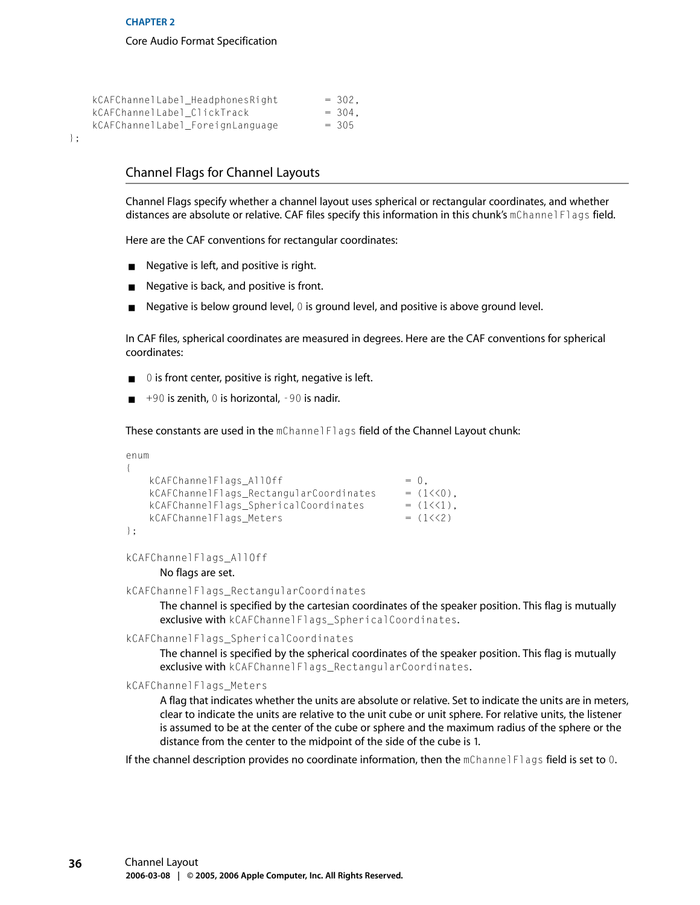```
    kCAFChannelLabel_HeadphonesRight         = 302,
    kCAFChannelLabel_ClickTrack              = 304,
    kCAFChannelLabel_ForeignLanguage         = 305
};
```

## Channel Flags for Channel Layouts

Channel Flags specify whether a channel layout uses spherical or rectangular coordinates, and whether distances are absolute or relative. CAF files specify this information in this chunk's `mChannelFlags` field.

Here are the CAF conventions for rectangular coordinates:

- Negative is left, and positive is right.
- Negative is back, and positive is front.
- Negative is below ground level, `0` is ground level, and positive is above ground level.

In CAF files, spherical coordinates are measured in degrees. Here are the CAF conventions for spherical coordinates:

- `0` is front center, positive is right, negative is left.
- `+90` is zenith, `0` is horizontal, `-90` is nadir.

These constants are used in the `mChannelFlags` field of the Channel Layout chunk:

```
enum
{
    kCAFChannelFlags_AllOff                      = 0,
    kCAFChannelFlags_RectangularCoordinates      = (1<<0),
    kCAFChannelFlags_SphericalCoordinates        = (1<<1),
    kCAFChannelFlags_Meters                      = (1<<2)
};
```

`kCAFChannelFlags_AllOff`
: No flags are set.

`kCAFChannelFlags_RectangularCoordinates`
: The channel is specified by the cartesian coordinates of the speaker position. This flag is mutually exclusive with `kCAFChannelFlags_SphericalCoordinates`.

`kCAFChannelFlags_SphericalCoordinates`
: The channel is specified by the spherical coordinates of the speaker position. This flag is mutually exclusive with `kCAFChannelFlags_RectangularCoordinates`.

`kCAFChannelFlags_Meters`
: A flag that indicates whether the units are absolute or relative. Set to indicate the units are in meters, clear to indicate the units are relative to the unit cube or unit sphere. For relative units, the listener is assumed to be at the center of the cube or sphere and the maximum radius of the sphere or the distance from the center to the midpoint of the side of the cube is 1.

If the channel description provides no coordinate information, then the `mChannelFlags` field is set to `0`.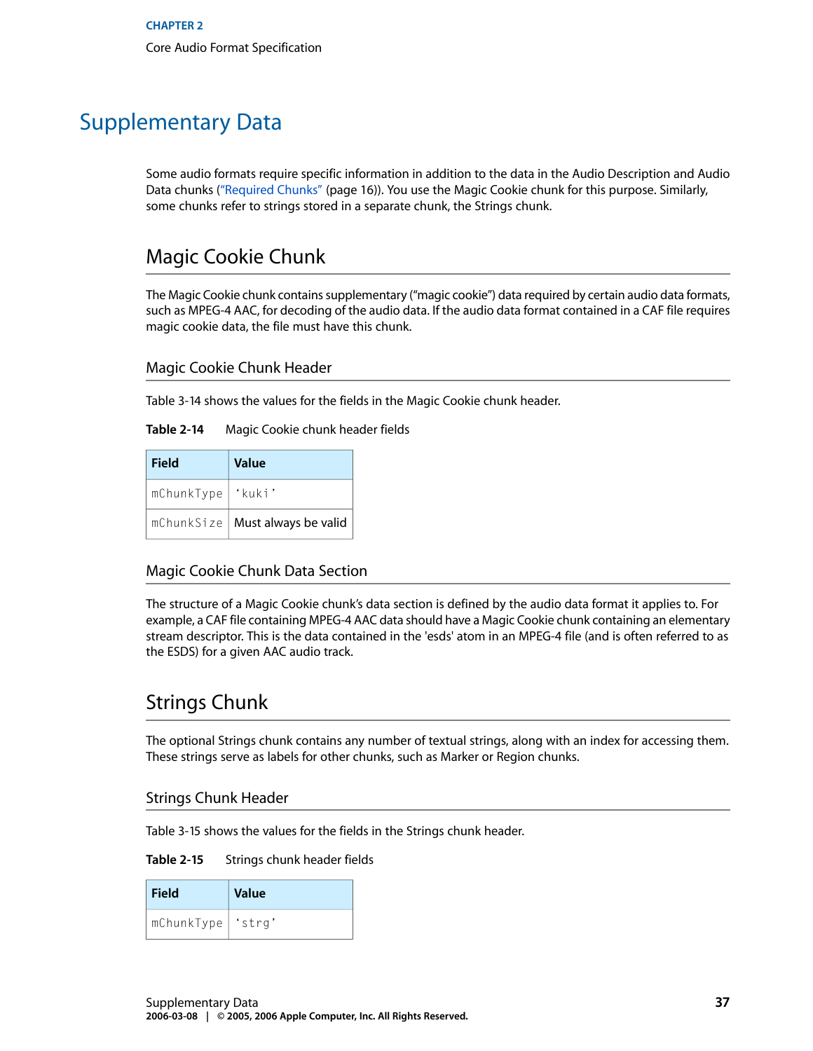# Supplementary Data

Some audio formats require specific information in addition to the data in the Audio Description and Audio Data chunks ("Required Chunks" (page 16)). You use the Magic Cookie chunk for this purpose. Similarly, some chunks refer to strings stored in a separate chunk, the Strings chunk.

## Magic Cookie Chunk

The Magic Cookie chunk contains supplementary ("magic cookie") data required by certain audio data formats, such as MPEG-4 AAC, for decoding of the audio data. If the audio data format contained in a CAF file requires magic cookie data, the file must have this chunk.

### Magic Cookie Chunk Header

Table 3-14 shows the values for the fields in the Magic Cookie chunk header.

**Table 2-14** Magic Cookie chunk header fields

| Field | Value |
|---|---|
| `mChunkType` | `'kuki'` |
| `mChunkSize` | Must always be valid |

### Magic Cookie Chunk Data Section

The structure of a Magic Cookie chunk's data section is defined by the audio data format it applies to. For example, a CAF file containing MPEG-4 AAC data should have a Magic Cookie chunk containing an elementary stream descriptor. This is the data contained in the 'esds' atom in an MPEG-4 file (and is often referred to as the ESDS) for a given AAC audio track.

## Strings Chunk

The optional Strings chunk contains any number of textual strings, along with an index for accessing them. These strings serve as labels for other chunks, such as Marker or Region chunks.

### Strings Chunk Header

Table 3-15 shows the values for the fields in the Strings chunk header.

**Table 2-15** Strings chunk header fields

| Field | Value |
|---|---|
| `mChunkType` | `'strg'` |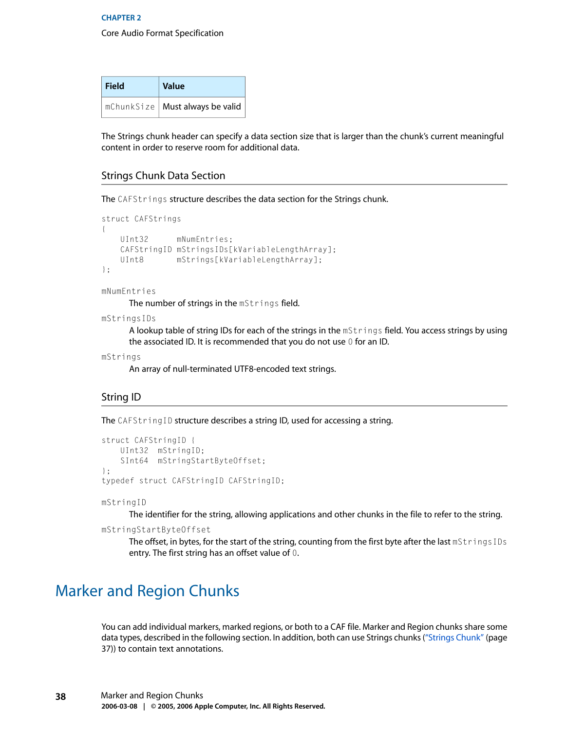| Field | Value |
| --- | --- |
| mChunkSize | Must always be valid |

The Strings chunk header can specify a data section size that is larger than the chunk's current meaningful content in order to reserve room for additional data.

### Strings Chunk Data Section

The CAFStrings structure describes the data section for the Strings chunk.

```
struct CAFStrings
{
    UInt32      mNumEntries;
    CAFStringID mStringsIDs[kVariableLengthArray];
    UInt8       mStrings[kVariableLengthArray];
};
```

mNumEntries
: The number of strings in the mStrings field.

mStringsIDs
: A lookup table of string IDs for each of the strings in the mStrings field. You access strings by using the associated ID. It is recommended that you do not use 0 for an ID.

mStrings
: An array of null-terminated UTF8-encoded text strings.

### String ID

The CAFStringID structure describes a string ID, used for accessing a string.

```
struct CAFStringID {
    UInt32  mStringID;
    SInt64  mStringStartByteOffset;
};
typedef struct CAFStringID CAFStringID;
```

mStringID
: The identifier for the string, allowing applications and other chunks in the file to refer to the string.

mStringStartByteOffset
: The offset, in bytes, for the start of the string, counting from the first byte after the last mStringsIDs entry. The first string has an offset value of 0.

## Marker and Region Chunks

You can add individual markers, marked regions, or both to a CAF file. Marker and Region chunks share some data types, described in the following section. In addition, both can use Strings chunks ("Strings Chunk" (page 37)) to contain text annotations.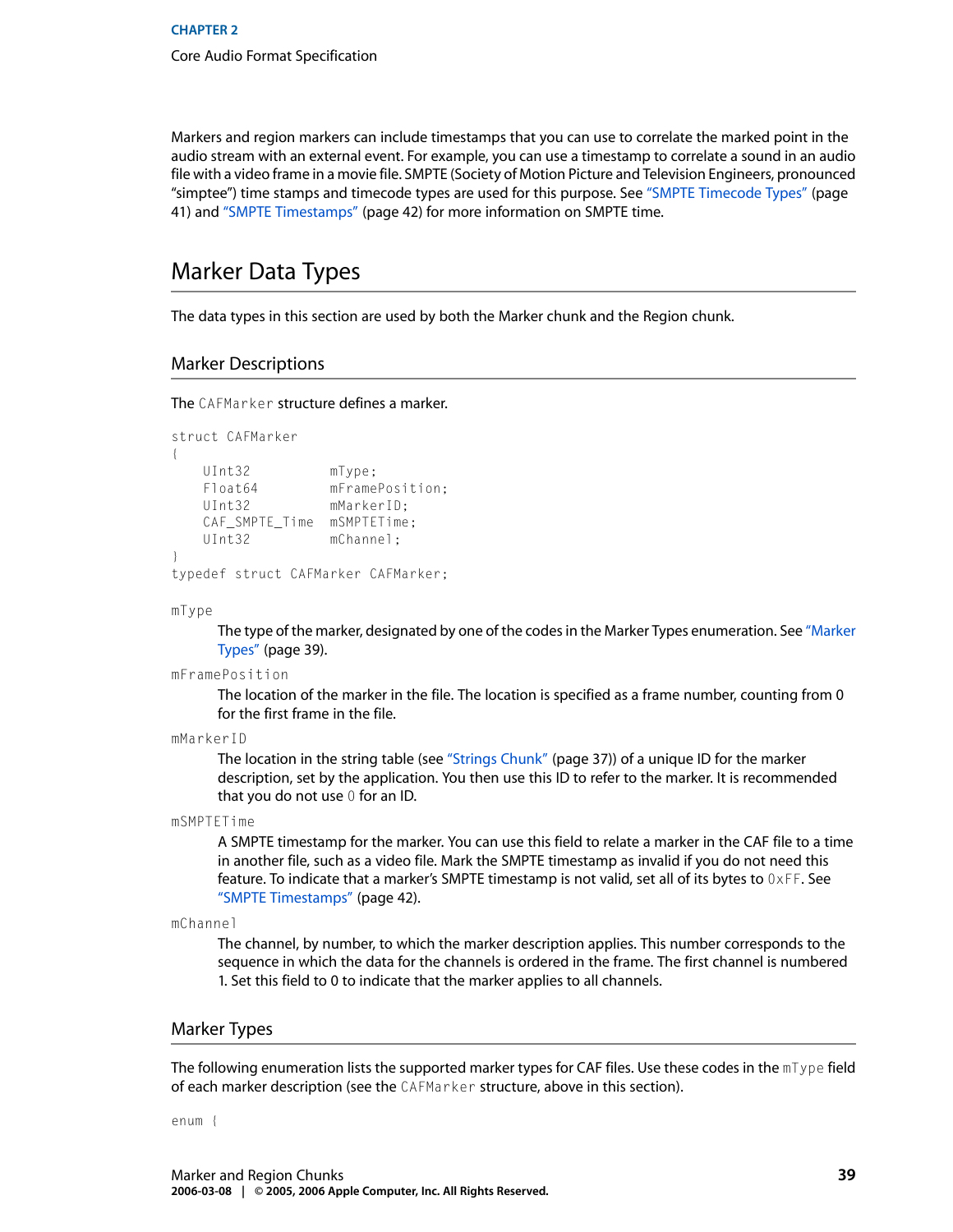Markers and region markers can include timestamps that you can use to correlate the marked point in the audio stream with an external event. For example, you can use a timestamp to correlate a sound in an audio file with a video frame in a movie file. SMPTE (Society of Motion Picture and Television Engineers, pronounced "simptee") time stamps and timecode types are used for this purpose. See "SMPTE Timecode Types" (page 41) and "SMPTE Timestamps" (page 42) for more information on SMPTE time.

## Marker Data Types

The data types in this section are used by both the Marker chunk and the Region chunk.

### Marker Descriptions

The `CAFMarker` structure defines a marker.

```
struct CAFMarker
{
    UInt32          mType;
    Float64         mFramePosition;
    UInt32          mMarkerID;
    CAF_SMPTE_Time  mSMPTETime;
    UInt32          mChannel;
}
typedef struct CAFMarker CAFMarker;
```

`mType`
: The type of the marker, designated by one of the codes in the Marker Types enumeration. See "Marker Types" (page 39).

`mFramePosition`
: The location of the marker in the file. The location is specified as a frame number, counting from 0 for the first frame in the file.

`mMarkerID`
: The location in the string table (see "Strings Chunk" (page 37)) of a unique ID for the marker description, set by the application. You then use this ID to refer to the marker. It is recommended that you do not use `0` for an ID.

`mSMPTETime`
: A SMPTE timestamp for the marker. You can use this field to relate a marker in the CAF file to a time in another file, such as a video file. Mark the SMPTE timestamp as invalid if you do not need this feature. To indicate that a marker's SMPTE timestamp is not valid, set all of its bytes to `0xFF`. See "SMPTE Timestamps" (page 42).

`mChannel`
: The channel, by number, to which the marker description applies. This number corresponds to the sequence in which the data for the channels is ordered in the frame. The first channel is numbered 1. Set this field to 0 to indicate that the marker applies to all channels.

### Marker Types

The following enumeration lists the supported marker types for CAF files. Use these codes in the `mType` field of each marker description (see the `CAFMarker` structure, above in this section).

```
enum {
```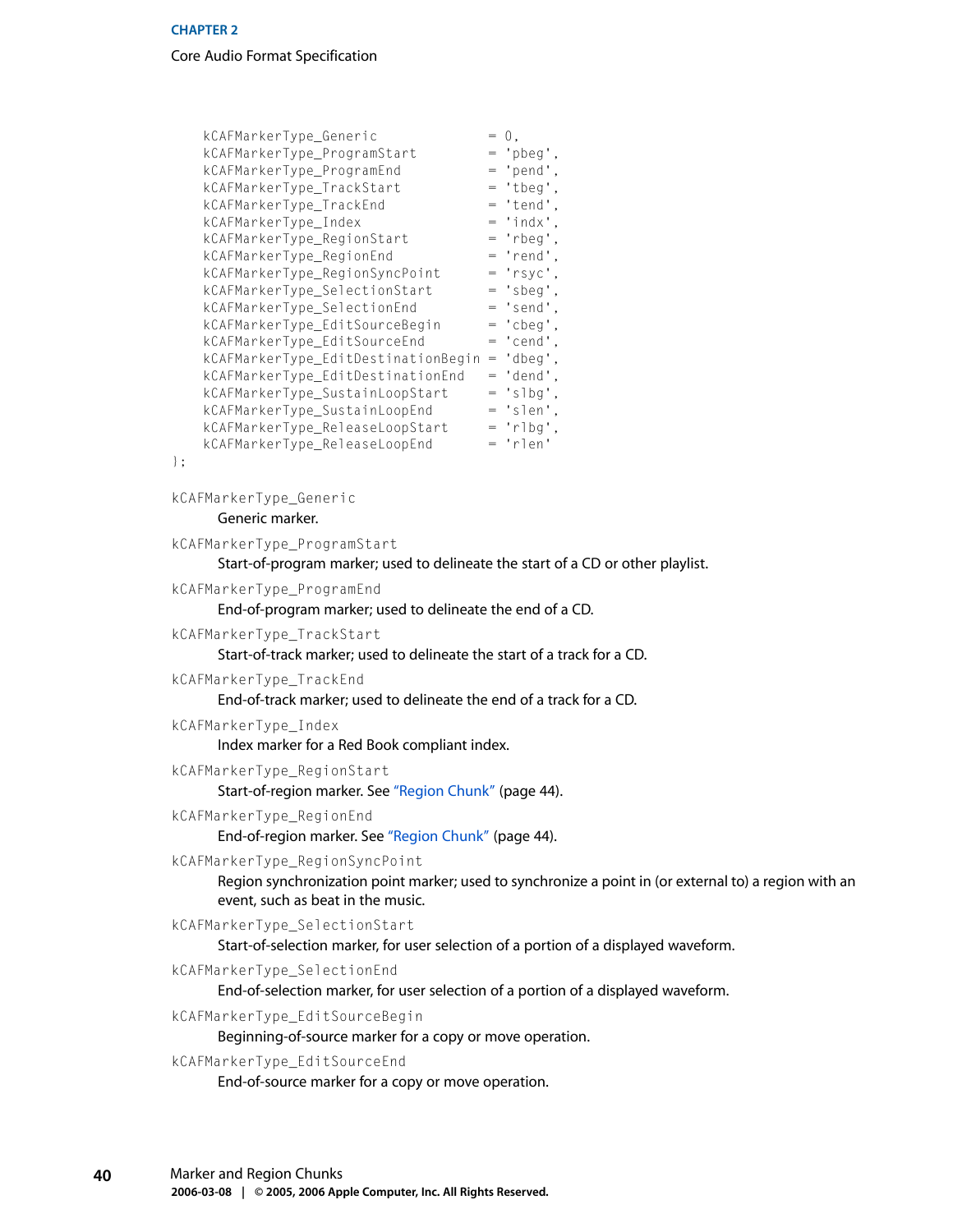```
    kCAFMarkerType_Generic                = 0,
    kCAFMarkerType_ProgramStart           = 'pbeg',
    kCAFMarkerType_ProgramEnd             = 'pend',
    kCAFMarkerType_TrackStart             = 'tbeg',
    kCAFMarkerType_TrackEnd               = 'tend',
    kCAFMarkerType_Index                  = 'indx',
    kCAFMarkerType_RegionStart            = 'rbeg',
    kCAFMarkerType_RegionEnd              = 'rend',
    kCAFMarkerType_RegionSyncPoint        = 'rsyc',
    kCAFMarkerType_SelectionStart         = 'sbeg',
    kCAFMarkerType_SelectionEnd           = 'send',
    kCAFMarkerType_EditSourceBegin        = 'cbeg',
    kCAFMarkerType_EditSourceEnd          = 'cend',
    kCAFMarkerType_EditDestinationBegin   = 'dbeg',
    kCAFMarkerType_EditDestinationEnd     = 'dend',
    kCAFMarkerType_SustainLoopStart       = 'slbg',
    kCAFMarkerType_SustainLoopEnd         = 'slen',
    kCAFMarkerType_ReleaseLoopStart       = 'rlbg',
    kCAFMarkerType_ReleaseLoopEnd         = 'rlen'
};
```

`kCAFMarkerType_Generic`
: Generic marker.

`kCAFMarkerType_ProgramStart`
: Start-of-program marker; used to delineate the start of a CD or other playlist.

`kCAFMarkerType_ProgramEnd`
: End-of-program marker; used to delineate the end of a CD.

`kCAFMarkerType_TrackStart`
: Start-of-track marker; used to delineate the start of a track for a CD.

`kCAFMarkerType_TrackEnd`
: End-of-track marker; used to delineate the end of a track for a CD.

`kCAFMarkerType_Index`
: Index marker for a Red Book compliant index.

`kCAFMarkerType_RegionStart`
: Start-of-region marker. See "Region Chunk" (page 44).

`kCAFMarkerType_RegionEnd`
: End-of-region marker. See "Region Chunk" (page 44).

`kCAFMarkerType_RegionSyncPoint`
: Region synchronization point marker; used to synchronize a point in (or external to) a region with an event, such as beat in the music.

`kCAFMarkerType_SelectionStart`
: Start-of-selection marker, for user selection of a portion of a displayed waveform.

`kCAFMarkerType_SelectionEnd`
: End-of-selection marker, for user selection of a portion of a displayed waveform.

`kCAFMarkerType_EditSourceBegin`
: Beginning-of-source marker for a copy or move operation.

`kCAFMarkerType_EditSourceEnd`
: End-of-source marker for a copy or move operation.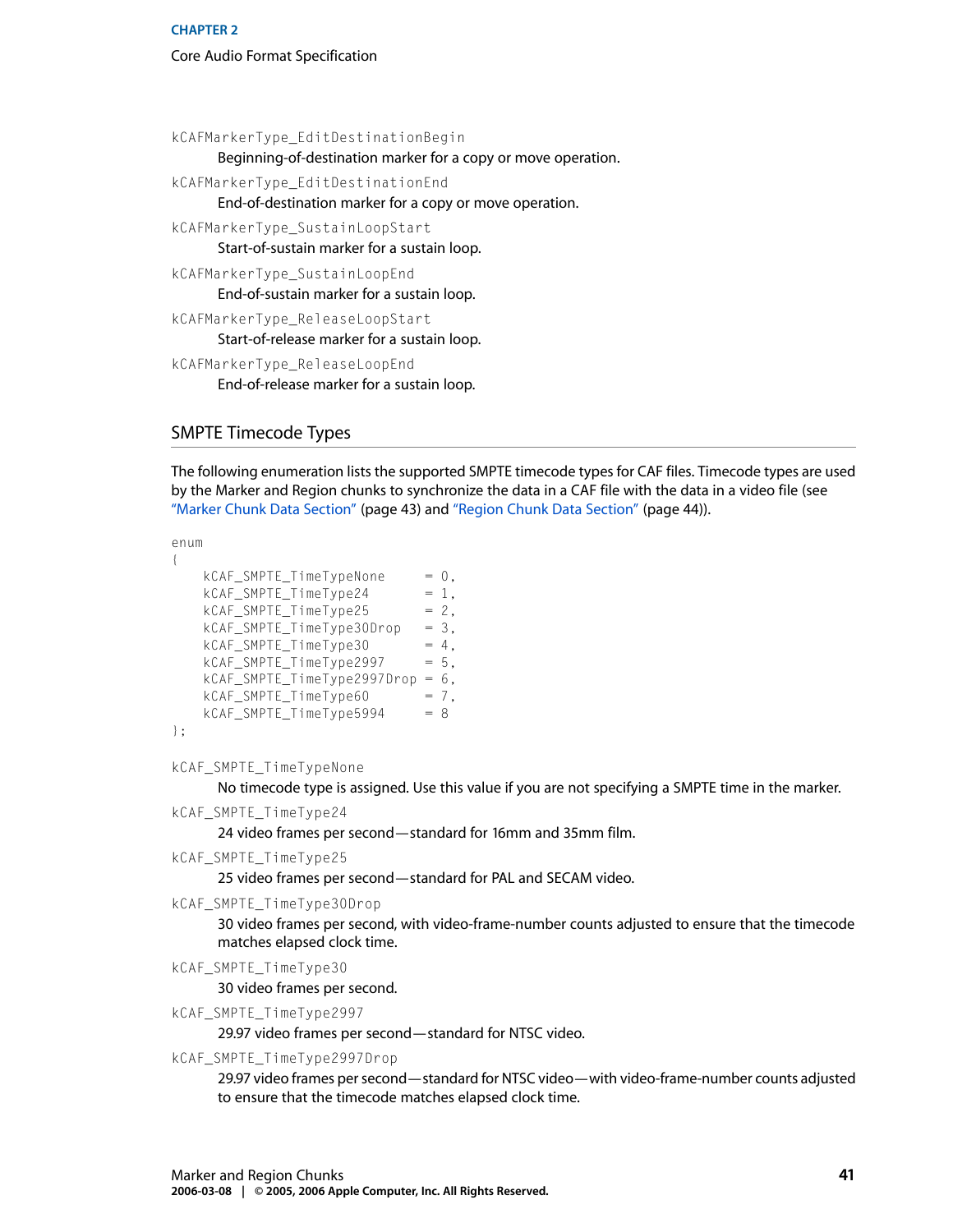`kCAFMarkerType_EditDestinationBegin`
: Beginning-of-destination marker for a copy or move operation.

`kCAFMarkerType_EditDestinationEnd`
: End-of-destination marker for a copy or move operation.

`kCAFMarkerType_SustainLoopStart`
: Start-of-sustain marker for a sustain loop.

`kCAFMarkerType_SustainLoopEnd`
: End-of-sustain marker for a sustain loop.

`kCAFMarkerType_ReleaseLoopStart`
: Start-of-release marker for a sustain loop.

`kCAFMarkerType_ReleaseLoopEnd`
: End-of-release marker for a sustain loop.

## SMPTE Timecode Types

The following enumeration lists the supported SMPTE timecode types for CAF files. Timecode types are used by the Marker and Region chunks to synchronize the data in a CAF file with the data in a video file (see "Marker Chunk Data Section" (page 43) and "Region Chunk Data Section" (page 44)).

```
enum
{
    kCAF_SMPTE_TimeTypeNone      = 0,
    kCAF_SMPTE_TimeType24        = 1,
    kCAF_SMPTE_TimeType25        = 2,
    kCAF_SMPTE_TimeType30Drop    = 3,
    kCAF_SMPTE_TimeType30        = 4,
    kCAF_SMPTE_TimeType2997      = 5,
    kCAF_SMPTE_TimeType2997Drop  = 6,
    kCAF_SMPTE_TimeType60        = 7,
    kCAF_SMPTE_TimeType5994      = 8
};
```

`kCAF_SMPTE_TimeTypeNone`
: No timecode type is assigned. Use this value if you are not specifying a SMPTE time in the marker.

`kCAF_SMPTE_TimeType24`
: 24 video frames per second—standard for 16mm and 35mm film.

`kCAF_SMPTE_TimeType25`
: 25 video frames per second—standard for PAL and SECAM video.

`kCAF_SMPTE_TimeType30Drop`
: 30 video frames per second, with video-frame-number counts adjusted to ensure that the timecode matches elapsed clock time.

`kCAF_SMPTE_TimeType30`
: 30 video frames per second.

`kCAF_SMPTE_TimeType2997`
: 29.97 video frames per second—standard for NTSC video.

`kCAF_SMPTE_TimeType2997Drop`
: 29.97 video frames per second—standard for NTSC video—with video-frame-number counts adjusted to ensure that the timecode matches elapsed clock time.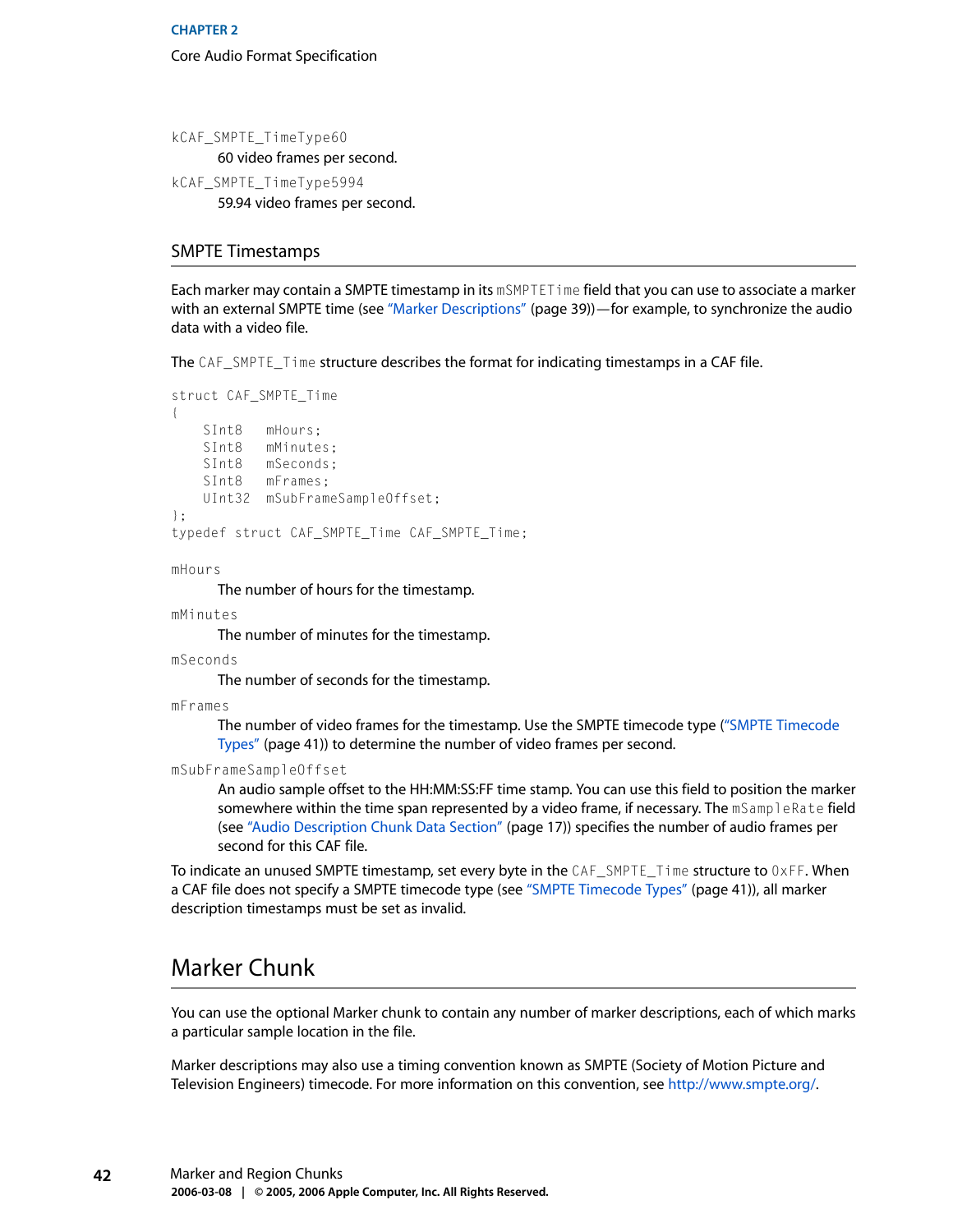`kCAF_SMPTE_TimeType60`
: 60 video frames per second.

`kCAF_SMPTE_TimeType5994`
: 59.94 video frames per second.

## SMPTE Timestamps

Each marker may contain a SMPTE timestamp in its `mSMPTETime` field that you can use to associate a marker with an external SMPTE time (see "Marker Descriptions" (page 39))—for example, to synchronize the audio data with a video file.

The `CAF_SMPTE_Time` structure describes the format for indicating timestamps in a CAF file.

```
struct CAF_SMPTE_Time
{
    SInt8   mHours;
    SInt8   mMinutes;
    SInt8   mSeconds;
    SInt8   mFrames;
    UInt32  mSubFrameSampleOffset;
};
typedef struct CAF_SMPTE_Time CAF_SMPTE_Time;
```

`mHours`
: The number of hours for the timestamp.

`mMinutes`
: The number of minutes for the timestamp.

`mSeconds`
: The number of seconds for the timestamp.

`mFrames`
: The number of video frames for the timestamp. Use the SMPTE timecode type ("SMPTE Timecode Types" (page 41)) to determine the number of video frames per second.

`mSubFrameSampleOffset`
: An audio sample offset to the HH:MM:SS:FF time stamp. You can use this field to position the marker somewhere within the time span represented by a video frame, if necessary. The `mSampleRate` field (see "Audio Description Chunk Data Section" (page 17)) specifies the number of audio frames per second for this CAF file.

To indicate an unused SMPTE timestamp, set every byte in the `CAF_SMPTE_Time` structure to `0xFF`. When a CAF file does not specify a SMPTE timecode type (see "SMPTE Timecode Types" (page 41)), all marker description timestamps must be set as invalid.

# Marker Chunk

You can use the optional Marker chunk to contain any number of marker descriptions, each of which marks a particular sample location in the file.

Marker descriptions may also use a timing convention known as SMPTE (Society of Motion Picture and Television Engineers) timecode. For more information on this convention, see http://www.smpte.org/.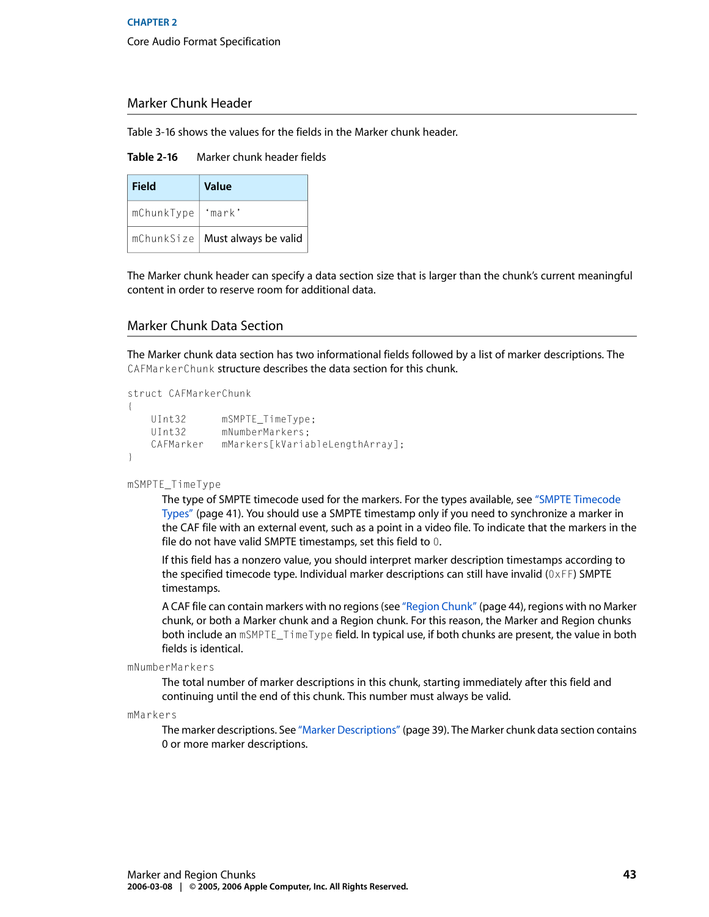### Marker Chunk Header

Table 3-16 shows the values for the fields in the Marker chunk header.

**Table 2-16** Marker chunk header fields

| Field | Value |
| --- | --- |
| `mChunkType` | `'mark'` |
| `mChunkSize` | Must always be valid |

The Marker chunk header can specify a data section size that is larger than the chunk's current meaningful content in order to reserve room for additional data.

### Marker Chunk Data Section

The Marker chunk data section has two informational fields followed by a list of marker descriptions. The `CAFMarkerChunk` structure describes the data section for this chunk.

```
struct CAFMarkerChunk
{
    UInt32      mSMPTE_TimeType;
    UInt32      mNumberMarkers;
    CAFMarker   mMarkers[kVariableLengthArray];
}
```

`mSMPTE_TimeType`

The type of SMPTE timecode used for the markers. For the types available, see "SMPTE Timecode Types" (page 41). You should use a SMPTE timestamp only if you need to synchronize a marker in the CAF file with an external event, such as a point in a video file. To indicate that the markers in the file do not have valid SMPTE timestamps, set this field to `0`.

If this field has a nonzero value, you should interpret marker description timestamps according to the specified timecode type. Individual marker descriptions can still have invalid (`0xFF`) SMPTE timestamps.

A CAF file can contain markers with no regions (see "Region Chunk" (page 44), regions with no Marker chunk, or both a Marker chunk and a Region chunk. For this reason, the Marker and Region chunks both include an `mSMPTE_TimeType` field. In typical use, if both chunks are present, the value in both fields is identical.

`mNumberMarkers`

The total number of marker descriptions in this chunk, starting immediately after this field and continuing until the end of this chunk. This number must always be valid.

`mMarkers`

The marker descriptions. See "Marker Descriptions" (page 39). The Marker chunk data section contains 0 or more marker descriptions.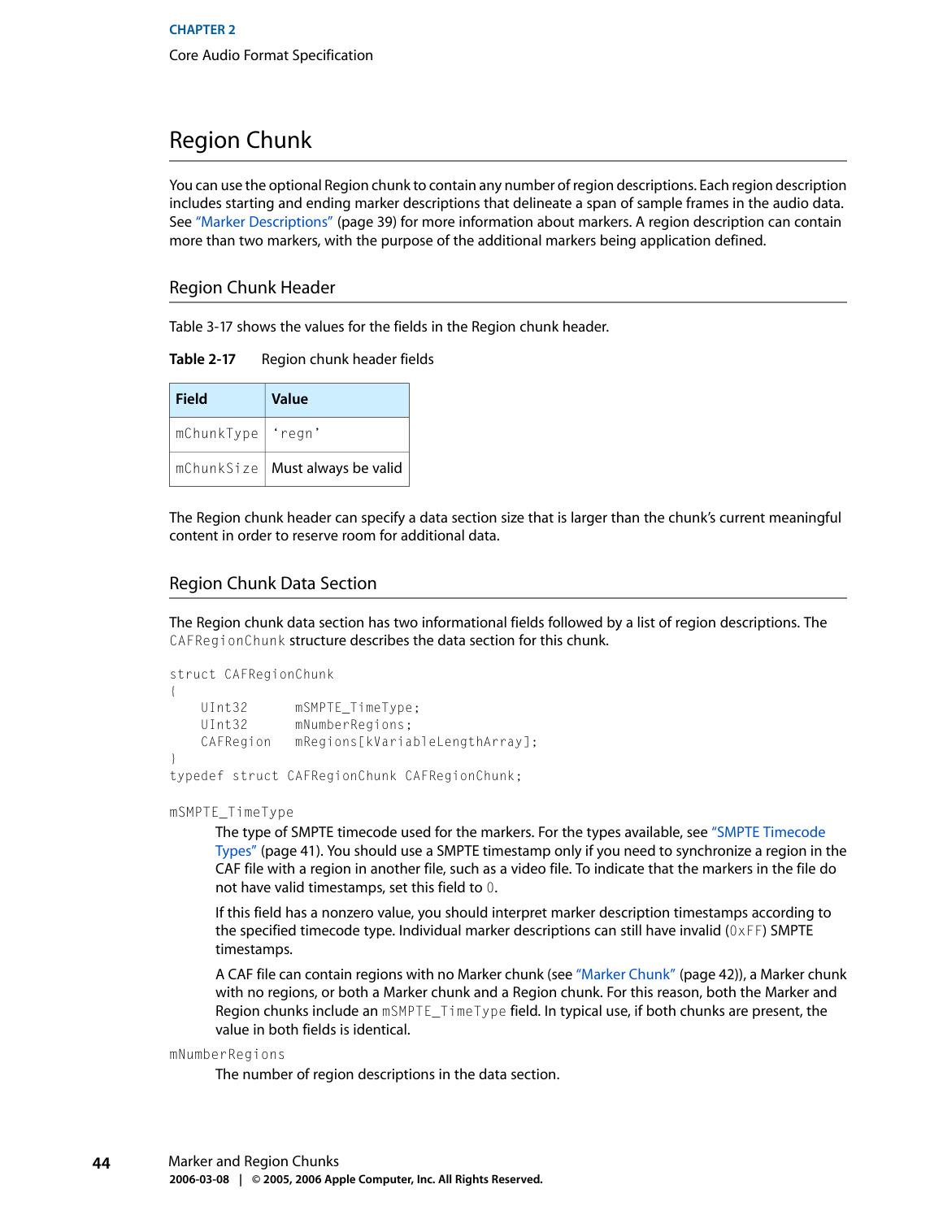## Region Chunk

You can use the optional Region chunk to contain any number of region descriptions. Each region description includes starting and ending marker descriptions that delineate a span of sample frames in the audio data. See "Marker Descriptions" (page 39) for more information about markers. A region description can contain more than two markers, with the purpose of the additional markers being application defined.

### Region Chunk Header

Table 3-17 shows the values for the fields in the Region chunk header.

**Table 2-17** Region chunk header fields

| Field | Value |
| --- | --- |
| `mChunkType` | `'regn'` |
| `mChunkSize` | Must always be valid |

The Region chunk header can specify a data section size that is larger than the chunk's current meaningful content in order to reserve room for additional data.

### Region Chunk Data Section

The Region chunk data section has two informational fields followed by a list of region descriptions. The `CAFRegionChunk` structure describes the data section for this chunk.

```
struct CAFRegionChunk
{
    UInt32      mSMPTE_TimeType;
    UInt32      mNumberRegions;
    CAFRegion   mRegions[kVariableLengthArray];
}
typedef struct CAFRegionChunk CAFRegionChunk;
```

`mSMPTE_TimeType`

The type of SMPTE timecode used for the markers. For the types available, see "SMPTE Timecode Types" (page 41). You should use a SMPTE timestamp only if you need to synchronize a region in the CAF file with a region in another file, such as a video file. To indicate that the markers in the file do not have valid timestamps, set this field to `0`.

If this field has a nonzero value, you should interpret marker description timestamps according to the specified timecode type. Individual marker descriptions can still have invalid (`0xFF`) SMPTE timestamps.

A CAF file can contain regions with no Marker chunk (see "Marker Chunk" (page 42)), a Marker chunk with no regions, or both a Marker chunk and a Region chunk. For this reason, both the Marker and Region chunks include an `mSMPTE_TimeType` field. In typical use, if both chunks are present, the value in both fields is identical.

`mNumberRegions`

The number of region descriptions in the data section.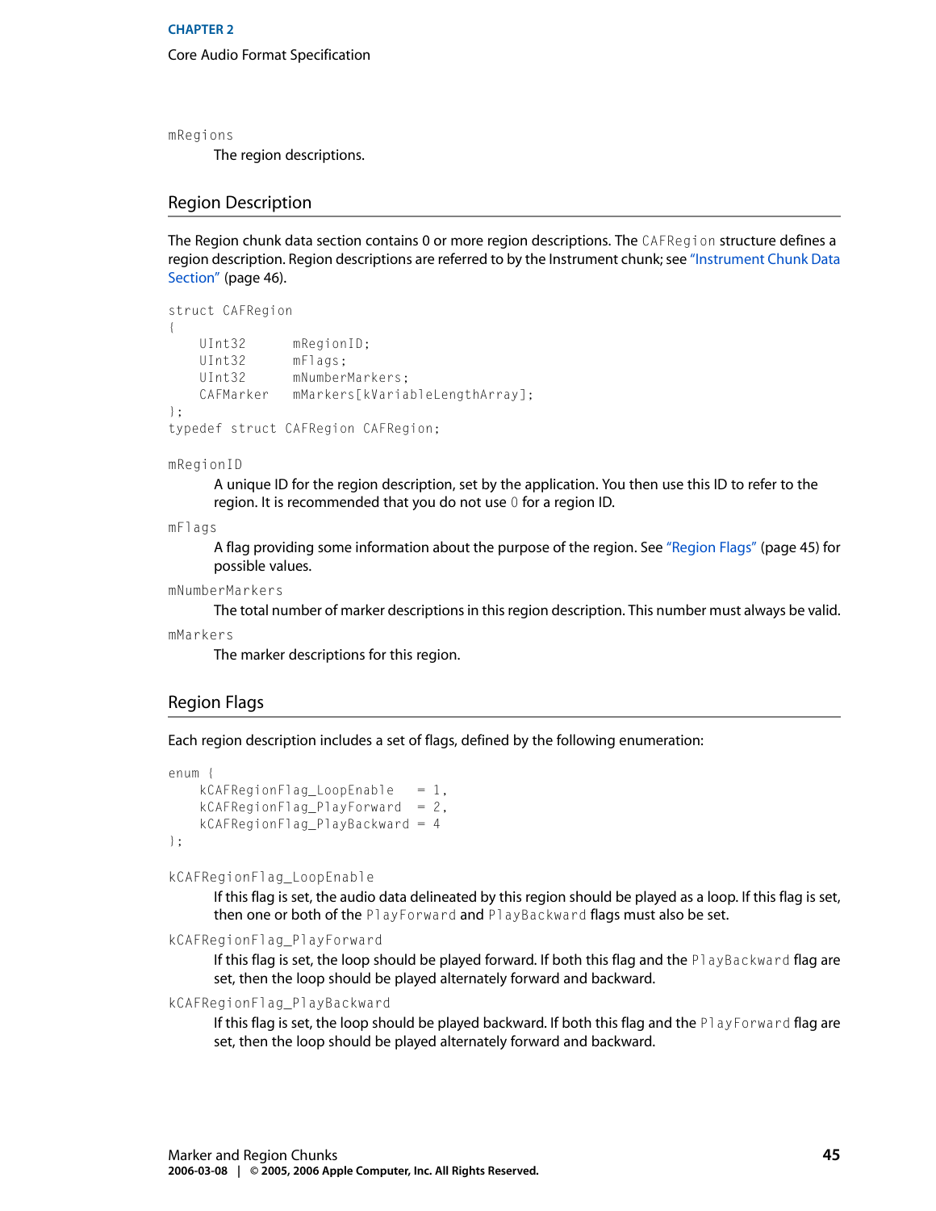`mRegions`

The region descriptions.

## Region Description

The Region chunk data section contains 0 or more region descriptions. The `CAFRegion` structure defines a region description. Region descriptions are referred to by the Instrument chunk; see "Instrument Chunk Data Section" (page 46).

```
struct CAFRegion
{
    UInt32      mRegionID;
    UInt32      mFlags;
    UInt32      mNumberMarkers;
    CAFMarker   mMarkers[kVariableLengthArray];
};
typedef struct CAFRegion CAFRegion;
```

`mRegionID`

A unique ID for the region description, set by the application. You then use this ID to refer to the region. It is recommended that you do not use `0` for a region ID.

`mFlags`

A flag providing some information about the purpose of the region. See "Region Flags" (page 45) for possible values.

`mNumberMarkers`

The total number of marker descriptions in this region description. This number must always be valid.

`mMarkers`

The marker descriptions for this region.

## Region Flags

Each region description includes a set of flags, defined by the following enumeration:

```
enum {
    kCAFRegionFlag_LoopEnable   = 1,
    kCAFRegionFlag_PlayForward  = 2,
    kCAFRegionFlag_PlayBackward = 4
};
```

`kCAFRegionFlag_LoopEnable`

If this flag is set, the audio data delineated by this region should be played as a loop. If this flag is set, then one or both of the `PlayForward` and `PlayBackward` flags must also be set.

`kCAFRegionFlag_PlayForward`

If this flag is set, the loop should be played forward. If both this flag and the `PlayBackward` flag are set, then the loop should be played alternately forward and backward.

`kCAFRegionFlag_PlayBackward`

If this flag is set, the loop should be played backward. If both this flag and the `PlayForward` flag are set, then the loop should be played alternately forward and backward.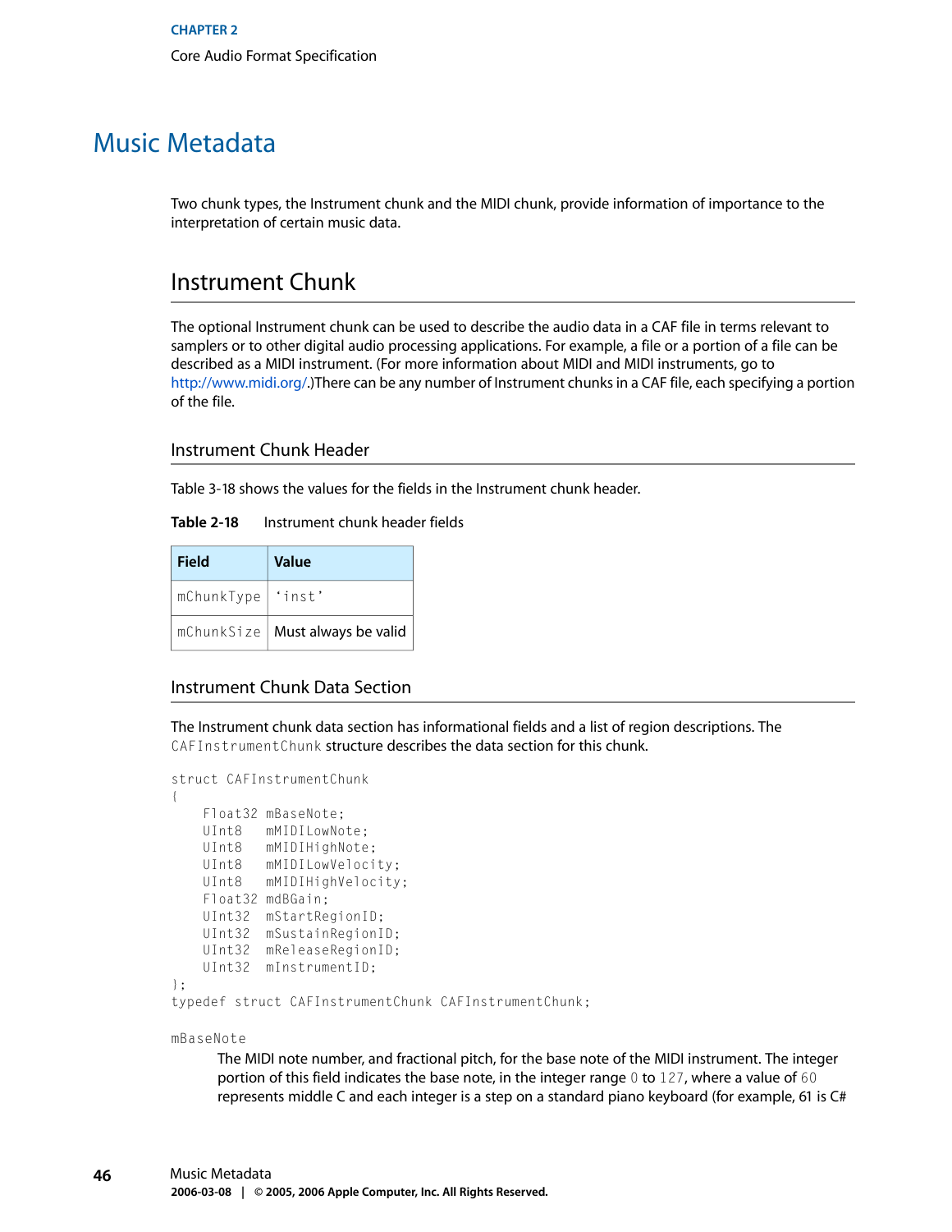# Music Metadata

Two chunk types, the Instrument chunk and the MIDI chunk, provide information of importance to the interpretation of certain music data.

## Instrument Chunk

The optional Instrument chunk can be used to describe the audio data in a CAF file in terms relevant to samplers or to other digital audio processing applications. For example, a file or a portion of a file can be described as a MIDI instrument. (For more information about MIDI and MIDI instruments, go to http://www.midi.org/.)There can be any number of Instrument chunks in a CAF file, each specifying a portion of the file.

### Instrument Chunk Header

Table 3-18 shows the values for the fields in the Instrument chunk header.

**Table 2-18** Instrument chunk header fields

| Field | Value |
| --- | --- |
| mChunkType | 'inst' |
| mChunkSize | Must always be valid |

### Instrument Chunk Data Section

The Instrument chunk data section has informational fields and a list of region descriptions. The `CAFInstrumentChunk` structure describes the data section for this chunk.

```
struct CAFInstrumentChunk
{
    Float32 mBaseNote;
    UInt8   mMIDILowNote;
    UInt8   mMIDIHighNote;
    UInt8   mMIDILowVelocity;
    UInt8   mMIDIHighVelocity;
    Float32 mdBGain;
    UInt32  mStartRegionID;
    UInt32  mSustainRegionID;
    UInt32  mReleaseRegionID;
    UInt32  mInstrumentID;
};
typedef struct CAFInstrumentChunk CAFInstrumentChunk;
```

`mBaseNote`

The MIDI note number, and fractional pitch, for the base note of the MIDI instrument. The integer portion of this field indicates the base note, in the integer range `0` to `127`, where a value of `60` represents middle C and each integer is a step on a standard piano keyboard (for example, 61 is C#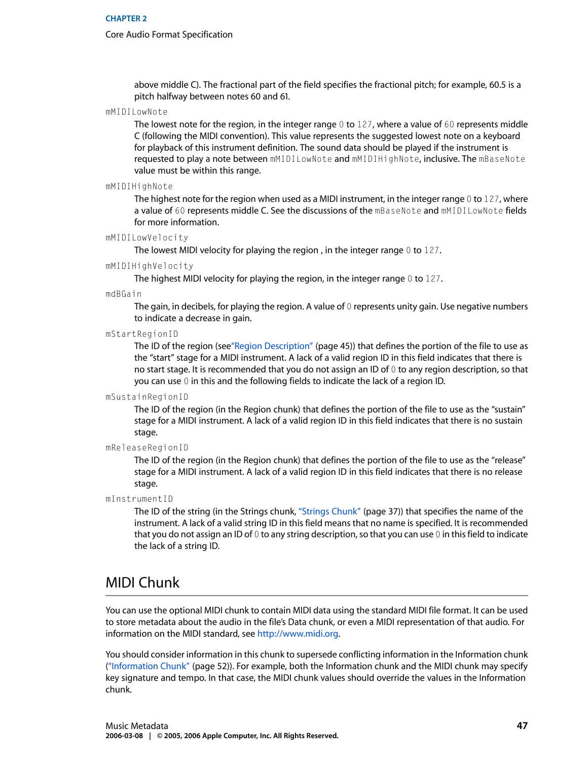above middle C). The fractional part of the field specifies the fractional pitch; for example, 60.5 is a pitch halfway between notes 60 and 61.

`mMIDILowNote`
: The lowest note for the region, in the integer range `0` to `127`, where a value of `60` represents middle C (following the MIDI convention). This value represents the suggested lowest note on a keyboard for playback of this instrument definition. The sound data should be played if the instrument is requested to play a note between `mMIDILowNote` and `mMIDIHighNote`, inclusive. The `mBaseNote` value must be within this range.

`mMIDIHighNote`
: The highest note for the region when used as a MIDI instrument, in the integer range `0` to `127`, where a value of `60` represents middle C. See the discussions of the `mBaseNote` and `mMIDILowNote` fields for more information.

`mMIDILowVelocity`
: The lowest MIDI velocity for playing the region , in the integer range `0` to `127`.

`mMIDIHighVelocity`
: The highest MIDI velocity for playing the region, in the integer range `0` to `127`.

`mdBGain`
: The gain, in decibels, for playing the region. A value of `0` represents unity gain. Use negative numbers to indicate a decrease in gain.

`mStartRegionID`
: The ID of the region (see"Region Description" (page 45)) that defines the portion of the file to use as the "start" stage for a MIDI instrument. A lack of a valid region ID in this field indicates that there is no start stage. It is recommended that you do not assign an ID of `0` to any region description, so that you can use `0` in this and the following fields to indicate the lack of a region ID.

`mSustainRegionID`
: The ID of the region (in the Region chunk) that defines the portion of the file to use as the "sustain" stage for a MIDI instrument. A lack of a valid region ID in this field indicates that there is no sustain stage.

`mReleaseRegionID`
: The ID of the region (in the Region chunk) that defines the portion of the file to use as the "release" stage for a MIDI instrument. A lack of a valid region ID in this field indicates that there is no release stage.

`mInstrumentID`
: The ID of the string (in the Strings chunk, "Strings Chunk" (page 37)) that specifies the name of the instrument. A lack of a valid string ID in this field means that no name is specified. It is recommended that you do not assign an ID of `0` to any string description, so that you can use `0` in this field to indicate the lack of a string ID.

## MIDI Chunk

You can use the optional MIDI chunk to contain MIDI data using the standard MIDI file format. It can be used to store metadata about the audio in the file's Data chunk, or even a MIDI representation of that audio. For information on the MIDI standard, see http://www.midi.org.

You should consider information in this chunk to supersede conflicting information in the Information chunk ("Information Chunk" (page 52)). For example, both the Information chunk and the MIDI chunk may specify key signature and tempo. In that case, the MIDI chunk values should override the values in the Information chunk.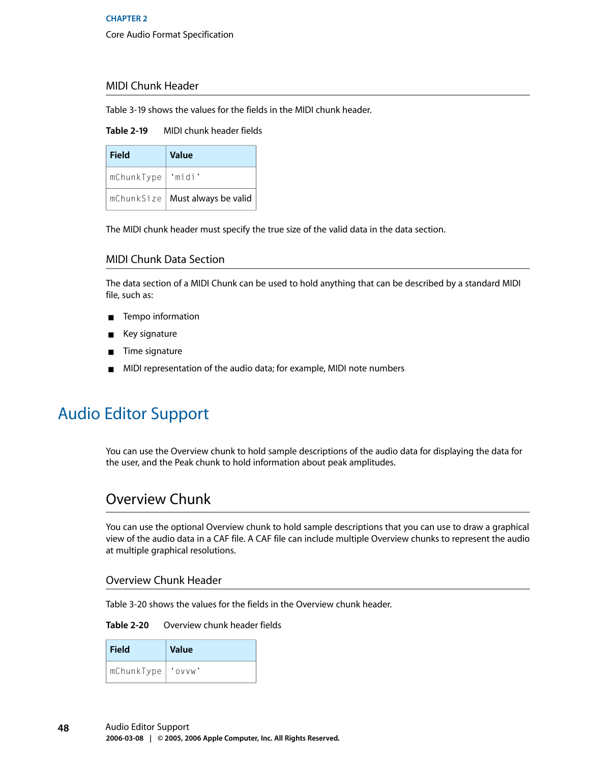### MIDI Chunk Header

Table 3-19 shows the values for the fields in the MIDI chunk header.

**Table 2-19** MIDI chunk header fields

| Field | Value |
|---|---|
| `mChunkType` | `'midi'` |
| `mChunkSize` | Must always be valid |

The MIDI chunk header must specify the true size of the valid data in the data section.

### MIDI Chunk Data Section

The data section of a MIDI Chunk can be used to hold anything that can be described by a standard MIDI file, such as:

- Tempo information
- Key signature
- Time signature
- MIDI representation of the audio data; for example, MIDI note numbers

# Audio Editor Support

You can use the Overview chunk to hold sample descriptions of the audio data for displaying the data for the user, and the Peak chunk to hold information about peak amplitudes.

## Overview Chunk

You can use the optional Overview chunk to hold sample descriptions that you can use to draw a graphical view of the audio data in a CAF file. A CAF file can include multiple Overview chunks to represent the audio at multiple graphical resolutions.

### Overview Chunk Header

Table 3-20 shows the values for the fields in the Overview chunk header.

**Table 2-20** Overview chunk header fields

| Field | Value |
|---|---|
| `mChunkType` | `'ovvw'` |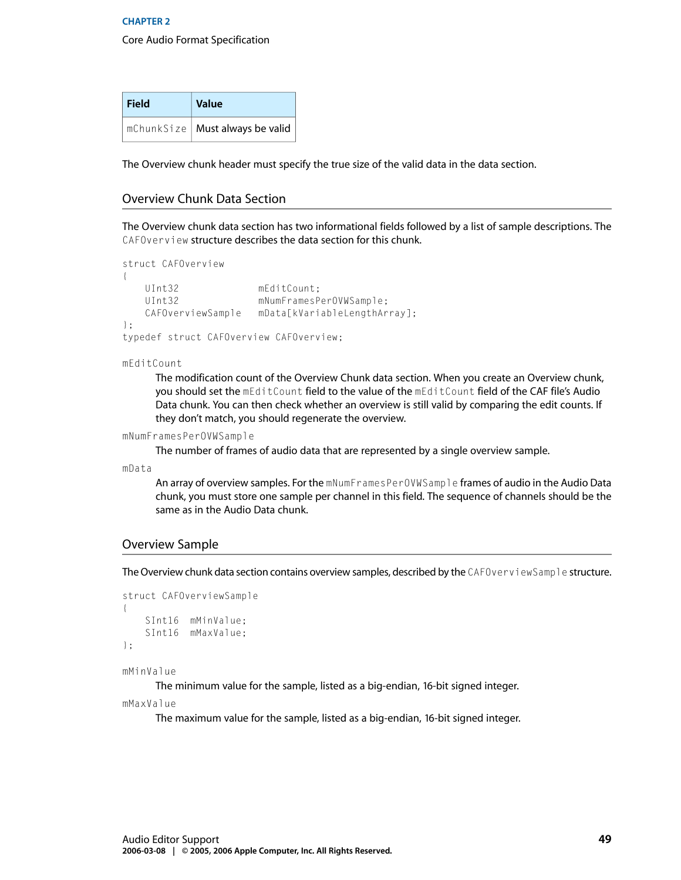| Field | Value |
| --- | --- |
| `mChunkSize` | Must always be valid |

The Overview chunk header must specify the true size of the valid data in the data section.

## Overview Chunk Data Section

The Overview chunk data section has two informational fields followed by a list of sample descriptions. The `CAFOverview` structure describes the data section for this chunk.

```
struct CAFOverview
{
    UInt32              mEditCount;
    UInt32              mNumFramesPerOVWSample;
    CAFOverviewSample   mData[kVariableLengthArray];
};
typedef struct CAFOverview CAFOverview;
```

`mEditCount`

The modification count of the Overview Chunk data section. When you create an Overview chunk, you should set the `mEditCount` field to the value of the `mEditCount` field of the CAF file's Audio Data chunk. You can then check whether an overview is still valid by comparing the edit counts. If they don't match, you should regenerate the overview.

`mNumFramesPerOVWSample`

The number of frames of audio data that are represented by a single overview sample.

`mData`

An array of overview samples. For the `mNumFramesPerOVWSample` frames of audio in the Audio Data chunk, you must store one sample per channel in this field. The sequence of channels should be the same as in the Audio Data chunk.

## Overview Sample

The Overview chunk data section contains overview samples, described by the `CAFOverviewSample` structure.

```
struct CAFOverviewSample
{
    SInt16  mMinValue;
    SInt16  mMaxValue;
};
```

`mMinValue`

The minimum value for the sample, listed as a big-endian, 16-bit signed integer.

`mMaxValue`

The maximum value for the sample, listed as a big-endian, 16-bit signed integer.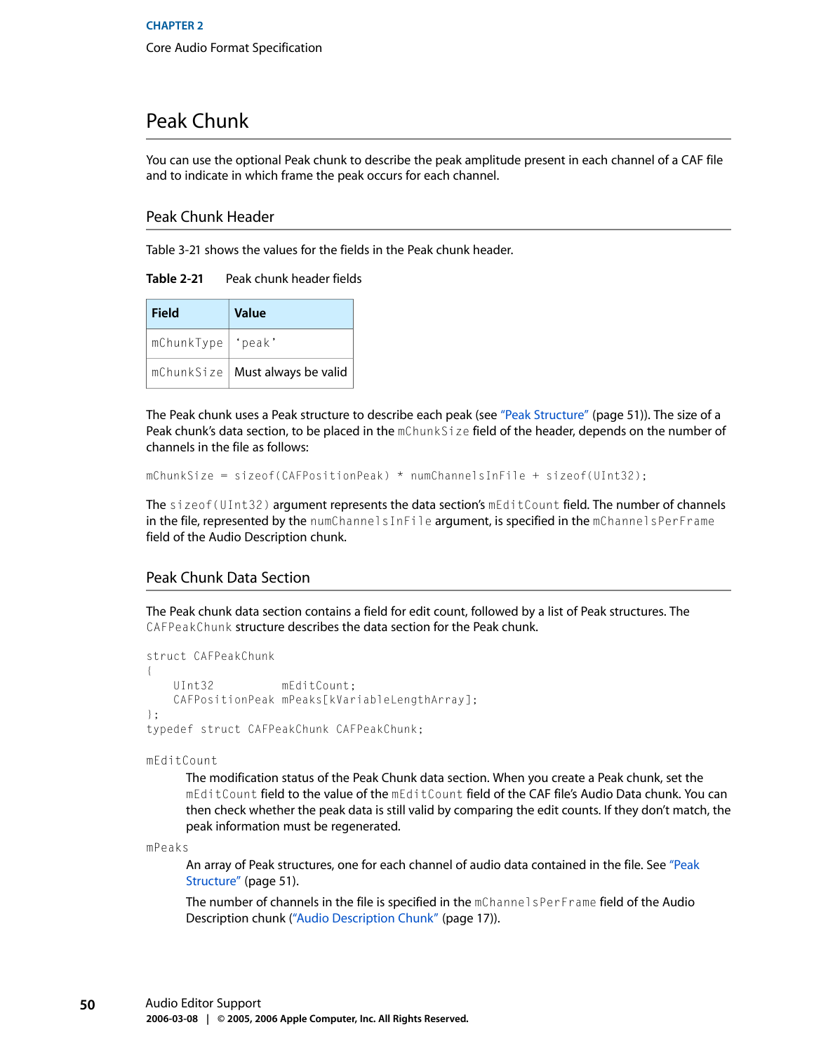## Peak Chunk

You can use the optional Peak chunk to describe the peak amplitude present in each channel of a CAF file and to indicate in which frame the peak occurs for each channel.

### Peak Chunk Header

Table 3-21 shows the values for the fields in the Peak chunk header.

**Table 2-21** Peak chunk header fields

| Field | Value |
|---|---|
| `mChunkType` | `'peak'` |
| `mChunkSize` | Must always be valid |

The Peak chunk uses a Peak structure to describe each peak (see "Peak Structure" (page 51)). The size of a Peak chunk's data section, to be placed in the `mChunkSize` field of the header, depends on the number of channels in the file as follows:

```
mChunkSize = sizeof(CAFPositionPeak) * numChannelsInFile + sizeof(UInt32);
```

The `sizeof(UInt32)` argument represents the data section's `mEditCount` field. The number of channels in the file, represented by the `numChannelsInFile` argument, is specified in the `mChannelsPerFrame` field of the Audio Description chunk.

### Peak Chunk Data Section

The Peak chunk data section contains a field for edit count, followed by a list of Peak structures. The `CAFPeakChunk` structure describes the data section for the Peak chunk.

```
struct CAFPeakChunk
{
    UInt32          mEditCount;
    CAFPositionPeak mPeaks[kVariableLengthArray];
};
typedef struct CAFPeakChunk CAFPeakChunk;
```

`mEditCount`

The modification status of the Peak Chunk data section. When you create a Peak chunk, set the `mEditCount` field to the value of the `mEditCount` field of the CAF file's Audio Data chunk. You can then check whether the peak data is still valid by comparing the edit counts. If they don't match, the peak information must be regenerated.

`mPeaks`

An array of Peak structures, one for each channel of audio data contained in the file. See "Peak Structure" (page 51).

The number of channels in the file is specified in the `mChannelsPerFrame` field of the Audio Description chunk ("Audio Description Chunk" (page 17)).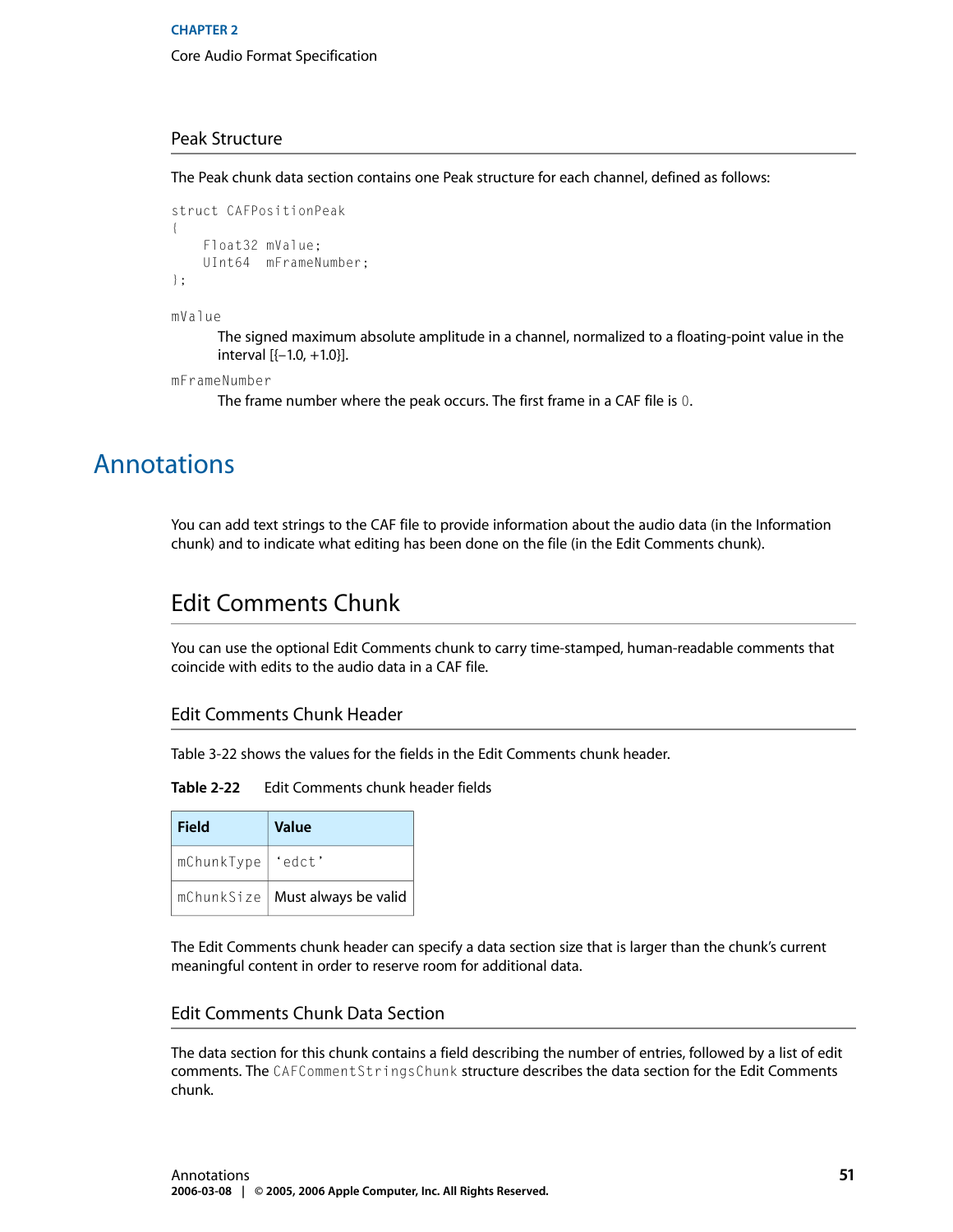### Peak Structure

The Peak chunk data section contains one Peak structure for each channel, defined as follows:

```
struct CAFPositionPeak
{
    Float32 mValue;
    UInt64  mFrameNumber;
};
```

`mValue`

The signed maximum absolute amplitude in a channel, normalized to a floating-point value in the interval [{–1.0, +1.0}].

`mFrameNumber`

The frame number where the peak occurs. The first frame in a CAF file is `0`.

# Annotations

You can add text strings to the CAF file to provide information about the audio data (in the Information chunk) and to indicate what editing has been done on the file (in the Edit Comments chunk).

## Edit Comments Chunk

You can use the optional Edit Comments chunk to carry time-stamped, human-readable comments that coincide with edits to the audio data in a CAF file.

### Edit Comments Chunk Header

Table 3-22 shows the values for the fields in the Edit Comments chunk header.

**Table 2-22** Edit Comments chunk header fields

| Field | Value |
| --- | --- |
| `mChunkType` | `'edct'` |
| `mChunkSize` | Must always be valid |

The Edit Comments chunk header can specify a data section size that is larger than the chunk's current meaningful content in order to reserve room for additional data.

### Edit Comments Chunk Data Section

The data section for this chunk contains a field describing the number of entries, followed by a list of edit comments. The `CAFCommentStringsChunk` structure describes the data section for the Edit Comments chunk.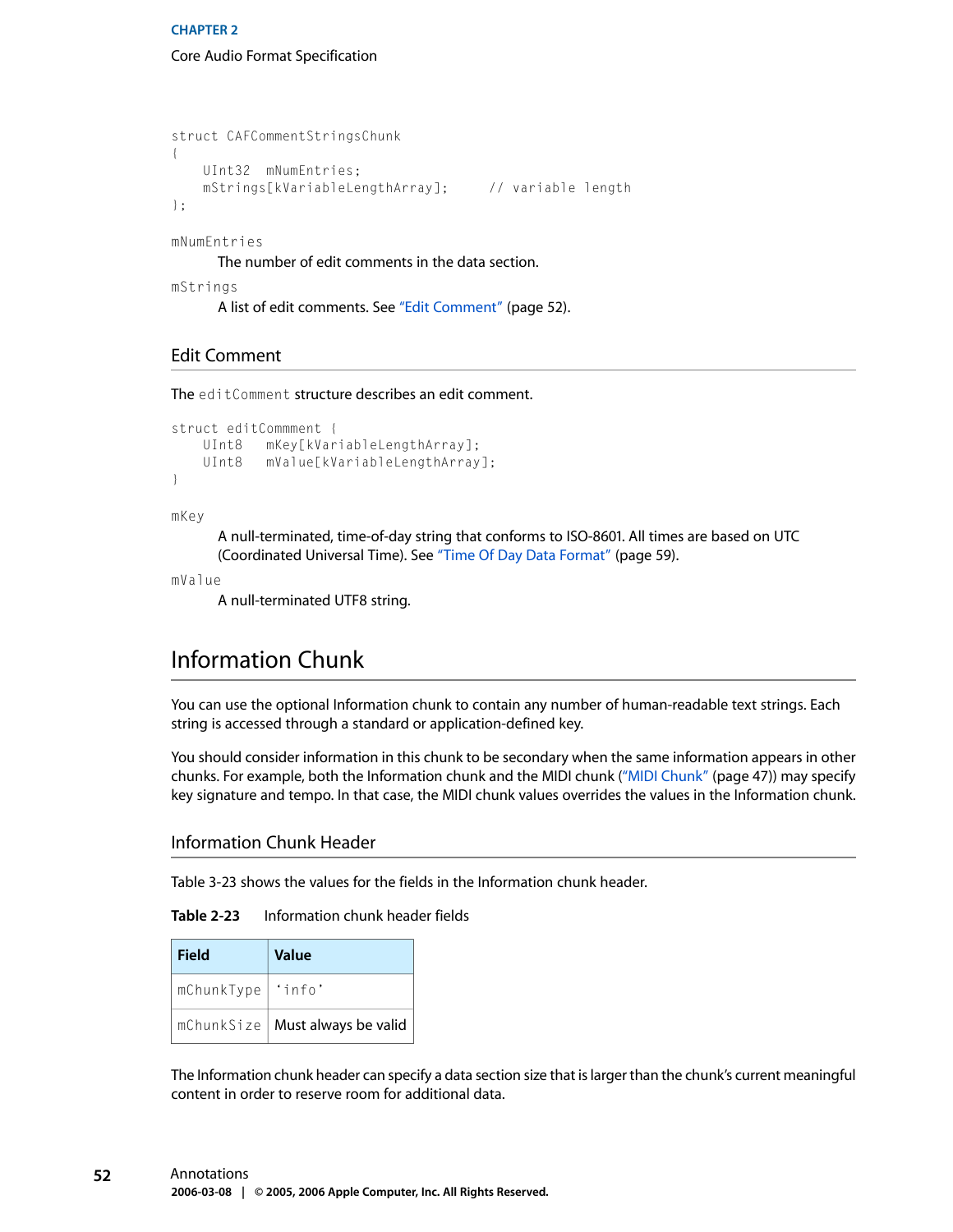```
struct CAFCommentStringsChunk
{
    UInt32  mNumEntries;
    mStrings[kVariableLengthArray];     // variable length
};
```

`mNumEntries`
: The number of edit comments in the data section.

`mStrings`
: A list of edit comments. See "Edit Comment" (page 52).

### Edit Comment

The `editComment` structure describes an edit comment.

```
struct editComment {
    UInt8   mKey[kVariableLengthArray];
    UInt8   mValue[kVariableLengthArray];
}
```

`mKey`
: A null-terminated, time-of-day string that conforms to ISO-8601. All times are based on UTC (Coordinated Universal Time). See "Time Of Day Data Format" (page 59).

`mValue`
: A null-terminated UTF8 string.

## Information Chunk

You can use the optional Information chunk to contain any number of human-readable text strings. Each string is accessed through a standard or application-defined key.

You should consider information in this chunk to be secondary when the same information appears in other chunks. For example, both the Information chunk and the MIDI chunk ("MIDI Chunk" (page 47)) may specify key signature and tempo. In that case, the MIDI chunk values overrides the values in the Information chunk.

### Information Chunk Header

Table 3-23 shows the values for the fields in the Information chunk header.

**Table 2-23** Information chunk header fields

| Field | Value |
| --- | --- |
| `mChunkType` | 'info' |
| `mChunkSize` | Must always be valid |

The Information chunk header can specify a data section size that is larger than the chunk's current meaningful content in order to reserve room for additional data.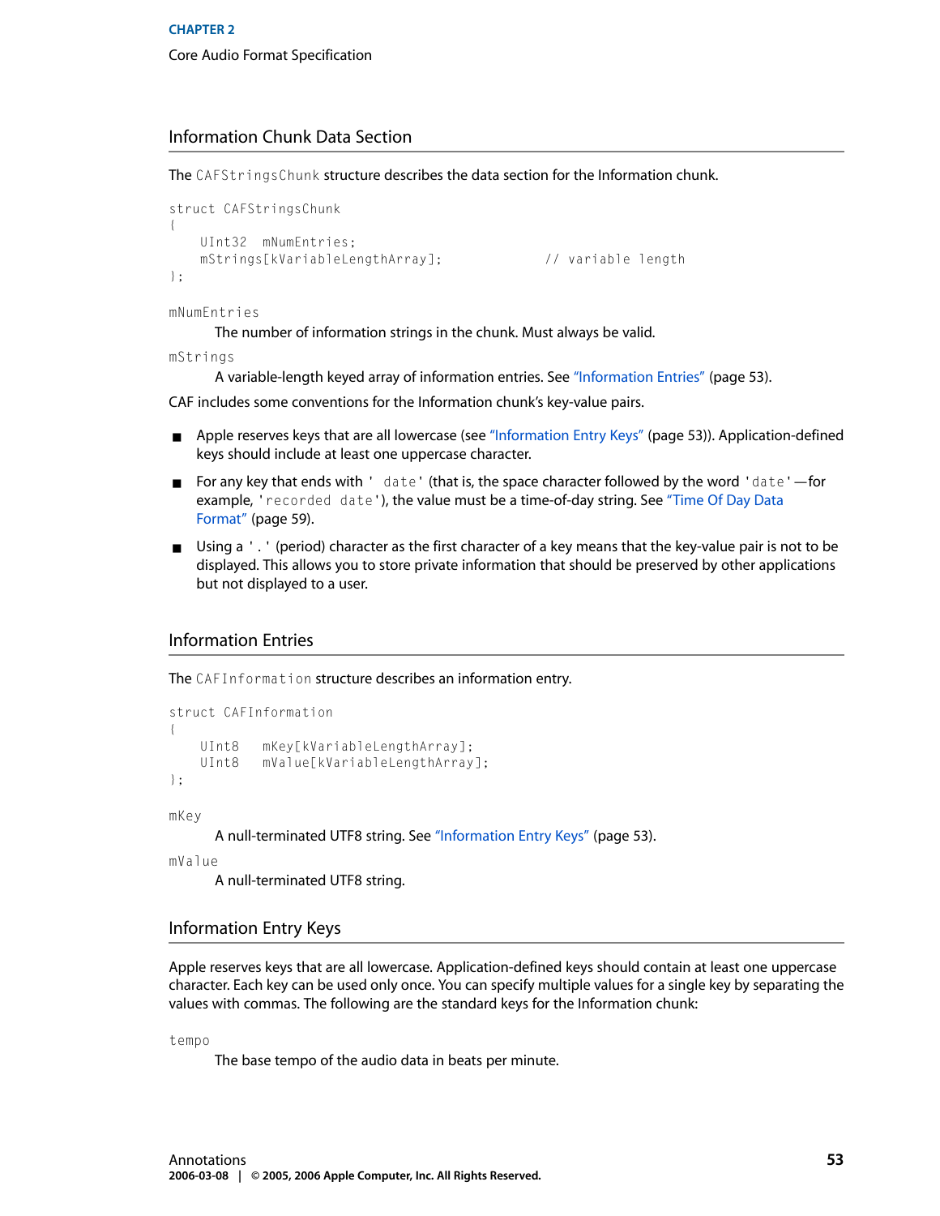## Information Chunk Data Section

The `CAFStringsChunk` structure describes the data section for the Information chunk.

```
struct CAFStringsChunk
{
    UInt32  mNumEntries;
    mStrings[kVariableLengthArray];             // variable length
};
```

`mNumEntries`

The number of information strings in the chunk. Must always be valid.

`mStrings`

A variable-length keyed array of information entries. See "Information Entries" (page 53).

CAF includes some conventions for the Information chunk's key-value pairs.

- Apple reserves keys that are all lowercase (see "Information Entry Keys" (page 53)). Application-defined keys should include at least one uppercase character.
- For any key that ends with `' date'` (that is, the space character followed by the word `'date'`—for example, `'recorded date'`), the value must be a time-of-day string. See "Time Of Day Data Format" (page 59).
- Using a `'.'` (period) character as the first character of a key means that the key-value pair is not to be displayed. This allows you to store private information that should be preserved by other applications but not displayed to a user.

## Information Entries

The `CAFInformation` structure describes an information entry.

```
struct CAFInformation
{
    UInt8   mKey[kVariableLengthArray];
    UInt8   mValue[kVariableLengthArray];
};
```

`mKey`

A null-terminated UTF8 string. See "Information Entry Keys" (page 53).

`mValue`

A null-terminated UTF8 string.

## Information Entry Keys

Apple reserves keys that are all lowercase. Application-defined keys should contain at least one uppercase character. Each key can be used only once. You can specify multiple values for a single key by separating the values with commas. The following are the standard keys for the Information chunk:

`tempo`

The base tempo of the audio data in beats per minute.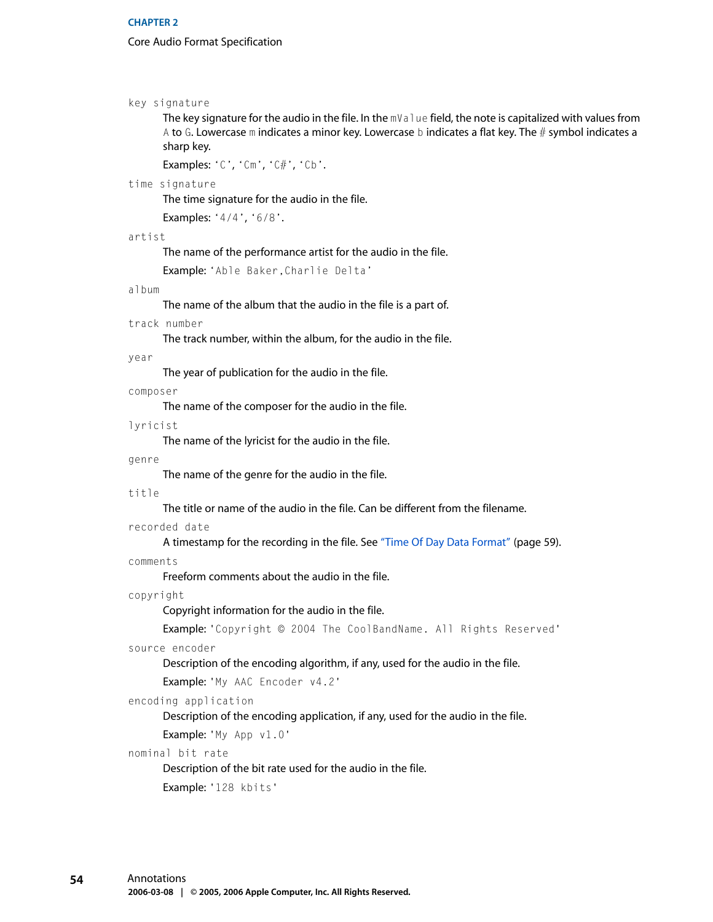`key signature`
: The key signature for the audio in the file. In the `mValue` field, the note is capitalized with values from `A` to `G`. Lowercase `m` indicates a minor key. Lowercase `b` indicates a flat key. The `#` symbol indicates a sharp key.

  Examples: ‘`C`’, ‘`Cm`’, ‘`C#`’, ‘`Cb`’.

`time signature`
: The time signature for the audio in the file.

  Examples: ‘`4/4`’, ‘`6/8`’.

`artist`
: The name of the performance artist for the audio in the file.

  Example: ‘`Able Baker,Charlie Delta`’

`album`
: The name of the album that the audio in the file is a part of.

`track number`
: The track number, within the album, for the audio in the file.

`year`
: The year of publication for the audio in the file.

`composer`
: The name of the composer for the audio in the file.

`lyricist`
: The name of the lyricist for the audio in the file.

`genre`
: The name of the genre for the audio in the file.

`title`
: The title or name of the audio in the file. Can be different from the filename.

`recorded date`
: A timestamp for the recording in the file. See “Time Of Day Data Format” (page 59).

`comments`
: Freeform comments about the audio in the file.

`copyright`
: Copyright information for the audio in the file.

  Example: '`Copyright © 2004 The CoolBandName. All Rights Reserved`'

`source encoder`
: Description of the encoding algorithm, if any, used for the audio in the file.

  Example: '`My AAC Encoder v4.2`'

`encoding application`
: Description of the encoding application, if any, used for the audio in the file.

  Example: '`My App v1.0`'

`nominal bit rate`
: Description of the bit rate used for the audio in the file.

  Example: '`128 kbits`'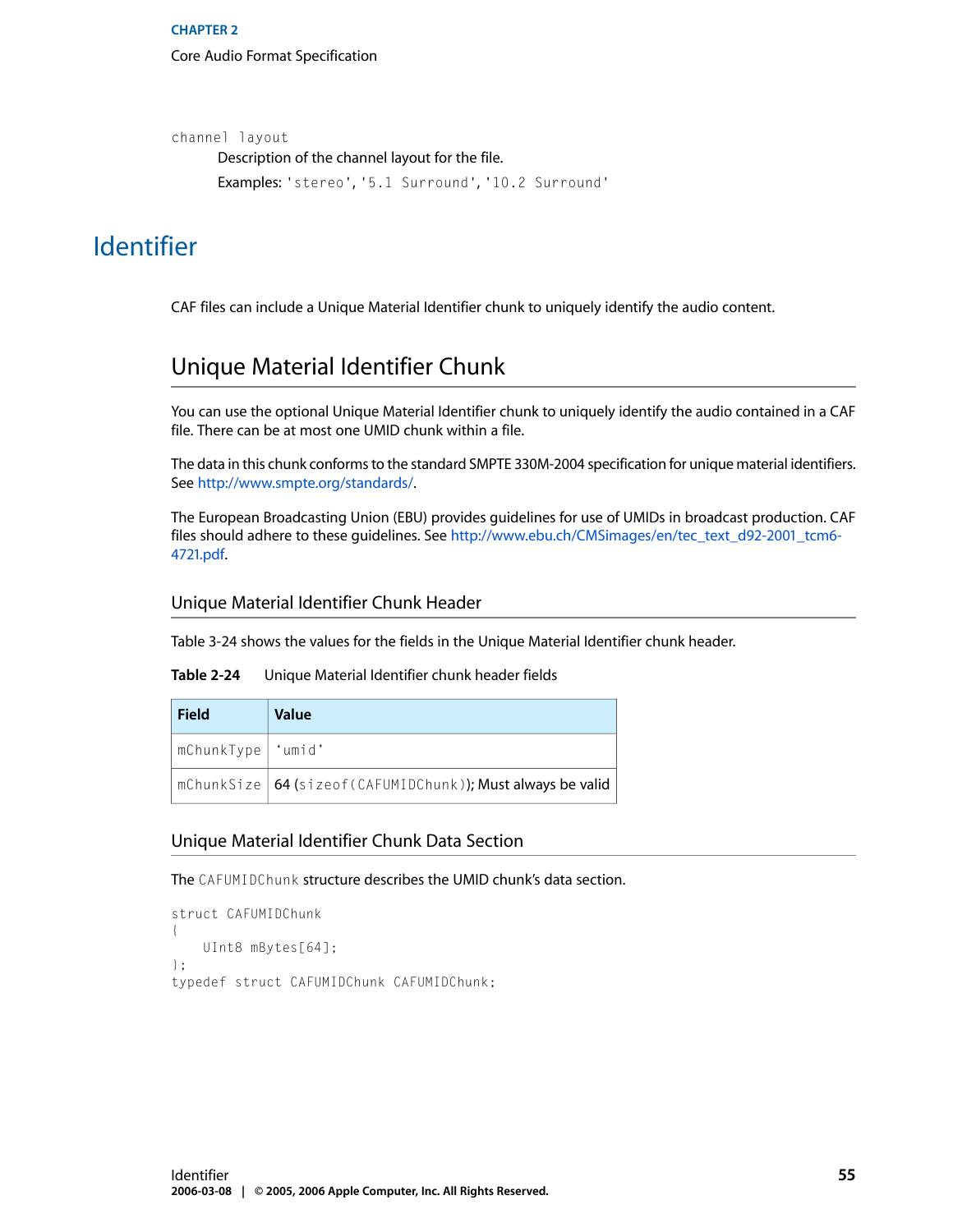channel layout

Description of the channel layout for the file.

Examples: 'stereo', '5.1 Surround', '10.2 Surround'

# Identifier

CAF files can include a Unique Material Identifier chunk to uniquely identify the audio content.

## Unique Material Identifier Chunk

You can use the optional Unique Material Identifier chunk to uniquely identify the audio contained in a CAF file. There can be at most one UMID chunk within a file.

The data in this chunk conforms to the standard SMPTE 330M-2004 specification for unique material identifiers. See http://www.smpte.org/standards/.

The European Broadcasting Union (EBU) provides guidelines for use of UMIDs in broadcast production. CAF files should adhere to these guidelines. See http://www.ebu.ch/CMSimages/en/tec_text_d92-2001_tcm6-4721.pdf.

### Unique Material Identifier Chunk Header

Table 3-24 shows the values for the fields in the Unique Material Identifier chunk header.

**Table 2-24** Unique Material Identifier chunk header fields

| Field | Value |
| --- | --- |
| mChunkType | 'umid' |
| mChunkSize | 64 (sizeof(CAFUMIDChunk)); Must always be valid |

### Unique Material Identifier Chunk Data Section

The CAFUMIDChunk structure describes the UMID chunk's data section.

```
struct CAFUMIDChunk
{
    UInt8 mBytes[64];
};
typedef struct CAFUMIDChunk CAFUMIDChunk;
```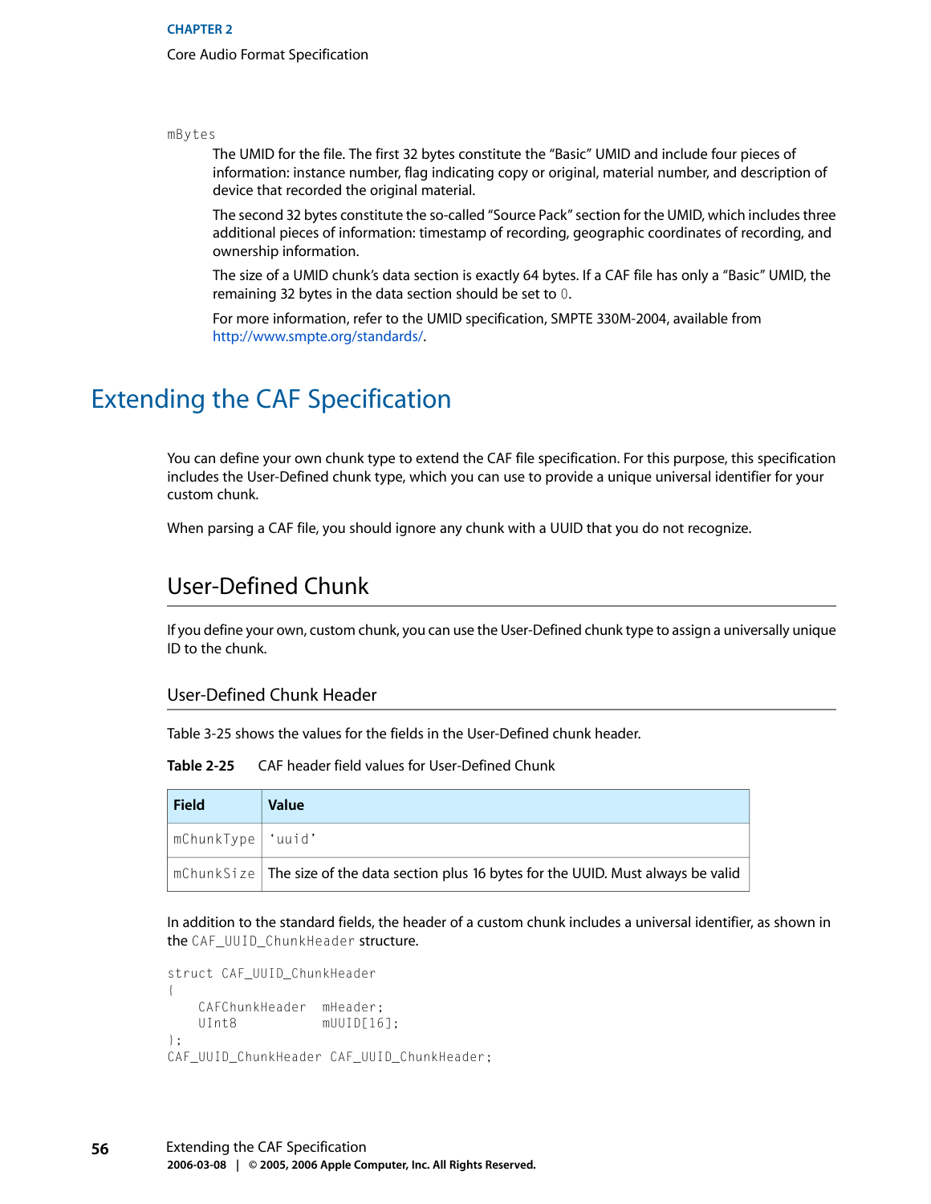mBytes

The UMID for the file. The first 32 bytes constitute the “Basic” UMID and include four pieces of information: instance number, flag indicating copy or original, material number, and description of device that recorded the original material.

The second 32 bytes constitute the so-called “Source Pack” section for the UMID, which includes three additional pieces of information: timestamp of recording, geographic coordinates of recording, and ownership information.

The size of a UMID chunk’s data section is exactly 64 bytes. If a CAF file has only a “Basic” UMID, the remaining 32 bytes in the data section should be set to `0`.

For more information, refer to the UMID specification, SMPTE 330M-2004, available from http://www.smpte.org/standards/.

# Extending the CAF Specification

You can define your own chunk type to extend the CAF file specification. For this purpose, this specification includes the User-Defined chunk type, which you can use to provide a unique universal identifier for your custom chunk.

When parsing a CAF file, you should ignore any chunk with a UUID that you do not recognize.

## User-Defined Chunk

If you define your own, custom chunk, you can use the User-Defined chunk type to assign a universally unique ID to the chunk.

### User-Defined Chunk Header

Table 3-25 shows the values for the fields in the User-Defined chunk header.

**Table 2-25** CAF header field values for User-Defined Chunk

| Field | Value |
| --- | --- |
| `mChunkType` | `'uuid'` |
| `mChunkSize` | The size of the data section plus 16 bytes for the UUID. Must always be valid |

In addition to the standard fields, the header of a custom chunk includes a universal identifier, as shown in the `CAF_UUID_ChunkHeader` structure.

```
struct CAF_UUID_ChunkHeader
{
    CAFChunkHeader  mHeader;
    UInt8           mUUID[16];
};
CAF_UUID_ChunkHeader CAF_UUID_ChunkHeader;
```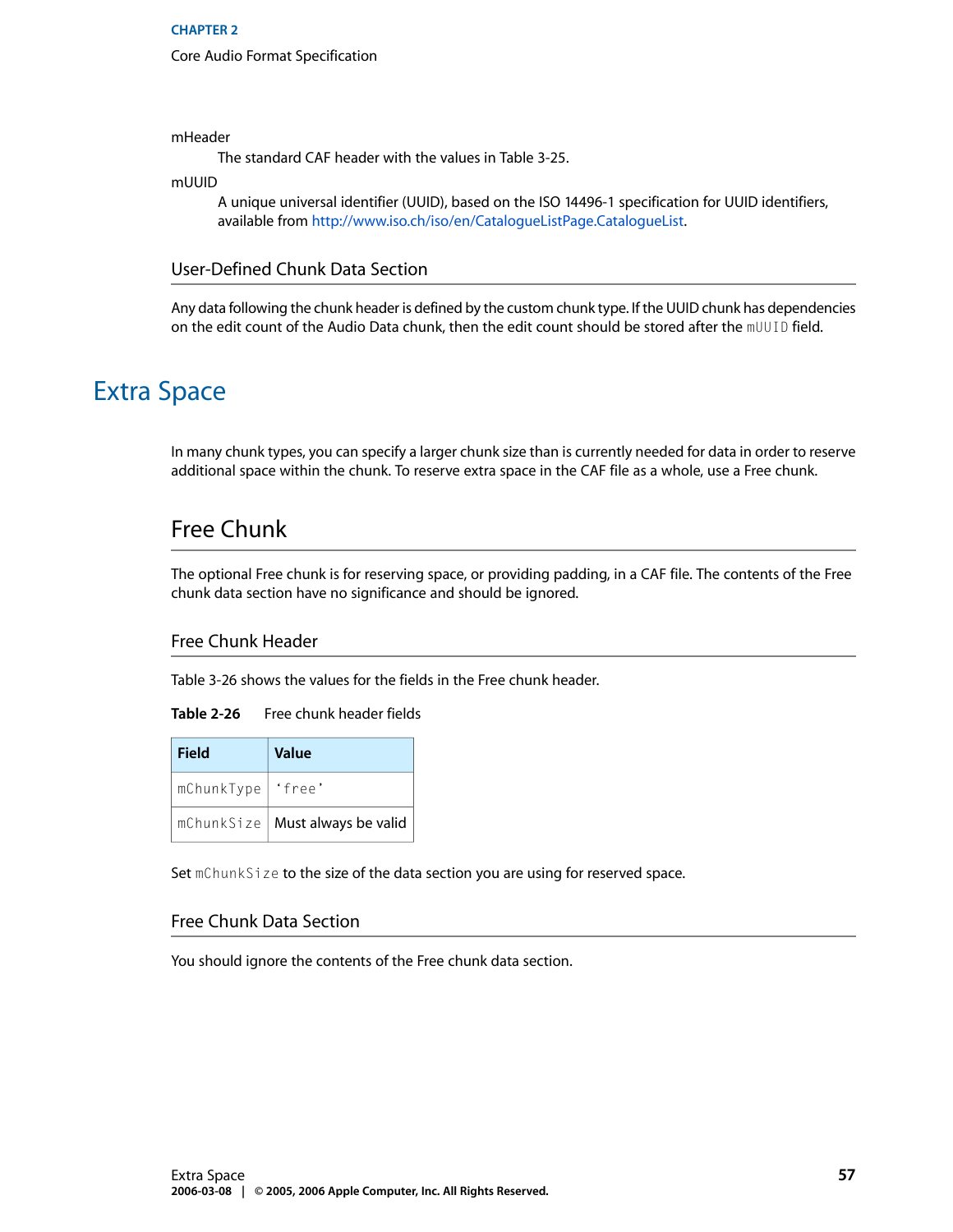mHeader

The standard CAF header with the values in Table 3-25.

mUUID

A unique universal identifier (UUID), based on the ISO 14496-1 specification for UUID identifiers, available from http://www.iso.ch/iso/en/CatalogueListPage.CatalogueList.

### User-Defined Chunk Data Section

Any data following the chunk header is defined by the custom chunk type. If the UUID chunk has dependencies on the edit count of the Audio Data chunk, then the edit count should be stored after the `mUUID` field.

# Extra Space

In many chunk types, you can specify a larger chunk size than is currently needed for data in order to reserve additional space within the chunk. To reserve extra space in the CAF file as a whole, use a Free chunk.

## Free Chunk

The optional Free chunk is for reserving space, or providing padding, in a CAF file. The contents of the Free chunk data section have no significance and should be ignored.

### Free Chunk Header

Table 3-26 shows the values for the fields in the Free chunk header.

**Table 2-26** Free chunk header fields

| Field | Value |
| --- | --- |
| `mChunkType` | `'free'` |
| `mChunkSize` | Must always be valid |

Set `mChunkSize` to the size of the data section you are using for reserved space.

### Free Chunk Data Section

You should ignore the contents of the Free chunk data section.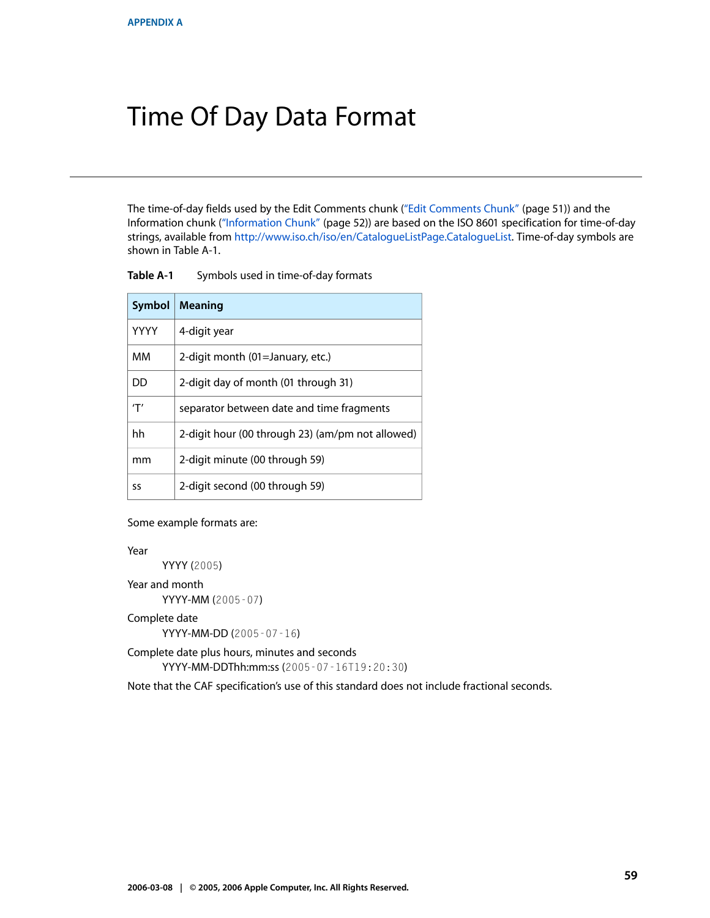APPENDIX A

# Time Of Day Data Format

The time-of-day fields used by the Edit Comments chunk ("Edit Comments Chunk" (page 51)) and the Information chunk ("Information Chunk" (page 52)) are based on the ISO 8601 specification for time-of-day strings, available from http://www.iso.ch/iso/en/CatalogueListPage.CatalogueList. Time-of-day symbols are shown in Table A-1.

**Table A-1** Symbols used in time-of-day formats

| Symbol | Meaning |
| --- | --- |
| YYYY | 4-digit year |
| MM | 2-digit month (01=January, etc.) |
| DD | 2-digit day of month (01 through 31) |
| 'T' | separator between date and time fragments |
| hh | 2-digit hour (00 through 23) (am/pm not allowed) |
| mm | 2-digit minute (00 through 59) |
| ss | 2-digit second (00 through 59) |

Some example formats are:

Year
: YYYY (`2005`)

Year and month
: YYYY-MM (`2005-07`)

Complete date
: YYYY-MM-DD (`2005-07-16`)

Complete date plus hours, minutes and seconds
: YYYY-MM-DDThh:mm:ss (`2005-07-16T19:20:30`)

Note that the CAF specification's use of this standard does not include fractional seconds.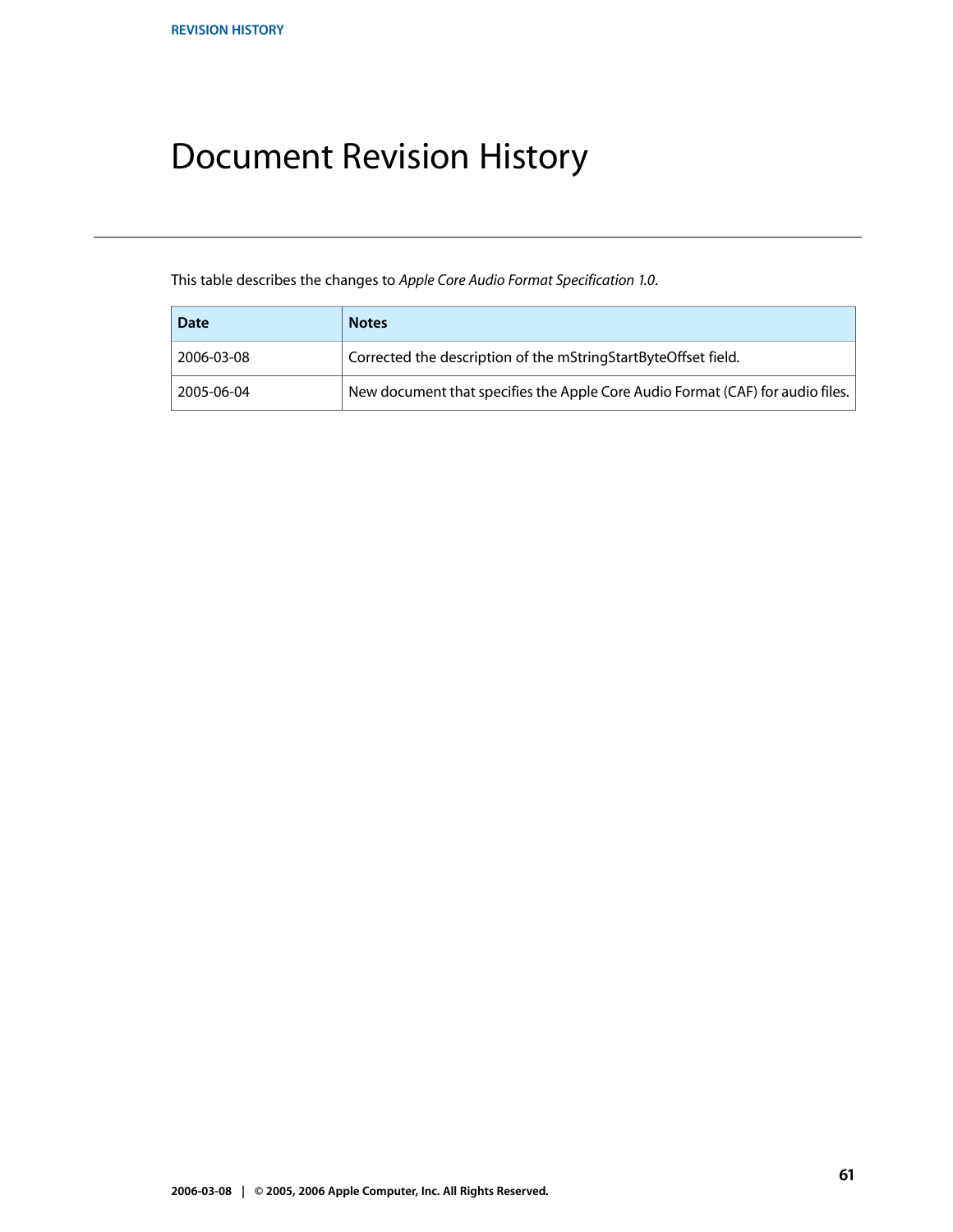# Document Revision History

This table describes the changes to *Apple Core Audio Format Specification 1.0*.

| Date | Notes |
| --- | --- |
| 2006-03-08 | Corrected the description of the mStringStartByteOffset field. |
| 2005-06-04 | New document that specifies the Apple Core Audio Format (CAF) for audio files. |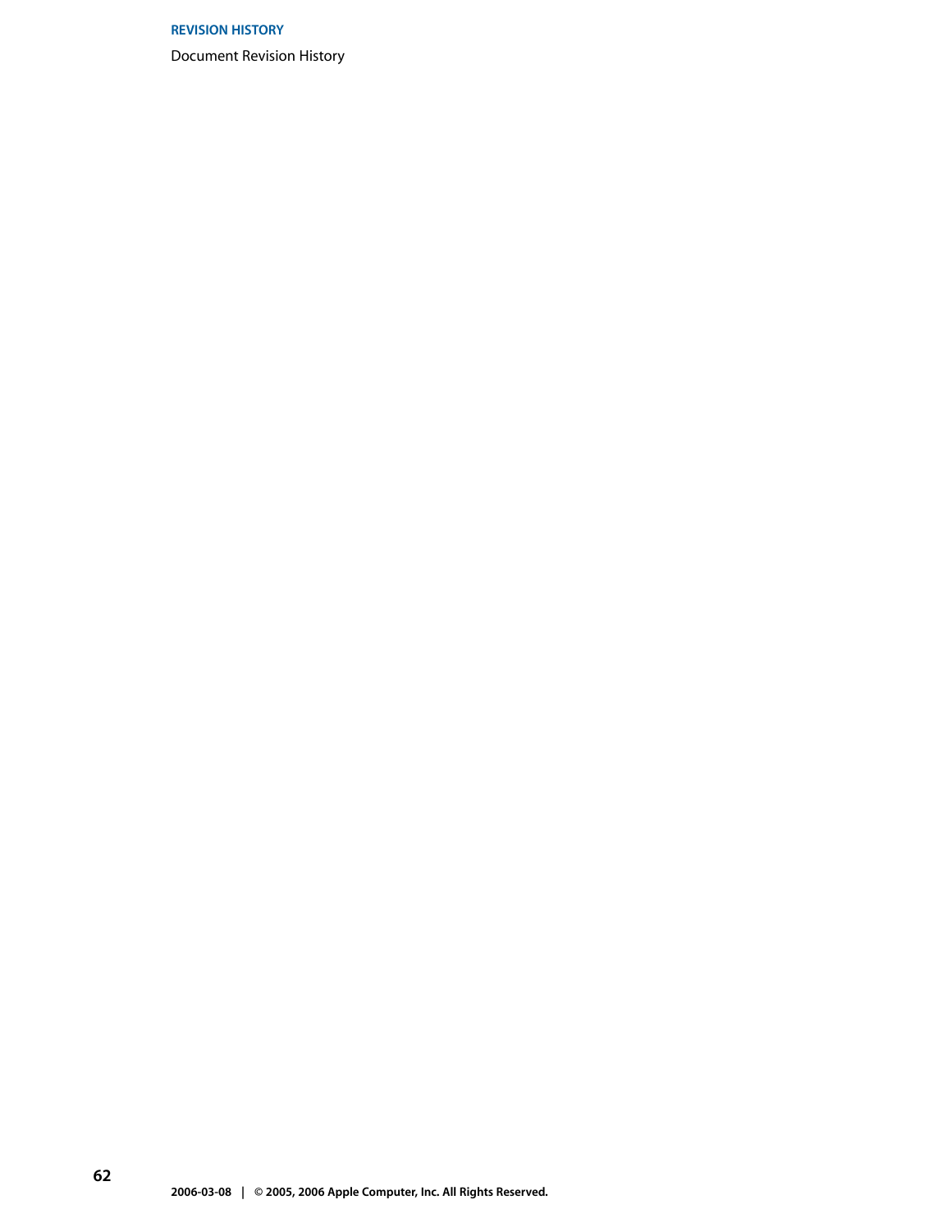REVISION HISTORY

Document Revision History